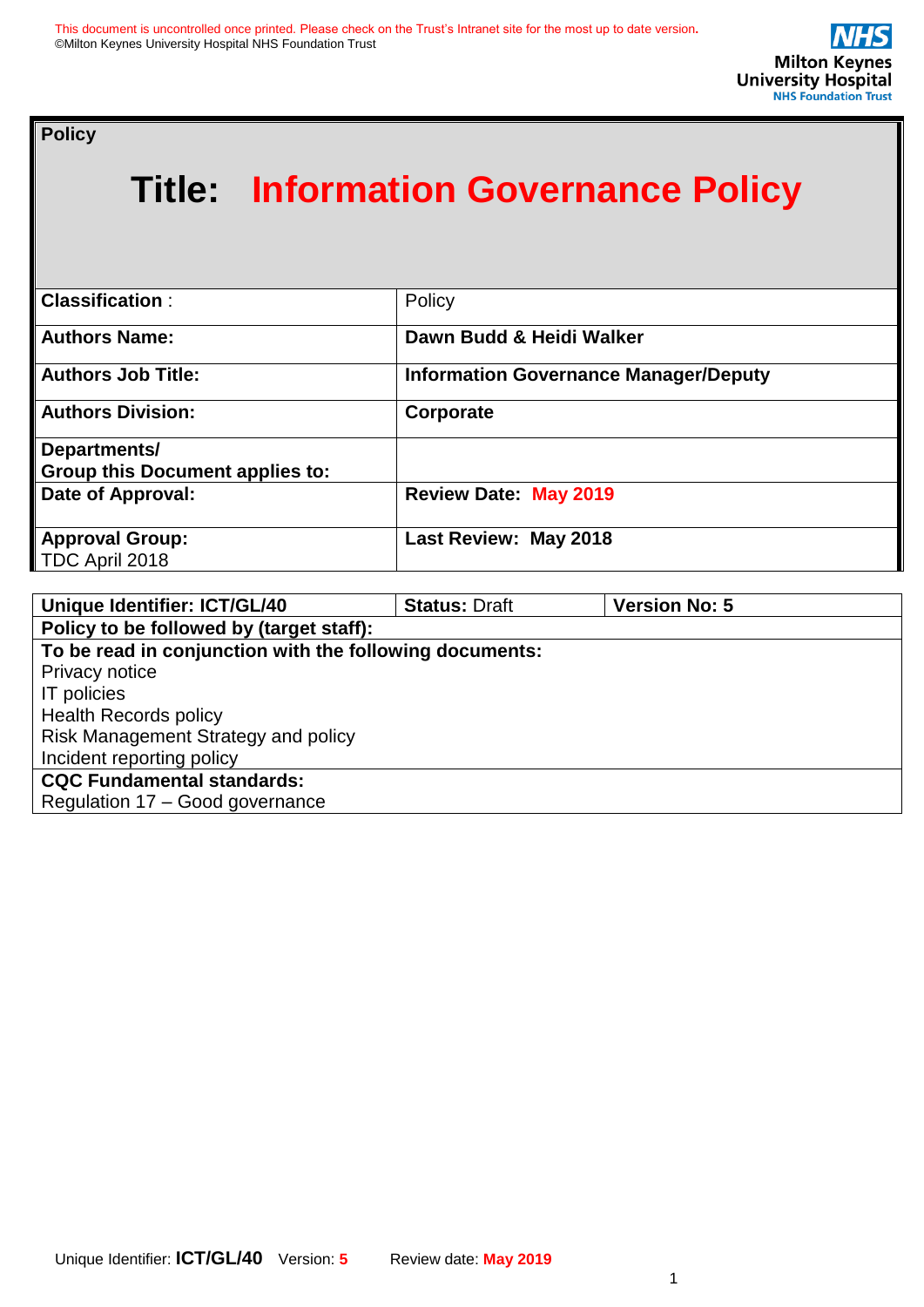This document is uncontrolled once printed. Please check on the Trust's Intranet site for the most up to date version.
©Milton Keynes University Hospital NHS Foundation Trust

**Policy**

# Title: Information Governance Policy

| **Classification** : | Policy |
|---|---|
| **Authors Name:** | **Dawn Budd & Heidi Walker** |
| **Authors Job Title:** | **Information Governance Manager/Deputy** |
| **Authors Division:** | **Corporate** |
| **Departments/ Group this Document applies to:** | |
| **Date of Approval:** | **Review Date: May 2019** |
| **Approval Group:** TDC April 2018 | **Last Review: May 2018** |

| **Unique Identifier: ICT/GL/40** | **Status:** Draft | **Version No: 5** |
|---|---|---|
| **Policy to be followed by (target staff):** | | |
| **To be read in conjunction with the following documents:** Privacy notice, IT policies, Health Records policy, Risk Management Strategy and policy, Incident reporting policy | | |
| **CQC Fundamental standards:** Regulation 17 – Good governance | | |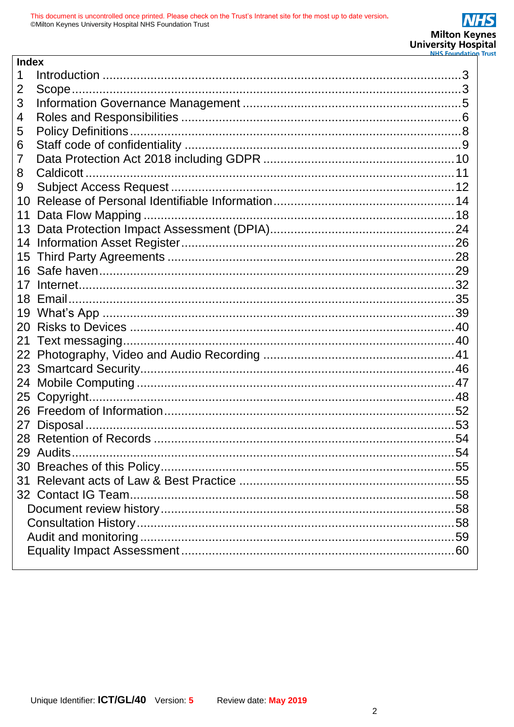**Index**

| | | |
|---|---|---|
| 1 | Introduction | 3 |
| 2 | Scope | 3 |
| 3 | Information Governance Management | 5 |
| 4 | Roles and Responsibilities | 6 |
| 5 | Policy Definitions | 8 |
| 6 | Staff code of confidentiality | 9 |
| 7 | Data Protection Act 2018 including GDPR | 10 |
| 8 | Caldicott | 11 |
| 9 | Subject Access Request | 12 |
| 10 | Release of Personal Identifiable Information | 14 |
| 11 | Data Flow Mapping | 18 |
| 13 | Data Protection Impact Assessment (DPIA) | 24 |
| 14 | Information Asset Register | 26 |
| 15 | Third Party Agreements | 28 |
| 16 | Safe haven | 29 |
| 17 | Internet | 32 |
| 18 | Email | 35 |
| 19 | What's App | 39 |
| 20 | Risks to Devices | 40 |
| 21 | Text messaging | 40 |
| 22 | Photography, Video and Audio Recording | 41 |
| 23 | Smartcard Security | 46 |
| 24 | Mobile Computing | 47 |
| 25 | Copyright | 48 |
| 26 | Freedom of Information | 52 |
| 27 | Disposal | 53 |
| 28 | Retention of Records | 54 |
| 29 | Audits | 54 |
| 30 | Breaches of this Policy | 55 |
| 31 | Relevant acts of Law & Best Practice | 55 |
| 32 | Contact IG Team | 58 |
| | Document review history | 58 |
| | Consultation History | 58 |
| | Audit and monitoring | 59 |
| | Equality Impact Assessment | 60 |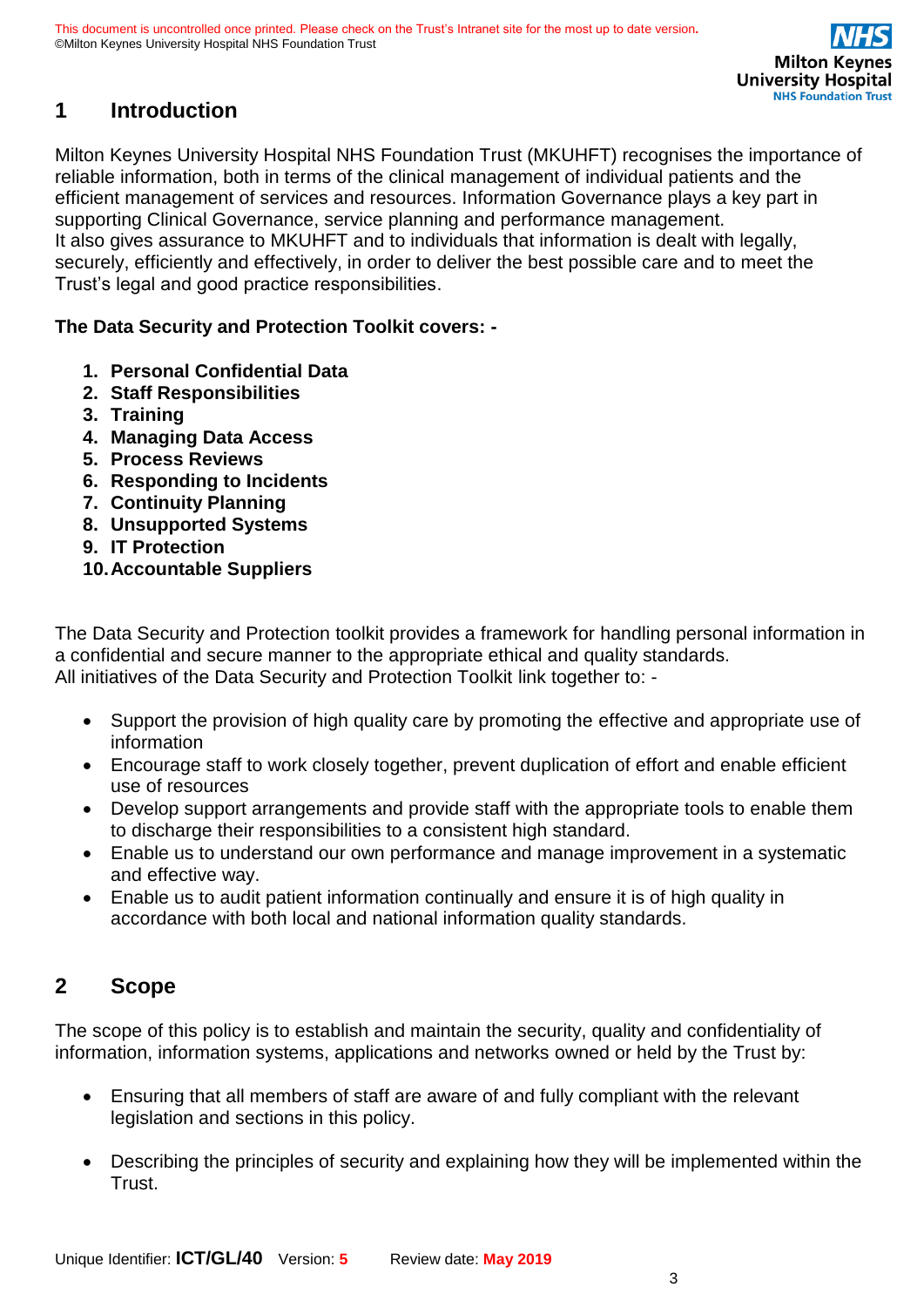# 1 Introduction

Milton Keynes University Hospital NHS Foundation Trust (MKUHFT) recognises the importance of reliable information, both in terms of the clinical management of individual patients and the efficient management of services and resources. Information Governance plays a key part in supporting Clinical Governance, service planning and performance management.
It also gives assurance to MKUHFT and to individuals that information is dealt with legally, securely, efficiently and effectively, in order to deliver the best possible care and to meet the Trust's legal and good practice responsibilities.

**The Data Security and Protection Toolkit covers: -**

1. **Personal Confidential Data**
2. **Staff Responsibilities**
3. **Training**
4. **Managing Data Access**
5. **Process Reviews**
6. **Responding to Incidents**
7. **Continuity Planning**
8. **Unsupported Systems**
9. **IT Protection**
10. **Accountable Suppliers**

The Data Security and Protection toolkit provides a framework for handling personal information in a confidential and secure manner to the appropriate ethical and quality standards.
All initiatives of the Data Security and Protection Toolkit link together to: -

- Support the provision of high quality care by promoting the effective and appropriate use of information
- Encourage staff to work closely together, prevent duplication of effort and enable efficient use of resources
- Develop support arrangements and provide staff with the appropriate tools to enable them to discharge their responsibilities to a consistent high standard.
- Enable us to understand our own performance and manage improvement in a systematic and effective way.
- Enable us to audit patient information continually and ensure it is of high quality in accordance with both local and national information quality standards.

# 2 Scope

The scope of this policy is to establish and maintain the security, quality and confidentiality of information, information systems, applications and networks owned or held by the Trust by:

- Ensuring that all members of staff are aware of and fully compliant with the relevant legislation and sections in this policy.
- Describing the principles of security and explaining how they will be implemented within the Trust.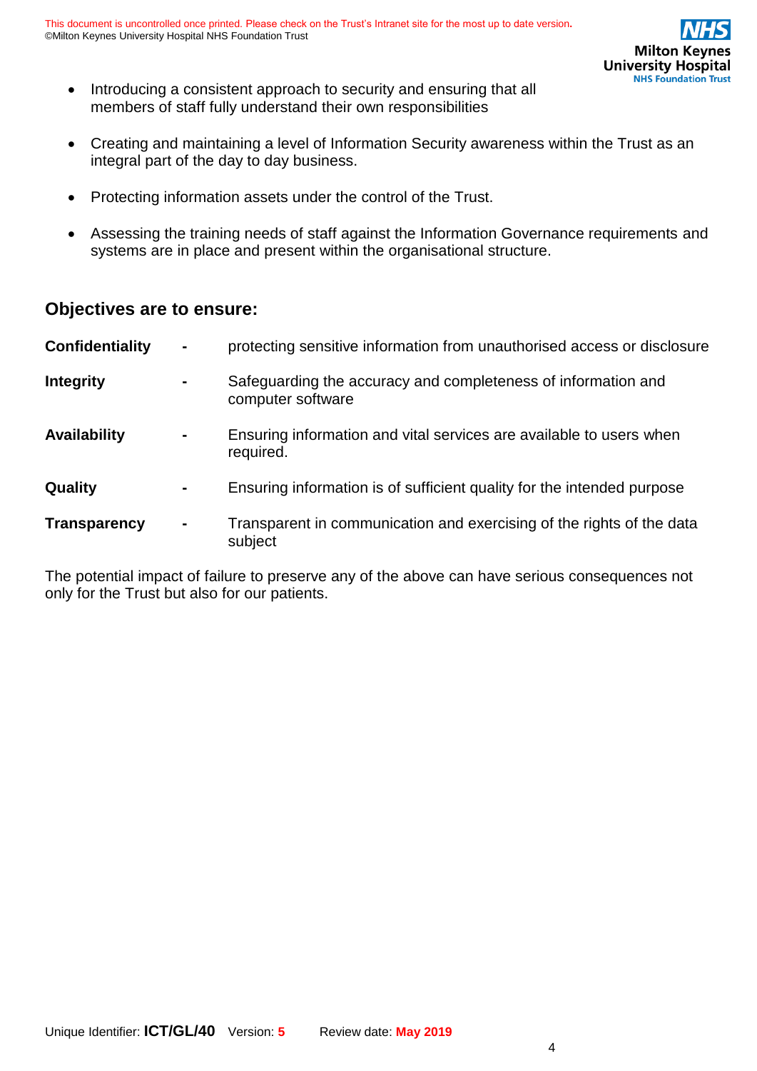- Introducing a consistent approach to security and ensuring that all members of staff fully understand their own responsibilities

- Creating and maintaining a level of Information Security awareness within the Trust as an integral part of the day to day business.

- Protecting information assets under the control of the Trust.

- Assessing the training needs of staff against the Information Governance requirements and systems are in place and present within the organisational structure.

## Objectives are to ensure:

| | | |
|---|---|---|
| **Confidentiality** | - | protecting sensitive information from unauthorised access or disclosure |
| **Integrity** | - | Safeguarding the accuracy and completeness of information and computer software |
| **Availability** | - | Ensuring information and vital services are available to users when required. |
| **Quality** | - | Ensuring information is of sufficient quality for the intended purpose |
| **Transparency** | - | Transparent in communication and exercising of the rights of the data subject |

The potential impact of failure to preserve any of the above can have serious consequences not only for the Trust but also for our patients.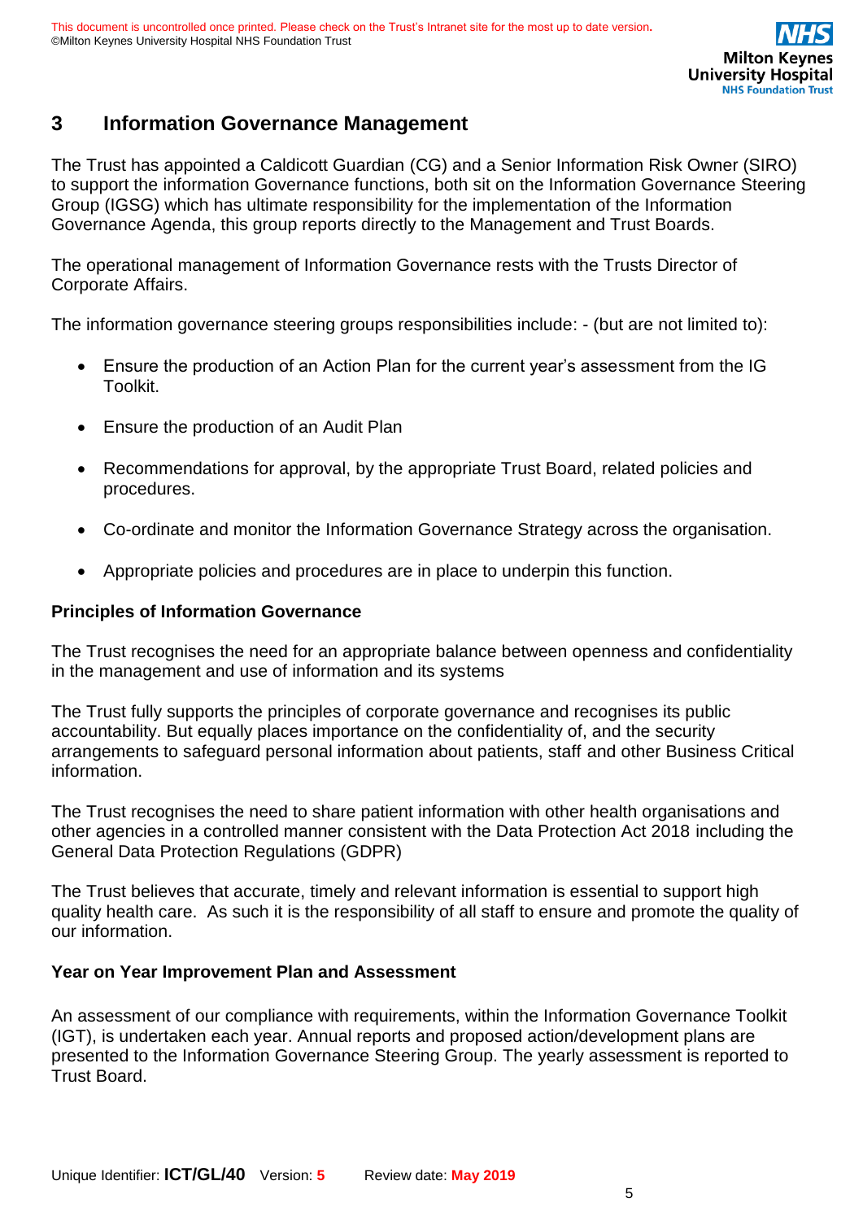## 3 Information Governance Management

The Trust has appointed a Caldicott Guardian (CG) and a Senior Information Risk Owner (SIRO) to support the information Governance functions, both sit on the Information Governance Steering Group (IGSG) which has ultimate responsibility for the implementation of the Information Governance Agenda, this group reports directly to the Management and Trust Boards.

The operational management of Information Governance rests with the Trusts Director of Corporate Affairs.

The information governance steering groups responsibilities include: - (but are not limited to):

- Ensure the production of an Action Plan for the current year's assessment from the IG Toolkit.
- Ensure the production of an Audit Plan
- Recommendations for approval, by the appropriate Trust Board, related policies and procedures.
- Co-ordinate and monitor the Information Governance Strategy across the organisation.
- Appropriate policies and procedures are in place to underpin this function.

**Principles of Information Governance**

The Trust recognises the need for an appropriate balance between openness and confidentiality in the management and use of information and its systems

The Trust fully supports the principles of corporate governance and recognises its public accountability. But equally places importance on the confidentiality of, and the security arrangements to safeguard personal information about patients, staff and other Business Critical information.

The Trust recognises the need to share patient information with other health organisations and other agencies in a controlled manner consistent with the Data Protection Act 2018 including the General Data Protection Regulations (GDPR)

The Trust believes that accurate, timely and relevant information is essential to support high quality health care. As such it is the responsibility of all staff to ensure and promote the quality of our information.

**Year on Year Improvement Plan and Assessment**

An assessment of our compliance with requirements, within the Information Governance Toolkit (IGT), is undertaken each year. Annual reports and proposed action/development plans are presented to the Information Governance Steering Group. The yearly assessment is reported to Trust Board.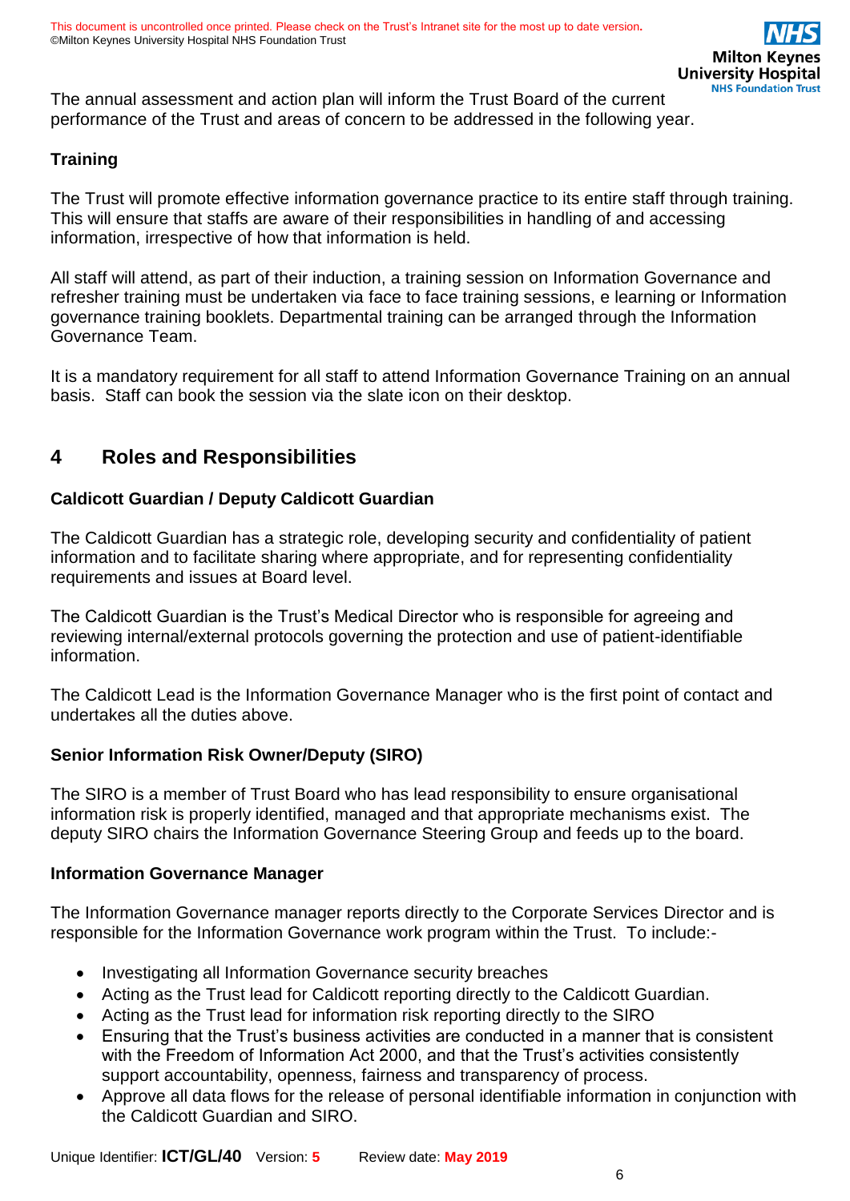The annual assessment and action plan will inform the Trust Board of the current performance of the Trust and areas of concern to be addressed in the following year.

**Training**

The Trust will promote effective information governance practice to its entire staff through training. This will ensure that staffs are aware of their responsibilities in handling of and accessing information, irrespective of how that information is held.

All staff will attend, as part of their induction, a training session on Information Governance and refresher training must be undertaken via face to face training sessions, e learning or Information governance training booklets. Departmental training can be arranged through the Information Governance Team.

It is a mandatory requirement for all staff to attend Information Governance Training on an annual basis. Staff can book the session via the slate icon on their desktop.

## 4 Roles and Responsibilities

**Caldicott Guardian / Deputy Caldicott Guardian**

The Caldicott Guardian has a strategic role, developing security and confidentiality of patient information and to facilitate sharing where appropriate, and for representing confidentiality requirements and issues at Board level.

The Caldicott Guardian is the Trust's Medical Director who is responsible for agreeing and reviewing internal/external protocols governing the protection and use of patient-identifiable information.

The Caldicott Lead is the Information Governance Manager who is the first point of contact and undertakes all the duties above.

**Senior Information Risk Owner/Deputy (SIRO)**

The SIRO is a member of Trust Board who has lead responsibility to ensure organisational information risk is properly identified, managed and that appropriate mechanisms exist. The deputy SIRO chairs the Information Governance Steering Group and feeds up to the board.

**Information Governance Manager**

The Information Governance manager reports directly to the Corporate Services Director and is responsible for the Information Governance work program within the Trust. To include:-

- Investigating all Information Governance security breaches
- Acting as the Trust lead for Caldicott reporting directly to the Caldicott Guardian.
- Acting as the Trust lead for information risk reporting directly to the SIRO
- Ensuring that the Trust's business activities are conducted in a manner that is consistent with the Freedom of Information Act 2000, and that the Trust's activities consistently support accountability, openness, fairness and transparency of process.
- Approve all data flows for the release of personal identifiable information in conjunction with the Caldicott Guardian and SIRO.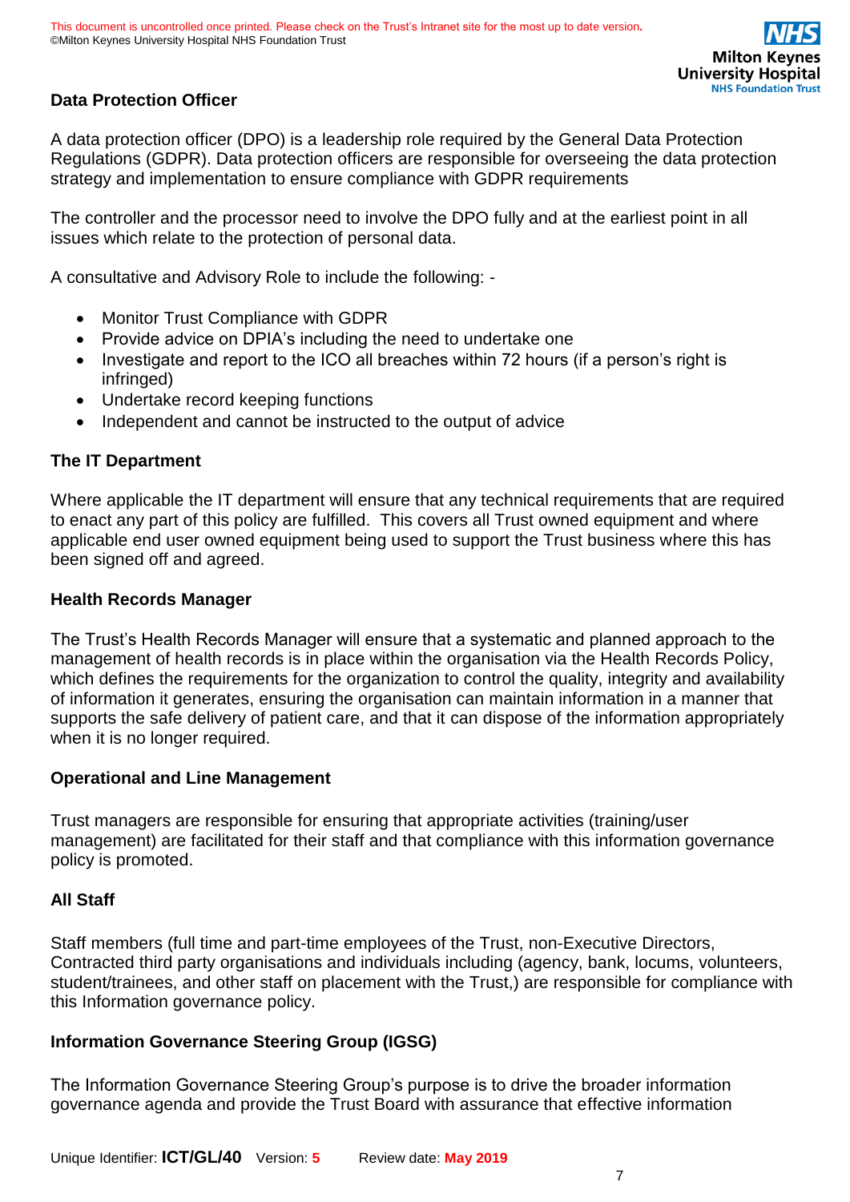### Data Protection Officer

A data protection officer (DPO) is a leadership role required by the General Data Protection Regulations (GDPR). Data protection officers are responsible for overseeing the data protection strategy and implementation to ensure compliance with GDPR requirements

The controller and the processor need to involve the DPO fully and at the earliest point in all issues which relate to the protection of personal data.

A consultative and Advisory Role to include the following: -

- Monitor Trust Compliance with GDPR
- Provide advice on DPIA's including the need to undertake one
- Investigate and report to the ICO all breaches within 72 hours (if a person's right is infringed)
- Undertake record keeping functions
- Independent and cannot be instructed to the output of advice

### The IT Department

Where applicable the IT department will ensure that any technical requirements that are required to enact any part of this policy are fulfilled. This covers all Trust owned equipment and where applicable end user owned equipment being used to support the Trust business where this has been signed off and agreed.

### Health Records Manager

The Trust's Health Records Manager will ensure that a systematic and planned approach to the management of health records is in place within the organisation via the Health Records Policy, which defines the requirements for the organization to control the quality, integrity and availability of information it generates, ensuring the organisation can maintain information in a manner that supports the safe delivery of patient care, and that it can dispose of the information appropriately when it is no longer required.

### Operational and Line Management

Trust managers are responsible for ensuring that appropriate activities (training/user management) are facilitated for their staff and that compliance with this information governance policy is promoted.

### All Staff

Staff members (full time and part-time employees of the Trust, non-Executive Directors, Contracted third party organisations and individuals including (agency, bank, locums, volunteers, student/trainees, and other staff on placement with the Trust,) are responsible for compliance with this Information governance policy.

### Information Governance Steering Group (IGSG)

The Information Governance Steering Group's purpose is to drive the broader information governance agenda and provide the Trust Board with assurance that effective information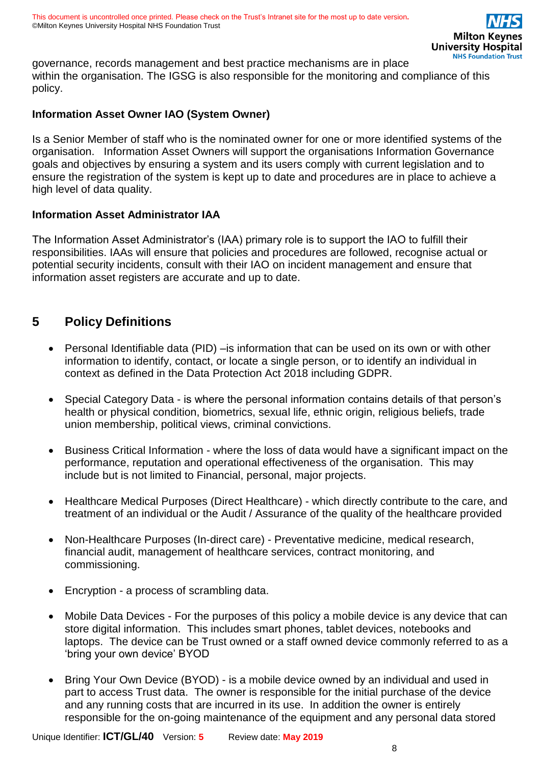governance, records management and best practice mechanisms are in place within the organisation. The IGSG is also responsible for the monitoring and compliance of this policy.

**Information Asset Owner IAO (System Owner)**

Is a Senior Member of staff who is the nominated owner for one or more identified systems of the organisation. Information Asset Owners will support the organisations Information Governance goals and objectives by ensuring a system and its users comply with current legislation and to ensure the registration of the system is kept up to date and procedures are in place to achieve a high level of data quality.

**Information Asset Administrator IAA**

The Information Asset Administrator's (IAA) primary role is to support the IAO to fulfill their responsibilities. IAAs will ensure that policies and procedures are followed, recognise actual or potential security incidents, consult with their IAO on incident management and ensure that information asset registers are accurate and up to date.

## 5 Policy Definitions

- Personal Identifiable data (PID) –is information that can be used on its own or with other information to identify, contact, or locate a single person, or to identify an individual in context as defined in the Data Protection Act 2018 including GDPR.
- Special Category Data - is where the personal information contains details of that person's health or physical condition, biometrics, sexual life, ethnic origin, religious beliefs, trade union membership, political views, criminal convictions.
- Business Critical Information - where the loss of data would have a significant impact on the performance, reputation and operational effectiveness of the organisation. This may include but is not limited to Financial, personal, major projects.
- Healthcare Medical Purposes (Direct Healthcare) - which directly contribute to the care, and treatment of an individual or the Audit / Assurance of the quality of the healthcare provided
- Non-Healthcare Purposes (In-direct care) - Preventative medicine, medical research, financial audit, management of healthcare services, contract monitoring, and commissioning.
- Encryption - a process of scrambling data.
- Mobile Data Devices - For the purposes of this policy a mobile device is any device that can store digital information. This includes smart phones, tablet devices, notebooks and laptops. The device can be Trust owned or a staff owned device commonly referred to as a 'bring your own device' BYOD
- Bring Your Own Device (BYOD) - is a mobile device owned by an individual and used in part to access Trust data. The owner is responsible for the initial purchase of the device and any running costs that are incurred in its use. In addition the owner is entirely responsible for the on-going maintenance of the equipment and any personal data stored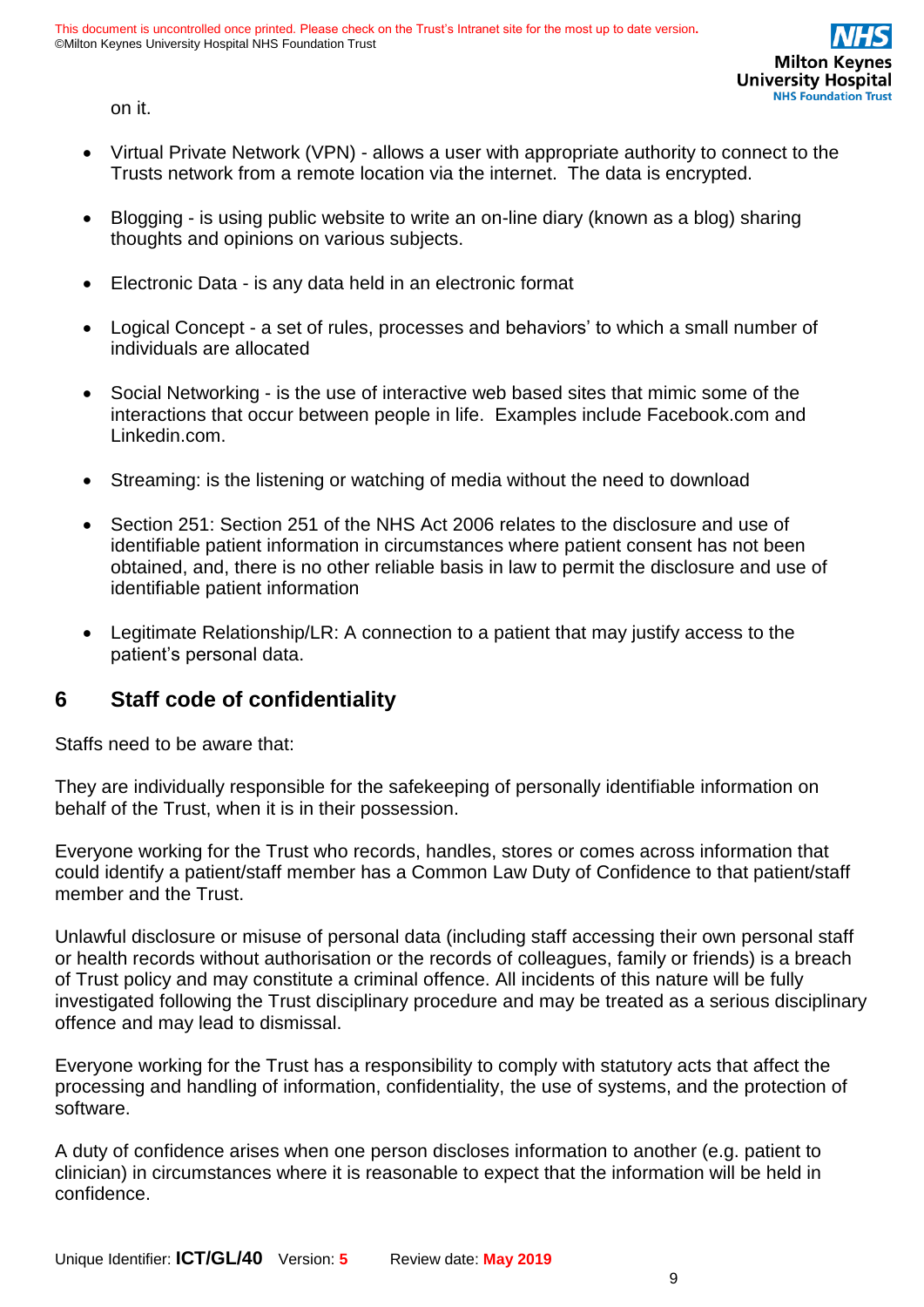on it.

- Virtual Private Network (VPN) - allows a user with appropriate authority to connect to the Trusts network from a remote location via the internet. The data is encrypted.
- Blogging - is using public website to write an on-line diary (known as a blog) sharing thoughts and opinions on various subjects.
- Electronic Data - is any data held in an electronic format
- Logical Concept - a set of rules, processes and behaviors' to which a small number of individuals are allocated
- Social Networking - is the use of interactive web based sites that mimic some of the interactions that occur between people in life. Examples include Facebook.com and Linkedin.com.
- Streaming: is the listening or watching of media without the need to download
- Section 251: Section 251 of the NHS Act 2006 relates to the disclosure and use of identifiable patient information in circumstances where patient consent has not been obtained, and, there is no other reliable basis in law to permit the disclosure and use of identifiable patient information
- Legitimate Relationship/LR: A connection to a patient that may justify access to the patient's personal data.

## 6 Staff code of confidentiality

Staffs need to be aware that:

They are individually responsible for the safekeeping of personally identifiable information on behalf of the Trust, when it is in their possession.

Everyone working for the Trust who records, handles, stores or comes across information that could identify a patient/staff member has a Common Law Duty of Confidence to that patient/staff member and the Trust.

Unlawful disclosure or misuse of personal data (including staff accessing their own personal staff or health records without authorisation or the records of colleagues, family or friends) is a breach of Trust policy and may constitute a criminal offence. All incidents of this nature will be fully investigated following the Trust disciplinary procedure and may be treated as a serious disciplinary offence and may lead to dismissal.

Everyone working for the Trust has a responsibility to comply with statutory acts that affect the processing and handling of information, confidentiality, the use of systems, and the protection of software.

A duty of confidence arises when one person discloses information to another (e.g. patient to clinician) in circumstances where it is reasonable to expect that the information will be held in confidence.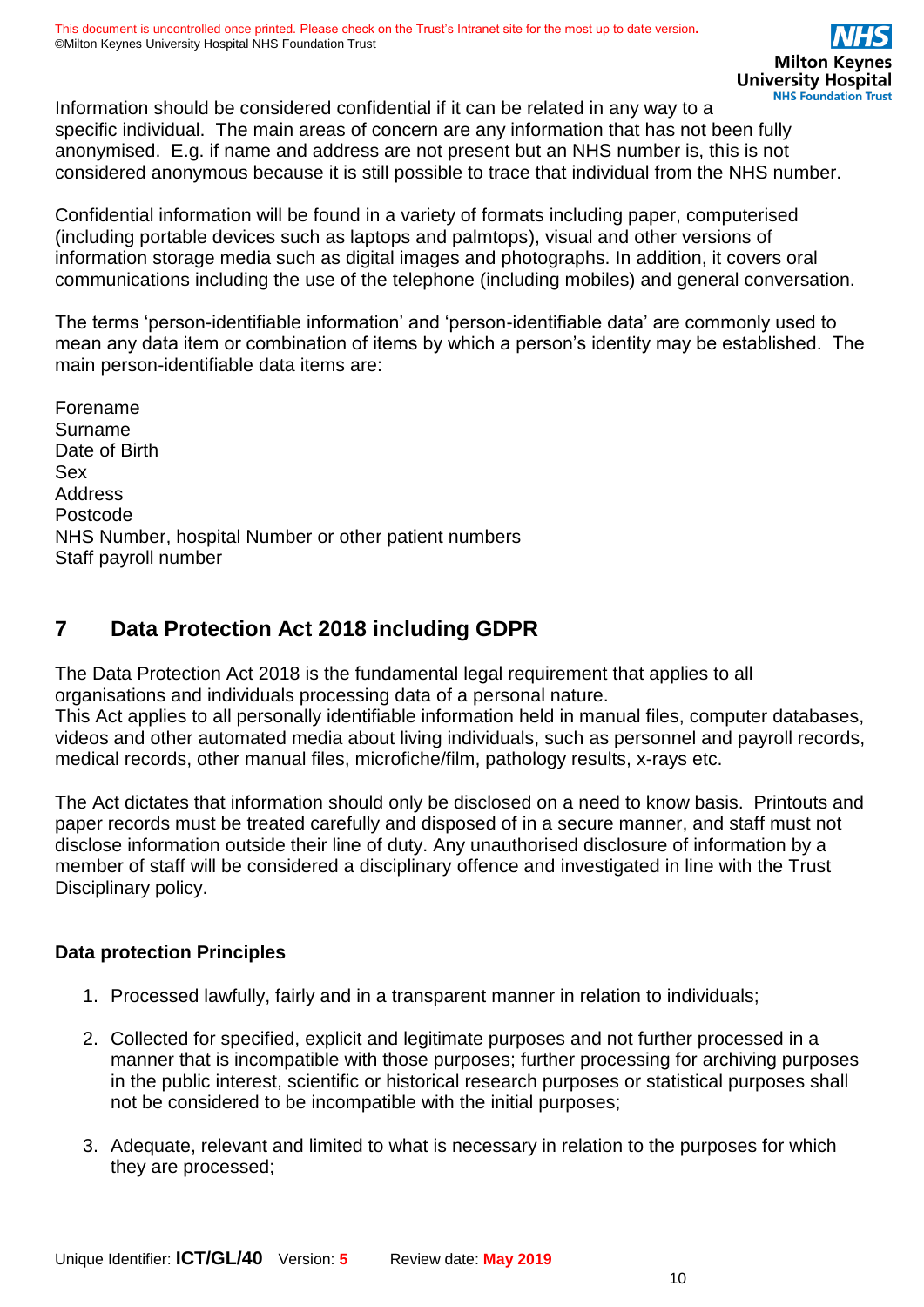Information should be considered confidential if it can be related in any way to a specific individual. The main areas of concern are any information that has not been fully anonymised. E.g. if name and address are not present but an NHS number is, this is not considered anonymous because it is still possible to trace that individual from the NHS number.

Confidential information will be found in a variety of formats including paper, computerised (including portable devices such as laptops and palmtops), visual and other versions of information storage media such as digital images and photographs. In addition, it covers oral communications including the use of the telephone (including mobiles) and general conversation.

The terms 'person-identifiable information' and 'person-identifiable data' are commonly used to mean any data item or combination of items by which a person's identity may be established. The main person-identifiable data items are:

Forename
Surname
Date of Birth
Sex
Address
Postcode
NHS Number, hospital Number or other patient numbers
Staff payroll number

## 7 Data Protection Act 2018 including GDPR

The Data Protection Act 2018 is the fundamental legal requirement that applies to all organisations and individuals processing data of a personal nature.
This Act applies to all personally identifiable information held in manual files, computer databases, videos and other automated media about living individuals, such as personnel and payroll records, medical records, other manual files, microfiche/film, pathology results, x-rays etc.

The Act dictates that information should only be disclosed on a need to know basis. Printouts and paper records must be treated carefully and disposed of in a secure manner, and staff must not disclose information outside their line of duty. Any unauthorised disclosure of information by a member of staff will be considered a disciplinary offence and investigated in line with the Trust Disciplinary policy.

**Data protection Principles**

1. Processed lawfully, fairly and in a transparent manner in relation to individuals;

2. Collected for specified, explicit and legitimate purposes and not further processed in a manner that is incompatible with those purposes; further processing for archiving purposes in the public interest, scientific or historical research purposes or statistical purposes shall not be considered to be incompatible with the initial purposes;

3. Adequate, relevant and limited to what is necessary in relation to the purposes for which they are processed;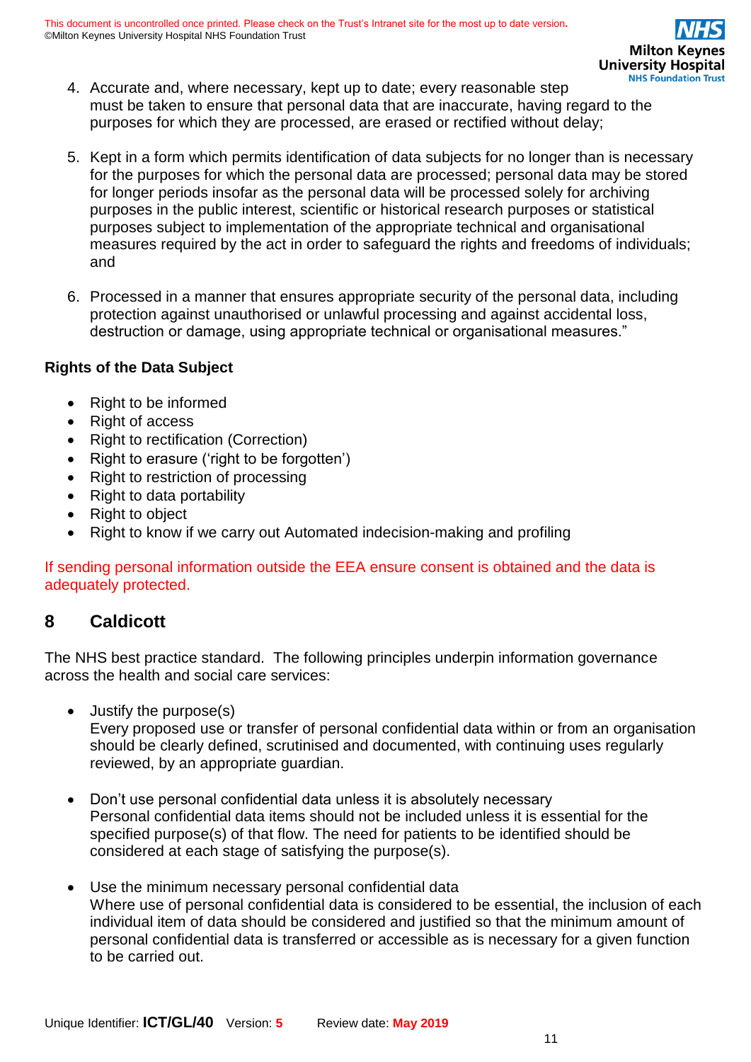4. Accurate and, where necessary, kept up to date; every reasonable step must be taken to ensure that personal data that are inaccurate, having regard to the purposes for which they are processed, are erased or rectified without delay;

5. Kept in a form which permits identification of data subjects for no longer than is necessary for the purposes for which the personal data are processed; personal data may be stored for longer periods insofar as the personal data will be processed solely for archiving purposes in the public interest, scientific or historical research purposes or statistical purposes subject to implementation of the appropriate technical and organisational measures required by the act in order to safeguard the rights and freedoms of individuals; and

6. Processed in a manner that ensures appropriate security of the personal data, including protection against unauthorised or unlawful processing and against accidental loss, destruction or damage, using appropriate technical or organisational measures."

**Rights of the Data Subject**

- Right to be informed
- Right of access
- Right to rectification (Correction)
- Right to erasure ('right to be forgotten')
- Right to restriction of processing
- Right to data portability
- Right to object
- Right to know if we carry out Automated indecision-making and profiling

If sending personal information outside the EEA ensure consent is obtained and the data is adequately protected.

## 8 Caldicott

The NHS best practice standard. The following principles underpin information governance across the health and social care services:

- Justify the purpose(s)
  Every proposed use or transfer of personal confidential data within or from an organisation should be clearly defined, scrutinised and documented, with continuing uses regularly reviewed, by an appropriate guardian.

- Don't use personal confidential data unless it is absolutely necessary
  Personal confidential data items should not be included unless it is essential for the specified purpose(s) of that flow. The need for patients to be identified should be considered at each stage of satisfying the purpose(s).

- Use the minimum necessary personal confidential data
  Where use of personal confidential data is considered to be essential, the inclusion of each individual item of data should be considered and justified so that the minimum amount of personal confidential data is transferred or accessible as is necessary for a given function to be carried out.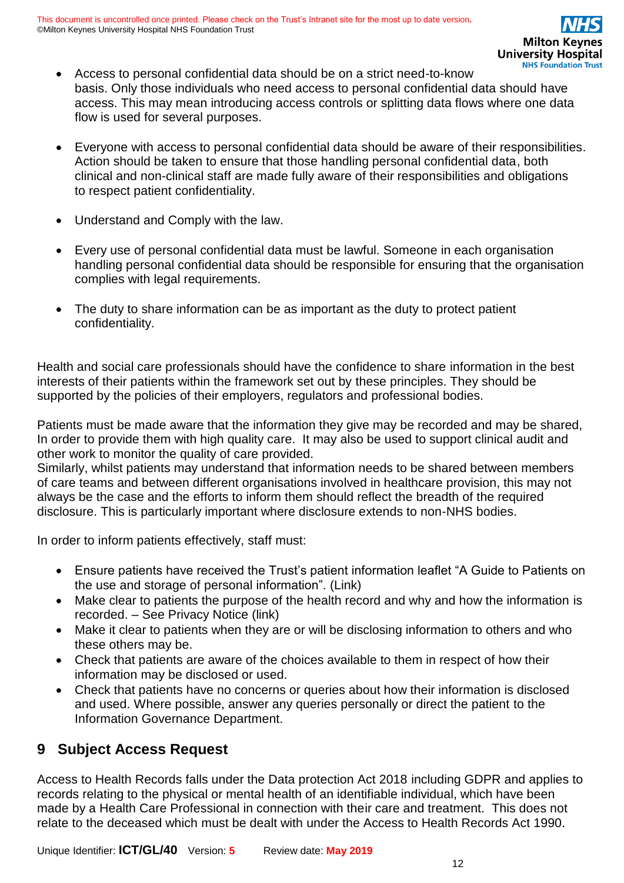- Access to personal confidential data should be on a strict need-to-know basis. Only those individuals who need access to personal confidential data should have access. This may mean introducing access controls or splitting data flows where one data flow is used for several purposes.

- Everyone with access to personal confidential data should be aware of their responsibilities. Action should be taken to ensure that those handling personal confidential data, both clinical and non-clinical staff are made fully aware of their responsibilities and obligations to respect patient confidentiality.

- Understand and Comply with the law.

- Every use of personal confidential data must be lawful. Someone in each organisation handling personal confidential data should be responsible for ensuring that the organisation complies with legal requirements.

- The duty to share information can be as important as the duty to protect patient confidentiality.

Health and social care professionals should have the confidence to share information in the best interests of their patients within the framework set out by these principles. They should be supported by the policies of their employers, regulators and professional bodies.

Patients must be made aware that the information they give may be recorded and may be shared, In order to provide them with high quality care. It may also be used to support clinical audit and other work to monitor the quality of care provided.
Similarly, whilst patients may understand that information needs to be shared between members of care teams and between different organisations involved in healthcare provision, this may not always be the case and the efforts to inform them should reflect the breadth of the required disclosure. This is particularly important where disclosure extends to non-NHS bodies.

In order to inform patients effectively, staff must:

- Ensure patients have received the Trust's patient information leaflet "A Guide to Patients on the use and storage of personal information". (Link)
- Make clear to patients the purpose of the health record and why and how the information is recorded. – See Privacy Notice (link)
- Make it clear to patients when they are or will be disclosing information to others and who these others may be.
- Check that patients are aware of the choices available to them in respect of how their information may be disclosed or used.
- Check that patients have no concerns or queries about how their information is disclosed and used. Where possible, answer any queries personally or direct the patient to the Information Governance Department.

## 9 Subject Access Request

Access to Health Records falls under the Data protection Act 2018 including GDPR and applies to records relating to the physical or mental health of an identifiable individual, which have been made by a Health Care Professional in connection with their care and treatment. This does not relate to the deceased which must be dealt with under the Access to Health Records Act 1990.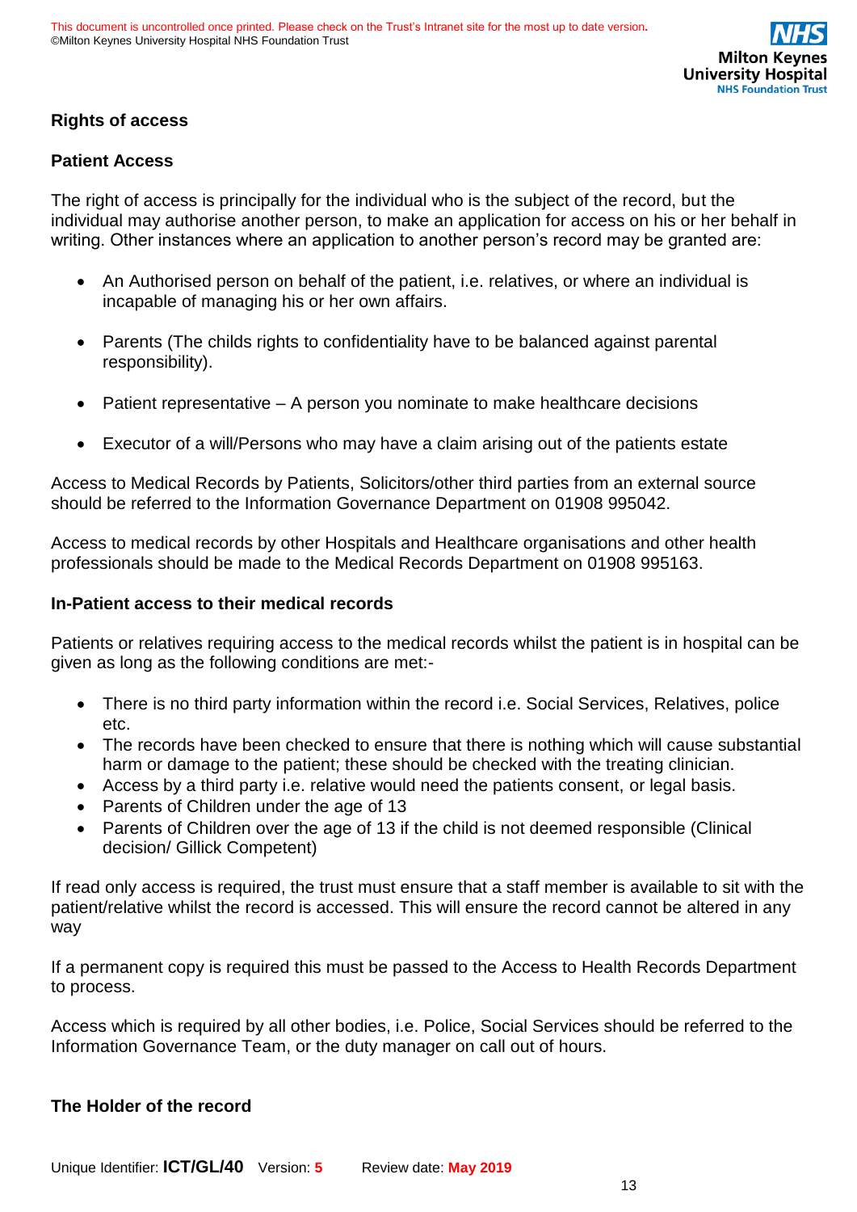## Rights of access

### Patient Access

The right of access is principally for the individual who is the subject of the record, but the individual may authorise another person, to make an application for access on his or her behalf in writing. Other instances where an application to another person's record may be granted are:

- An Authorised person on behalf of the patient, i.e. relatives, or where an individual is incapable of managing his or her own affairs.
- Parents (The childs rights to confidentiality have to be balanced against parental responsibility).
- Patient representative – A person you nominate to make healthcare decisions
- Executor of a will/Persons who may have a claim arising out of the patients estate

Access to Medical Records by Patients, Solicitors/other third parties from an external source should be referred to the Information Governance Department on 01908 995042.

Access to medical records by other Hospitals and Healthcare organisations and other health professionals should be made to the Medical Records Department on 01908 995163.

### In-Patient access to their medical records

Patients or relatives requiring access to the medical records whilst the patient is in hospital can be given as long as the following conditions are met:-

- There is no third party information within the record i.e. Social Services, Relatives, police etc.
- The records have been checked to ensure that there is nothing which will cause substantial harm or damage to the patient; these should be checked with the treating clinician.
- Access by a third party i.e. relative would need the patients consent, or legal basis.
- Parents of Children under the age of 13
- Parents of Children over the age of 13 if the child is not deemed responsible (Clinical decision/ Gillick Competent)

If read only access is required, the trust must ensure that a staff member is available to sit with the patient/relative whilst the record is accessed. This will ensure the record cannot be altered in any way

If a permanent copy is required this must be passed to the Access to Health Records Department to process.

Access which is required by all other bodies, i.e. Police, Social Services should be referred to the Information Governance Team, or the duty manager on call out of hours.

### The Holder of the record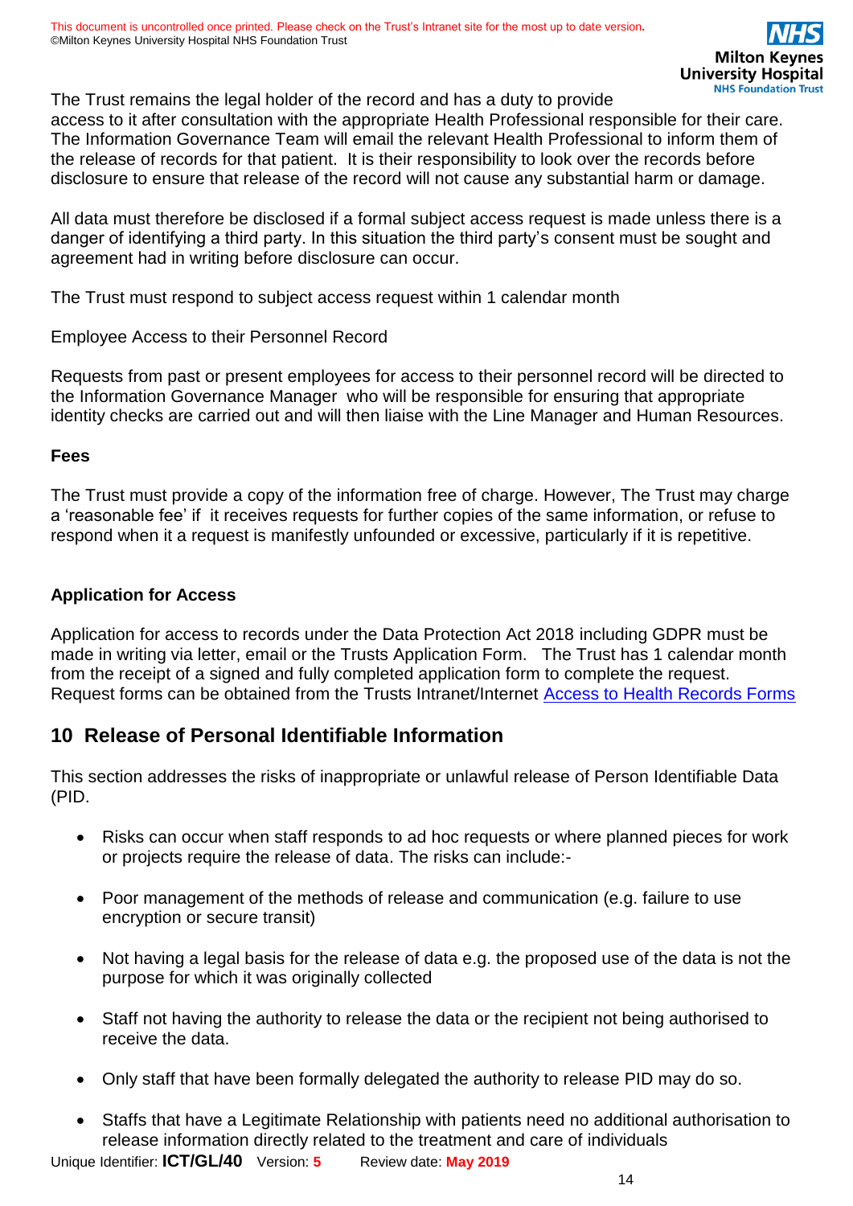The Trust remains the legal holder of the record and has a duty to provide access to it after consultation with the appropriate Health Professional responsible for their care. The Information Governance Team will email the relevant Health Professional to inform them of the release of records for that patient. It is their responsibility to look over the records before disclosure to ensure that release of the record will not cause any substantial harm or damage.

All data must therefore be disclosed if a formal subject access request is made unless there is a danger of identifying a third party. In this situation the third party's consent must be sought and agreement had in writing before disclosure can occur.

The Trust must respond to subject access request within 1 calendar month

Employee Access to their Personnel Record

Requests from past or present employees for access to their personnel record will be directed to the Information Governance Manager who will be responsible for ensuring that appropriate identity checks are carried out and will then liaise with the Line Manager and Human Resources.

**Fees**

The Trust must provide a copy of the information free of charge. However, The Trust may charge a 'reasonable fee' if it receives requests for further copies of the same information, or refuse to respond when it a request is manifestly unfounded or excessive, particularly if it is repetitive.

**Application for Access**

Application for access to records under the Data Protection Act 2018 including GDPR must be made in writing via letter, email or the Trusts Application Form. The Trust has 1 calendar month from the receipt of a signed and fully completed application form to complete the request. Request forms can be obtained from the Trusts Intranet/Internet [Access to Health Records Forms]

## 10 Release of Personal Identifiable Information

This section addresses the risks of inappropriate or unlawful release of Person Identifiable Data (PID.

- Risks can occur when staff responds to ad hoc requests or where planned pieces for work or projects require the release of data. The risks can include:-
- Poor management of the methods of release and communication (e.g. failure to use encryption or secure transit)
- Not having a legal basis for the release of data e.g. the proposed use of the data is not the purpose for which it was originally collected
- Staff not having the authority to release the data or the recipient not being authorised to receive the data.
- Only staff that have been formally delegated the authority to release PID may do so.
- Staffs that have a Legitimate Relationship with patients need no additional authorisation to release information directly related to the treatment and care of individuals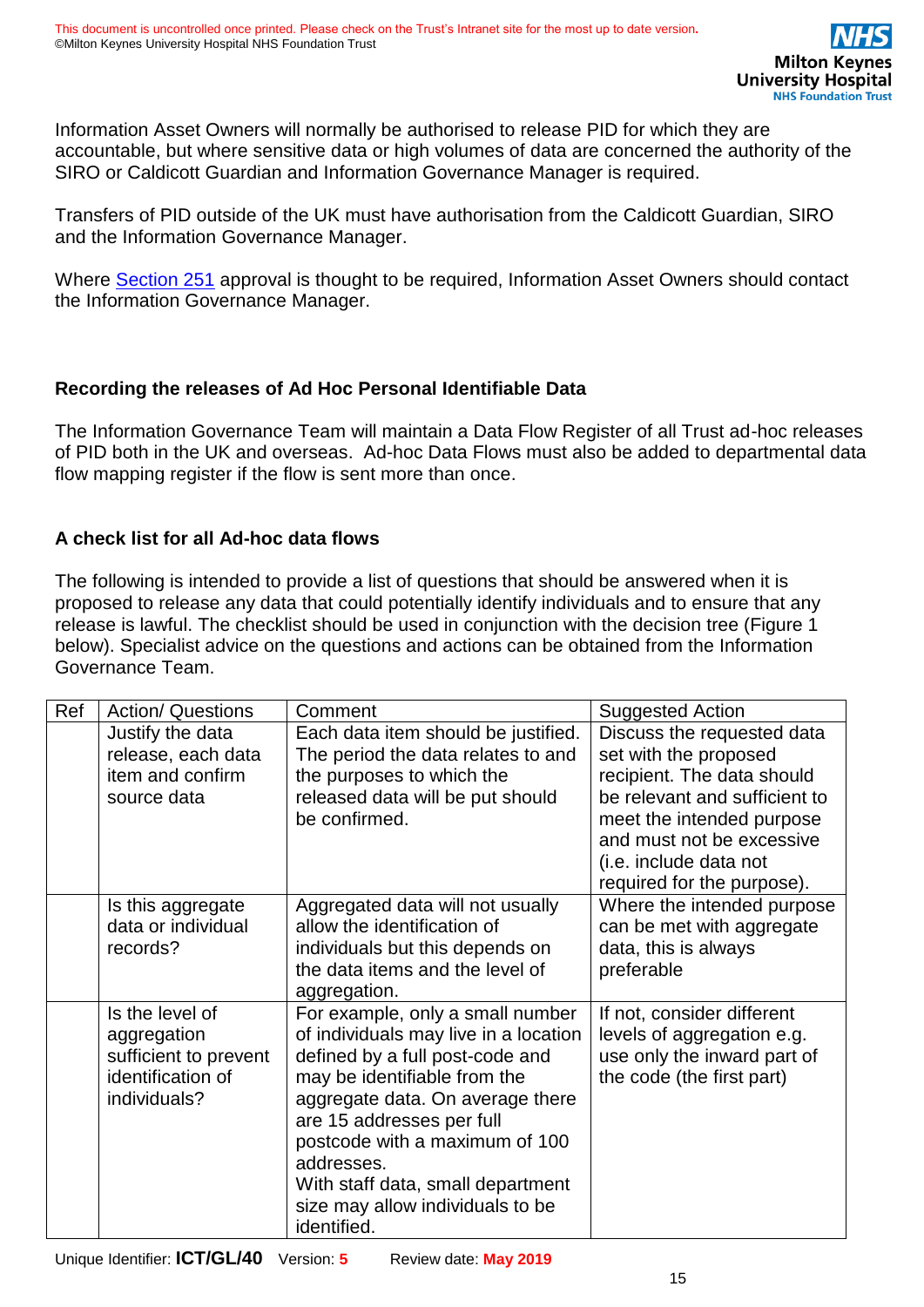Information Asset Owners will normally be authorised to release PID for which they are accountable, but where sensitive data or high volumes of data are concerned the authority of the SIRO or Caldicott Guardian and Information Governance Manager is required.

Transfers of PID outside of the UK must have authorisation from the Caldicott Guardian, SIRO and the Information Governance Manager.

Where Section 251 approval is thought to be required, Information Asset Owners should contact the Information Governance Manager.

### Recording the releases of Ad Hoc Personal Identifiable Data

The Information Governance Team will maintain a Data Flow Register of all Trust ad-hoc releases of PID both in the UK and overseas. Ad-hoc Data Flows must also be added to departmental data flow mapping register if the flow is sent more than once.

### A check list for all Ad-hoc data flows

The following is intended to provide a list of questions that should be answered when it is proposed to release any data that could potentially identify individuals and to ensure that any release is lawful. The checklist should be used in conjunction with the decision tree (Figure 1 below). Specialist advice on the questions and actions can be obtained from the Information Governance Team.

| Ref | Action/ Questions | Comment | Suggested Action |
|---|---|---|---|
| | Justify the data release, each data item and confirm source data | Each data item should be justified. The period the data relates to and the purposes to which the released data will be put should be confirmed. | Discuss the requested data set with the proposed recipient. The data should be relevant and sufficient to meet the intended purpose and must not be excessive (i.e. include data not required for the purpose). |
| | Is this aggregate data or individual records? | Aggregated data will not usually allow the identification of individuals but this depends on the data items and the level of aggregation. | Where the intended purpose can be met with aggregate data, this is always preferable |
| | Is the level of aggregation sufficient to prevent identification of individuals? | For example, only a small number of individuals may live in a location defined by a full post-code and may be identifiable from the aggregate data. On average there are 15 addresses per full postcode with a maximum of 100 addresses.<br>With staff data, small department size may allow individuals to be identified. | If not, consider different levels of aggregation e.g. use only the inward part of the code (the first part) |

Unique Identifier: **ICT/GL/40** Version: **5** Review date: **May 2019**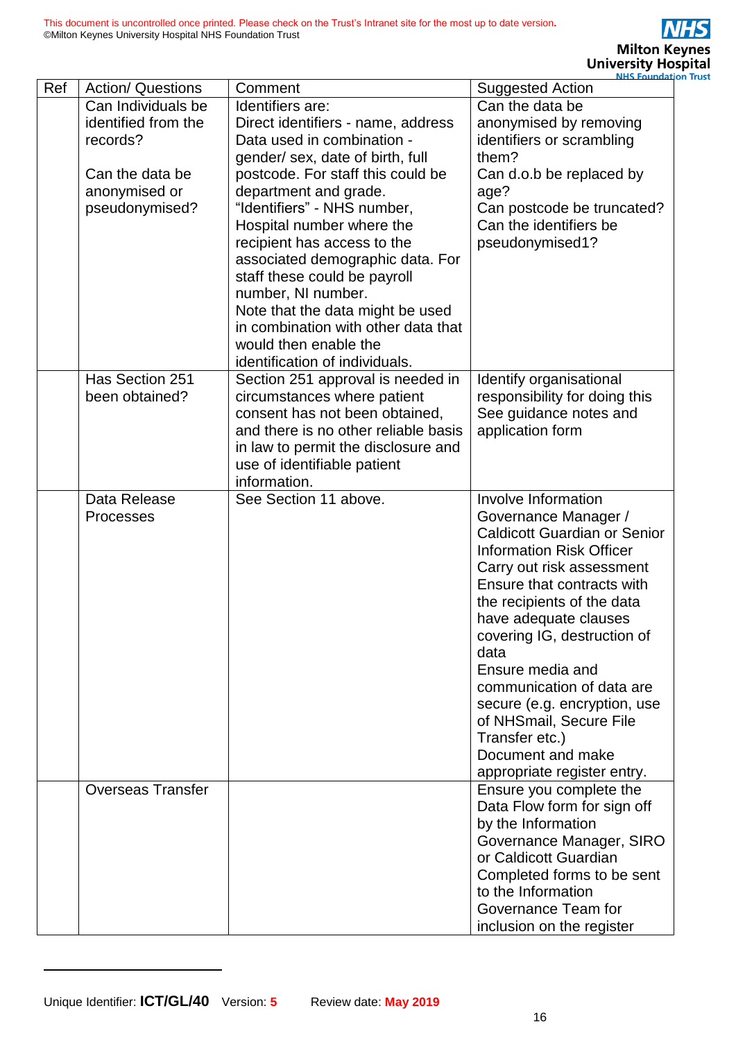| Ref | Action/ Questions | Comment | Suggested Action |
|---|---|---|---|
| | Can Individuals be identified from the records?<br><br>Can the data be anonymised or pseudonymised? | Identifiers are:<br>Direct identifiers - name, address<br>Data used in combination - gender/ sex, date of birth, full postcode. For staff this could be department and grade.<br>"Identifiers" - NHS number, Hospital number where the recipient has access to the associated demographic data. For staff these could be payroll number, NI number.<br>Note that the data might be used in combination with other data that would then enable the identification of individuals. | Can the data be anonymised by removing identifiers or scrambling them?<br>Can d.o.b be replaced by age?<br>Can postcode be truncated?<br>Can the identifiers be pseudonymised[1]? |
| | Has Section 251 been obtained? | Section 251 approval is needed in circumstances where patient consent has not been obtained, and there is no other reliable basis in law to permit the disclosure and use of identifiable patient information. | Identify organisational responsibility for doing this<br>See guidance notes and application form |
| | Data Release Processes | See Section 11 above. | Involve Information Governance Manager / Caldicott Guardian or Senior Information Risk Officer<br>Carry out risk assessment<br>Ensure that contracts with the recipients of the data have adequate clauses covering IG, destruction of data<br>Ensure media and communication of data are secure (e.g. encryption, use of NHSmail, Secure File Transfer etc.)<br>Document and make appropriate register entry. |
| | Overseas Transfer | | Ensure you complete the Data Flow form for sign off by the Information Governance Manager, SIRO or Caldicott Guardian<br>Completed forms to be sent to the Information Governance Team for inclusion on the register |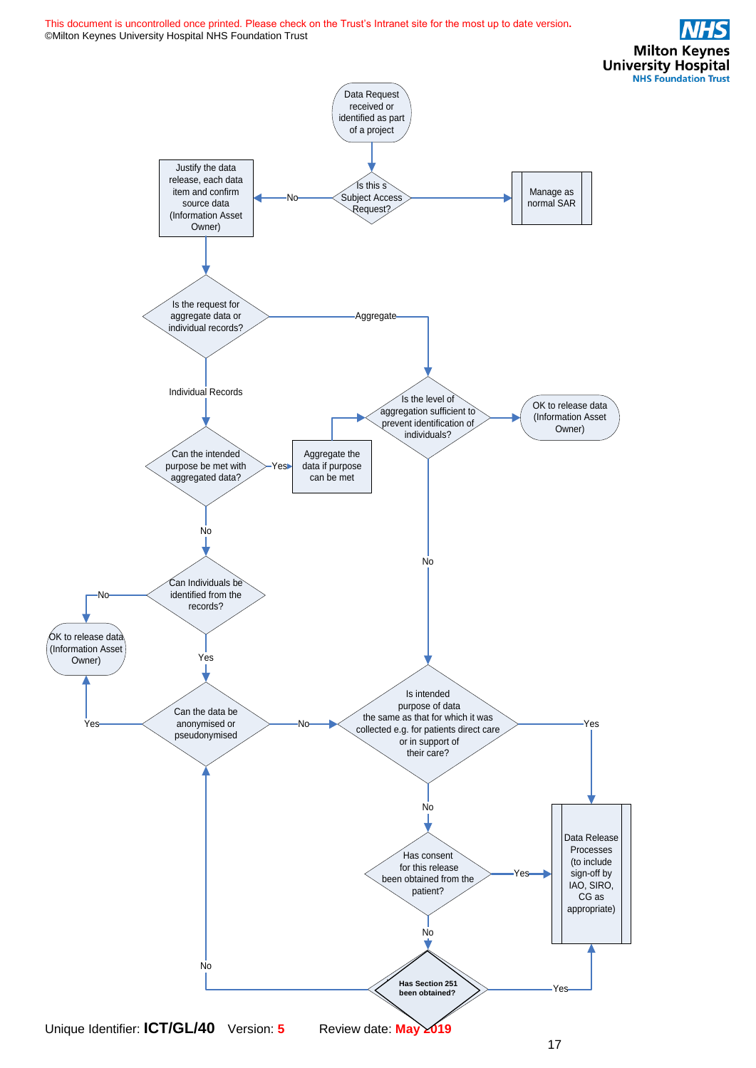Data Request received or identified as part of a project

Is this s Subject Access Request?

- Yes → Manage as normal SAR
- No → Justify the data release, each data item and confirm source data (Information Asset Owner)

Is the request for aggregate data or individual records?

- Aggregate → Is the level of aggregation sufficient to prevent identification of individuals?
  - Yes → OK to release data (Information Asset Owner)
  - No → Is intended purpose of data the same as that for which it was collected e.g. for patients direct care or in support of their care?
- Individual Records → Can the intended purpose be met with aggregated data?
  - Yes → Aggregate the data if purpose can be met → Is the level of aggregation sufficient to prevent identification of individuals?
  - No → Can Individuals be identified from the records?
    - No → OK to release data (Information Asset Owner)
    - Yes → Can the data be anonymised or pseudonymised
      - Yes → OK to release data (Information Asset Owner)
      - No → Is intended purpose of data the same as that for which it was collected e.g. for patients direct care or in support of their care?

Is intended purpose of data the same as that for which it was collected e.g. for patients direct care or in support of their care?

- Yes → Data Release Processes (to include sign-off by IAO, SIRO, CG as appropriate)
- No → Has consent for this release been obtained from the patient?
  - Yes → Data Release Processes (to include sign-off by IAO, SIRO, CG as appropriate)
  - No → **Has Section 251 been obtained?**
    - Yes → Data Release Processes (to include sign-off by IAO, SIRO, CG as appropriate)
    - No → Can the data be anonymised or pseudonymised

Unique Identifier: **ICT/GL/40** Version: **5** Review date: **May 2019**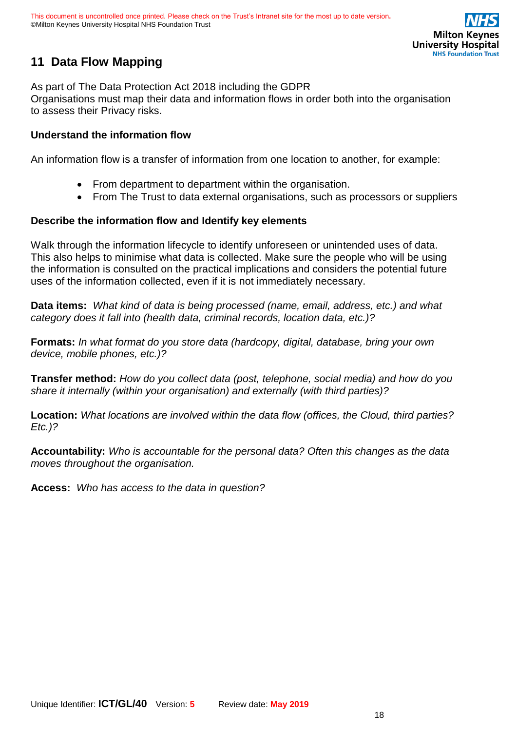## 11 Data Flow Mapping

As part of The Data Protection Act 2018 including the GDPR
Organisations must map their data and information flows in order both into the organisation to assess their Privacy risks.

### Understand the information flow

An information flow is a transfer of information from one location to another, for example:

- From department to department within the organisation.
- From The Trust to data external organisations, such as processors or suppliers

### Describe the information flow and Identify key elements

Walk through the information lifecycle to identify unforeseen or unintended uses of data. This also helps to minimise what data is collected. Make sure the people who will be using the information is consulted on the practical implications and considers the potential future uses of the information collected, even if it is not immediately necessary.

**Data items:** *What kind of data is being processed (name, email, address, etc.) and what category does it fall into (health data, criminal records, location data, etc.)?*

**Formats:** *In what format do you store data (hardcopy, digital, database, bring your own device, mobile phones, etc.)?*

**Transfer method:** *How do you collect data (post, telephone, social media) and how do you share it internally (within your organisation) and externally (with third parties)?*

**Location:** *What locations are involved within the data flow (offices, the Cloud, third parties? Etc.)?*

**Accountability:** *Who is accountable for the personal data? Often this changes as the data moves throughout the organisation.*

**Access:** *Who has access to the data in question?*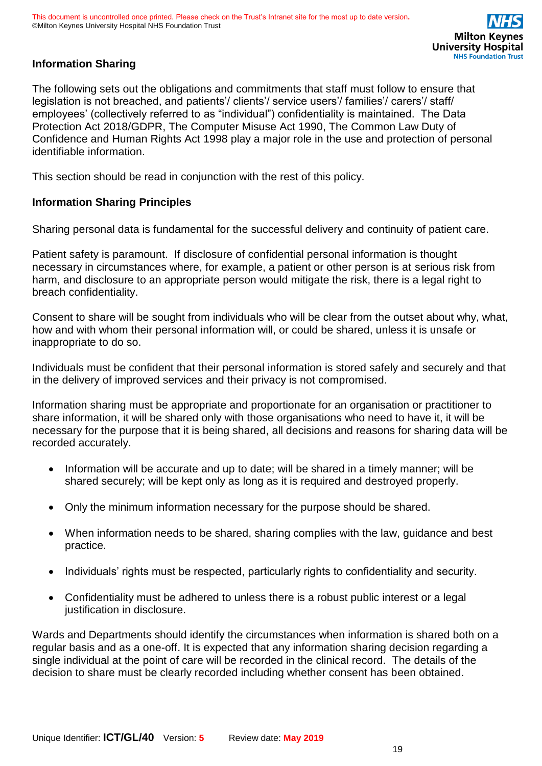## Information Sharing

The following sets out the obligations and commitments that staff must follow to ensure that legislation is not breached, and patients'/ clients'/ service users'/ families'/ carers'/ staff/ employees' (collectively referred to as "individual") confidentiality is maintained. The Data Protection Act 2018/GDPR, The Computer Misuse Act 1990, The Common Law Duty of Confidence and Human Rights Act 1998 play a major role in the use and protection of personal identifiable information.

This section should be read in conjunction with the rest of this policy.

### Information Sharing Principles

Sharing personal data is fundamental for the successful delivery and continuity of patient care.

Patient safety is paramount. If disclosure of confidential personal information is thought necessary in circumstances where, for example, a patient or other person is at serious risk from harm, and disclosure to an appropriate person would mitigate the risk, there is a legal right to breach confidentiality.

Consent to share will be sought from individuals who will be clear from the outset about why, what, how and with whom their personal information will, or could be shared, unless it is unsafe or inappropriate to do so.

Individuals must be confident that their personal information is stored safely and securely and that in the delivery of improved services and their privacy is not compromised.

Information sharing must be appropriate and proportionate for an organisation or practitioner to share information, it will be shared only with those organisations who need to have it, it will be necessary for the purpose that it is being shared, all decisions and reasons for sharing data will be recorded accurately.

- Information will be accurate and up to date; will be shared in a timely manner; will be shared securely; will be kept only as long as it is required and destroyed properly.
- Only the minimum information necessary for the purpose should be shared.
- When information needs to be shared, sharing complies with the law, guidance and best practice.
- Individuals' rights must be respected, particularly rights to confidentiality and security.
- Confidentiality must be adhered to unless there is a robust public interest or a legal justification in disclosure.

Wards and Departments should identify the circumstances when information is shared both on a regular basis and as a one-off. It is expected that any information sharing decision regarding a single individual at the point of care will be recorded in the clinical record. The details of the decision to share must be clearly recorded including whether consent has been obtained.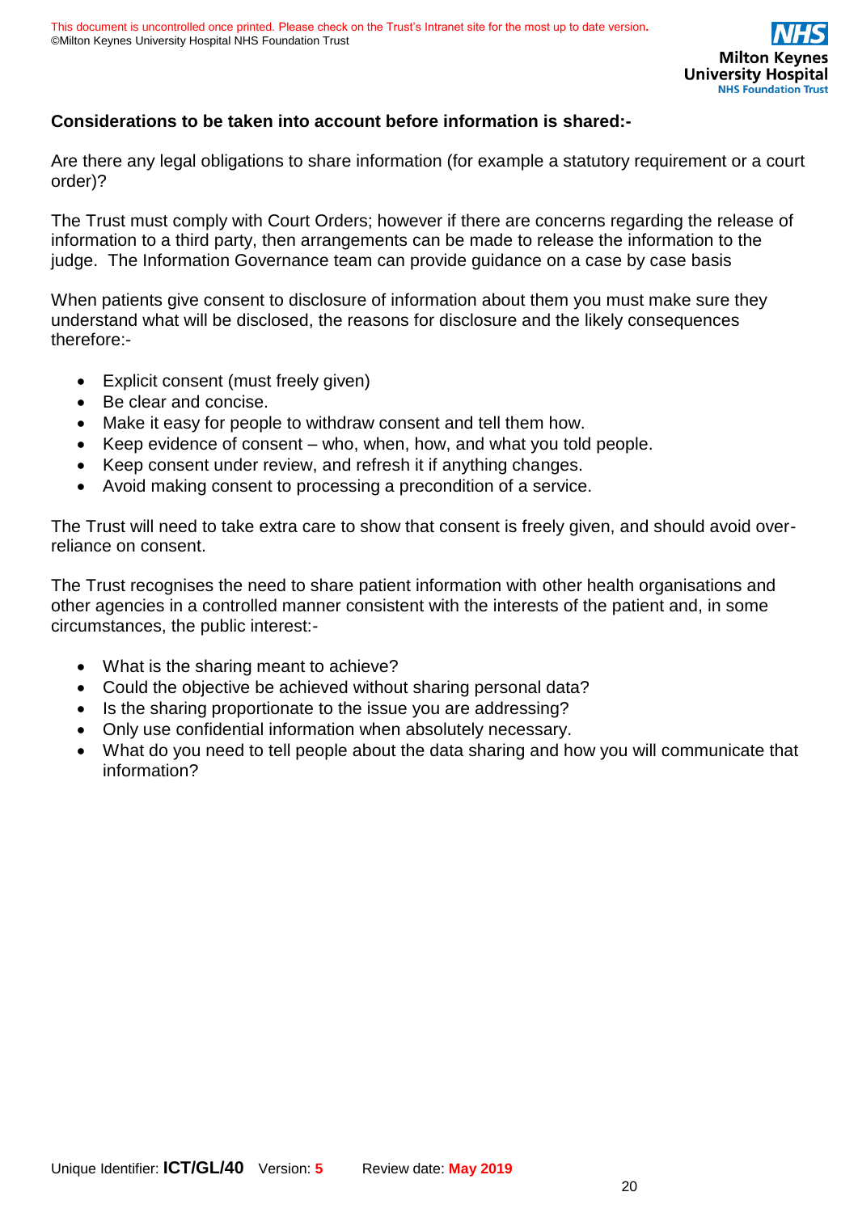**Considerations to be taken into account before information is shared:-**

Are there any legal obligations to share information (for example a statutory requirement or a court order)?

The Trust must comply with Court Orders; however if there are concerns regarding the release of information to a third party, then arrangements can be made to release the information to the judge. The Information Governance team can provide guidance on a case by case basis

When patients give consent to disclosure of information about them you must make sure they understand what will be disclosed, the reasons for disclosure and the likely consequences therefore:-

- Explicit consent (must freely given)
- Be clear and concise.
- Make it easy for people to withdraw consent and tell them how.
- Keep evidence of consent – who, when, how, and what you told people.
- Keep consent under review, and refresh it if anything changes.
- Avoid making consent to processing a precondition of a service.

The Trust will need to take extra care to show that consent is freely given, and should avoid over-reliance on consent.

The Trust recognises the need to share patient information with other health organisations and other agencies in a controlled manner consistent with the interests of the patient and, in some circumstances, the public interest:-

- What is the sharing meant to achieve?
- Could the objective be achieved without sharing personal data?
- Is the sharing proportionate to the issue you are addressing?
- Only use confidential information when absolutely necessary.
- What do you need to tell people about the data sharing and how you will communicate that information?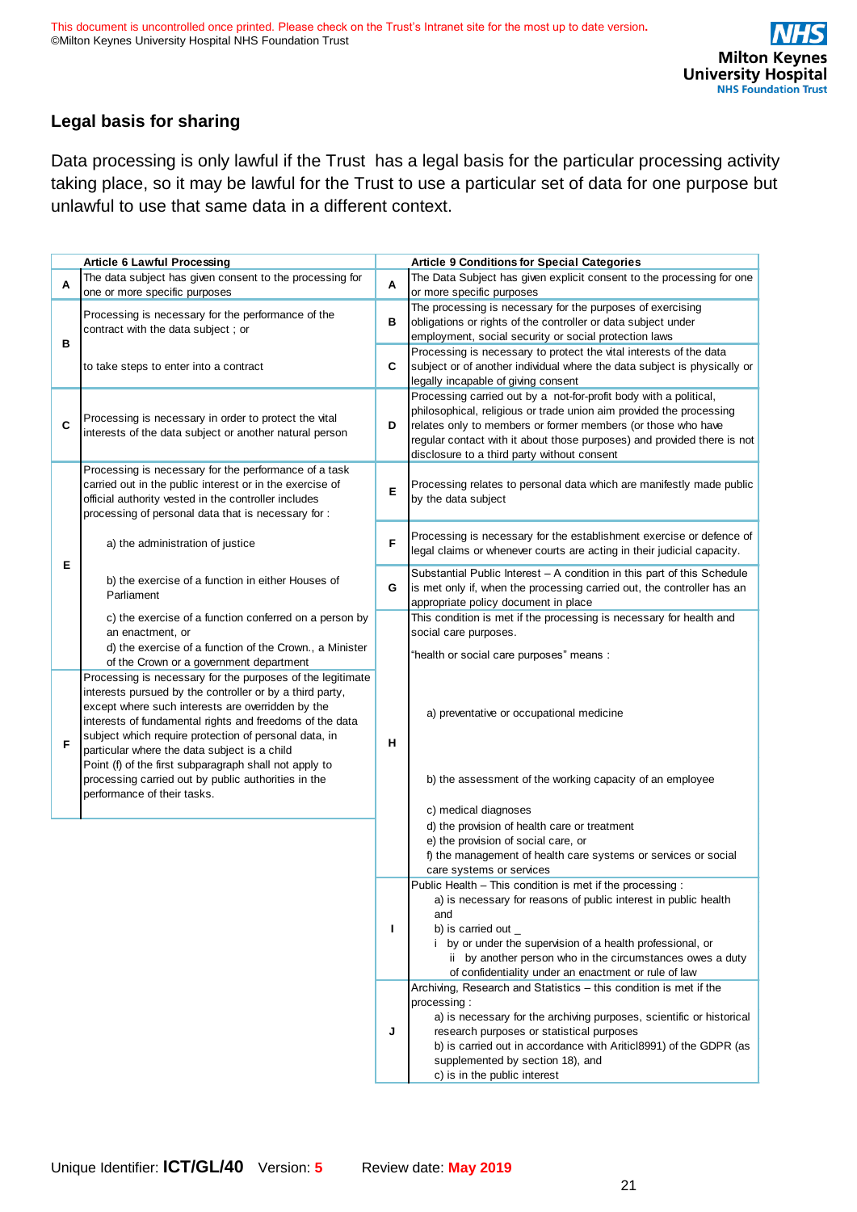## Legal basis for sharing

Data processing is only lawful if the Trust has a legal basis for the particular processing activity taking place, so it may be lawful for the Trust to use a particular set of data for one purpose but unlawful to use that same data in a different context.

| | Article 6 Lawful Processing | | Article 9 Conditions for Special Categories |
|---|---|---|---|
| A | The data subject has given consent to the processing for one or more specific purposes | A | The Data Subject has given explicit consent to the processing for one or more specific purposes |
| B | Processing is necessary for the performance of the contract with the data subject ; or<br><br>to take steps to enter into a contract | B | The processing is necessary for the purposes of exercising obligations or rights of the controller or data subject under employment, social security or social protection laws |
| | | C | Processing is necessary to protect the vital interests of the data subject or of another individual where the data subject is physically or legally incapable of giving consent |
| C | Processing is necessary in order to protect the vital interests of the data subject or another natural person | D | Processing carried out by a not-for-profit body with a political, philosophical, religious or trade union aim provided the processing relates only to members or former members (or those who have regular contact with it about those purposes) and provided there is not disclosure to a third party without consent |
| E | Processing is necessary for the performance of a task carried out in the public interest or in the exercise of official authority vested in the controller includes processing of personal data that is necessary for :<br><br>a) the administration of justice<br><br>b) the exercise of a function in either Houses of Parliament<br><br>c) the exercise of a function conferred on a person by an enactment, or<br>d) the exercise of a function of the Crown., a Minister of the Crown or a government department | E | Processing relates to personal data which are manifestly made public by the data subject |
| | | F | Processing is necessary for the establishment exercise or defence of legal claims or whenever courts are acting in their judicial capacity. |
| | | G | Substantial Public Interest – A condition in this part of this Schedule is met only if, when the processing carried out, the controller has an appropriate policy document in place |
| F | Processing is necessary for the purposes of the legitimate interests pursued by the controller or by a third party, except where such interests are overridden by the interests of fundamental rights and freedoms of the data subject which require protection of personal data, in particular where the data subject is a child<br>Point (f) of the first subparagraph shall not apply to processing carried out by public authorities in the performance of their tasks. | H | This condition is met if the processing is necessary for health and social care purposes.<br><br>"health or social care purposes" means :<br><br>a) preventative or occupational medicine<br><br>b) the assessment of the working capacity of an employee<br><br>c) medical diagnoses<br>d) the provision of health care or treatment<br>e) the provision of social care, or<br>f) the management of health care systems or services or social care systems or services |
| | | I | Public Health – This condition is met if the processing :<br>a) is necessary for reasons of public interest in public health and<br>b) is carried out _<br>i by or under the supervision of a health professional, or<br>ii by another person who in the circumstances owes a duty of confidentiality under an enactment or rule of law |
| | | J | Archiving, Research and Statistics – this condition is met if the processing :<br>a) is necessary for the archiving purposes, scientific or historical research purposes or statistical purposes<br>b) is carried out in accordance with Articl8991) of the GDPR (as supplemented by section 18), and<br>c) is in the public interest |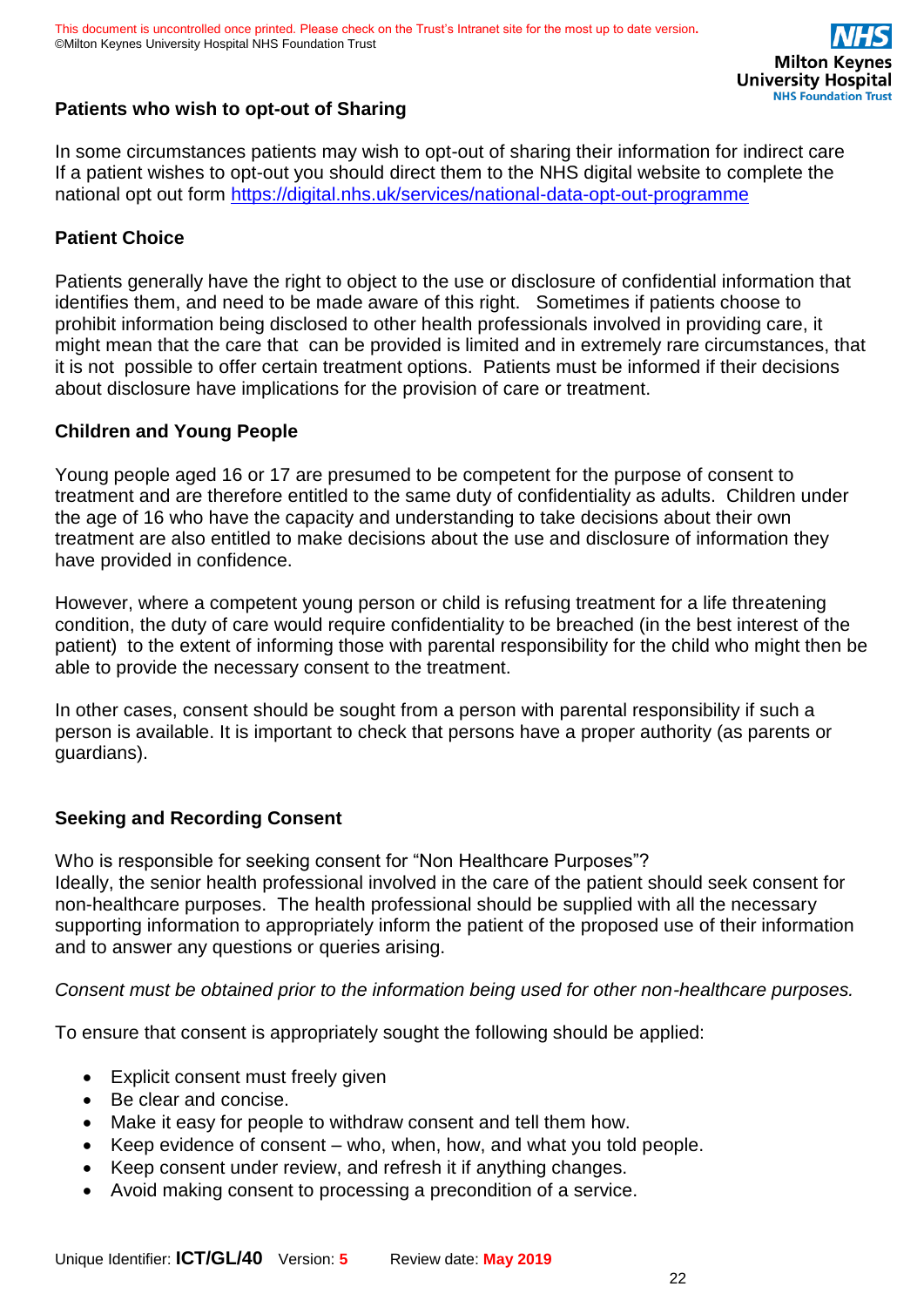**Patients who wish to opt-out of Sharing**

In some circumstances patients may wish to opt-out of sharing their information for indirect care If a patient wishes to opt-out you should direct them to the NHS digital website to complete the national opt out form https://digital.nhs.uk/services/national-data-opt-out-programme

**Patient Choice**

Patients generally have the right to object to the use or disclosure of confidential information that identifies them, and need to be made aware of this right. Sometimes if patients choose to prohibit information being disclosed to other health professionals involved in providing care, it might mean that the care that can be provided is limited and in extremely rare circumstances, that it is not possible to offer certain treatment options. Patients must be informed if their decisions about disclosure have implications for the provision of care or treatment.

**Children and Young People**

Young people aged 16 or 17 are presumed to be competent for the purpose of consent to treatment and are therefore entitled to the same duty of confidentiality as adults. Children under the age of 16 who have the capacity and understanding to take decisions about their own treatment are also entitled to make decisions about the use and disclosure of information they have provided in confidence.

However, where a competent young person or child is refusing treatment for a life threatening condition, the duty of care would require confidentiality to be breached (in the best interest of the patient) to the extent of informing those with parental responsibility for the child who might then be able to provide the necessary consent to the treatment.

In other cases, consent should be sought from a person with parental responsibility if such a person is available. It is important to check that persons have a proper authority (as parents or guardians).

**Seeking and Recording Consent**

Who is responsible for seeking consent for "Non Healthcare Purposes"?
Ideally, the senior health professional involved in the care of the patient should seek consent for non-healthcare purposes. The health professional should be supplied with all the necessary supporting information to appropriately inform the patient of the proposed use of their information and to answer any questions or queries arising.

*Consent must be obtained prior to the information being used for other non-healthcare purposes.*

To ensure that consent is appropriately sought the following should be applied:

- Explicit consent must freely given
- Be clear and concise.
- Make it easy for people to withdraw consent and tell them how.
- Keep evidence of consent – who, when, how, and what you told people.
- Keep consent under review, and refresh it if anything changes.
- Avoid making consent to processing a precondition of a service.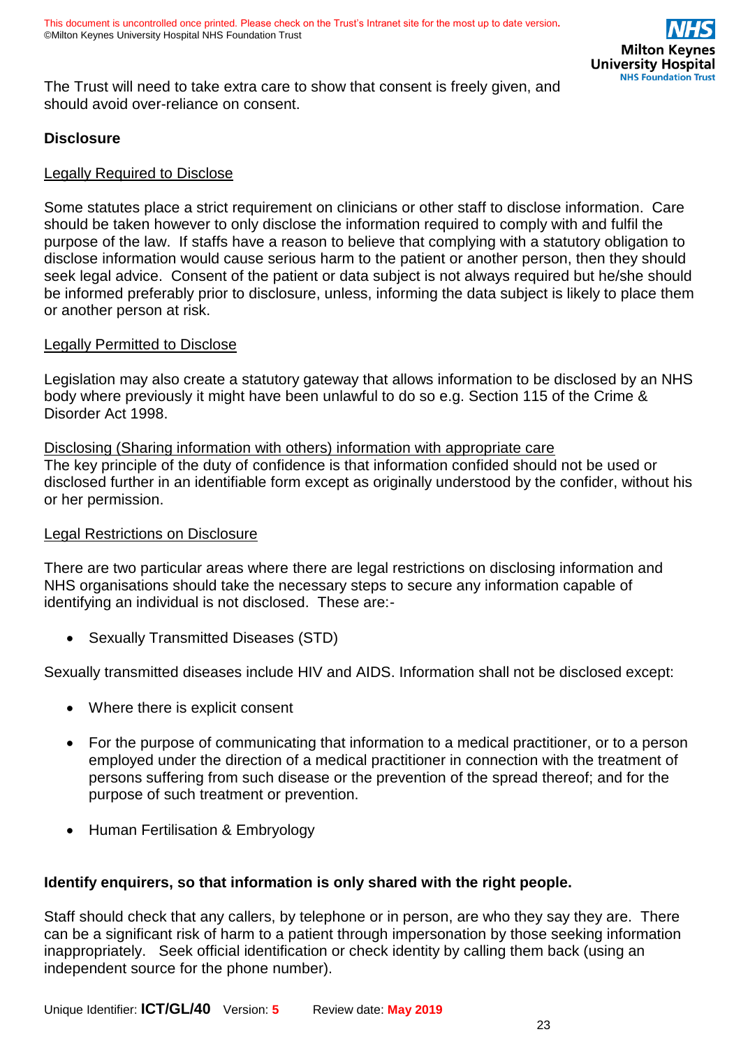The Trust will need to take extra care to show that consent is freely given, and should avoid over-reliance on consent.

**Disclosure**

Legally Required to Disclose

Some statutes place a strict requirement on clinicians or other staff to disclose information. Care should be taken however to only disclose the information required to comply with and fulfil the purpose of the law. If staffs have a reason to believe that complying with a statutory obligation to disclose information would cause serious harm to the patient or another person, then they should seek legal advice. Consent of the patient or data subject is not always required but he/she should be informed preferably prior to disclosure, unless, informing the data subject is likely to place them or another person at risk.

Legally Permitted to Disclose

Legislation may also create a statutory gateway that allows information to be disclosed by an NHS body where previously it might have been unlawful to do so e.g. Section 115 of the Crime & Disorder Act 1998.

Disclosing (Sharing information with others) information with appropriate care

The key principle of the duty of confidence is that information confided should not be used or disclosed further in an identifiable form except as originally understood by the confider, without his or her permission.

Legal Restrictions on Disclosure

There are two particular areas where there are legal restrictions on disclosing information and NHS organisations should take the necessary steps to secure any information capable of identifying an individual is not disclosed. These are:-

- Sexually Transmitted Diseases (STD)

Sexually transmitted diseases include HIV and AIDS. Information shall not be disclosed except:

- Where there is explicit consent
- For the purpose of communicating that information to a medical practitioner, or to a person employed under the direction of a medical practitioner in connection with the treatment of persons suffering from such disease or the prevention of the spread thereof; and for the purpose of such treatment or prevention.
- Human Fertilisation & Embryology

**Identify enquirers, so that information is only shared with the right people.**

Staff should check that any callers, by telephone or in person, are who they say they are. There can be a significant risk of harm to a patient through impersonation by those seeking information inappropriately. Seek official identification or check identity by calling them back (using an independent source for the phone number).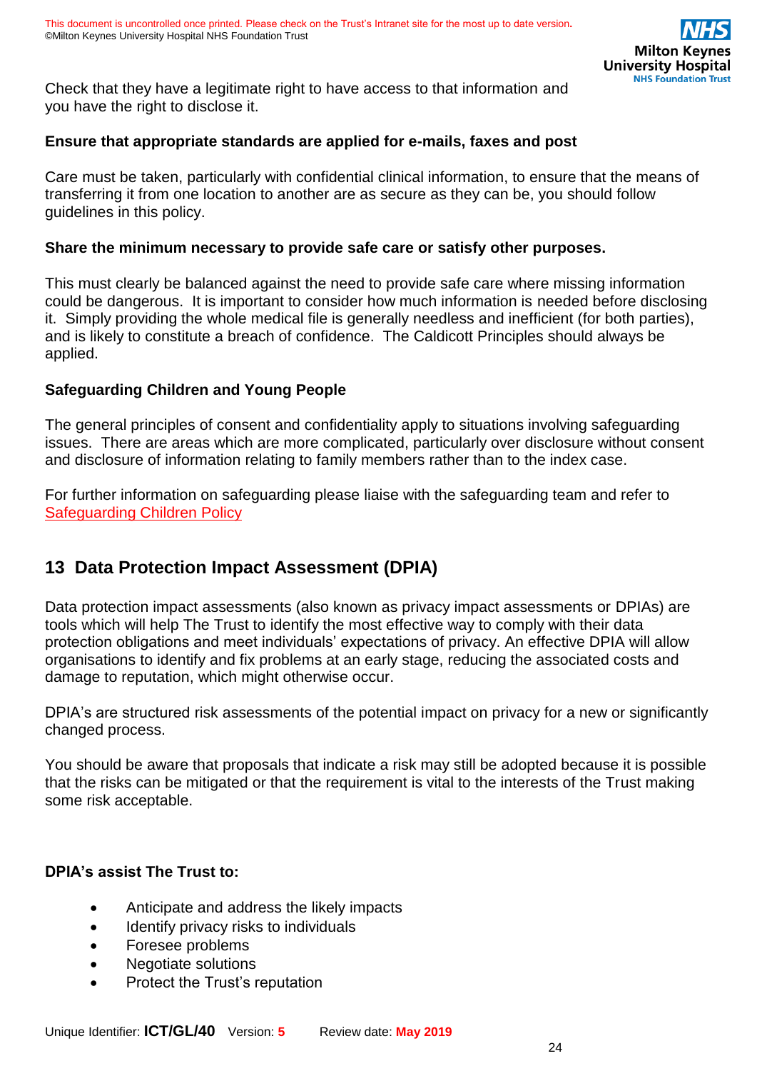Check that they have a legitimate right to have access to that information and you have the right to disclose it.

**Ensure that appropriate standards are applied for e-mails, faxes and post**

Care must be taken, particularly with confidential clinical information, to ensure that the means of transferring it from one location to another are as secure as they can be, you should follow guidelines in this policy.

**Share the minimum necessary to provide safe care or satisfy other purposes.**

This must clearly be balanced against the need to provide safe care where missing information could be dangerous. It is important to consider how much information is needed before disclosing it. Simply providing the whole medical file is generally needless and inefficient (for both parties), and is likely to constitute a breach of confidence. The Caldicott Principles should always be applied.

**Safeguarding Children and Young People**

The general principles of consent and confidentiality apply to situations involving safeguarding issues. There are areas which are more complicated, particularly over disclosure without consent and disclosure of information relating to family members rather than to the index case.

For further information on safeguarding please liaise with the safeguarding team and refer to Safeguarding Children Policy

## 13 Data Protection Impact Assessment (DPIA)

Data protection impact assessments (also known as privacy impact assessments or DPIAs) are tools which will help The Trust to identify the most effective way to comply with their data protection obligations and meet individuals' expectations of privacy. An effective DPIA will allow organisations to identify and fix problems at an early stage, reducing the associated costs and damage to reputation, which might otherwise occur.

DPIA's are structured risk assessments of the potential impact on privacy for a new or significantly changed process.

You should be aware that proposals that indicate a risk may still be adopted because it is possible that the risks can be mitigated or that the requirement is vital to the interests of the Trust making some risk acceptable.

**DPIA's assist The Trust to:**

- Anticipate and address the likely impacts
- Identify privacy risks to individuals
- Foresee problems
- Negotiate solutions
- Protect the Trust's reputation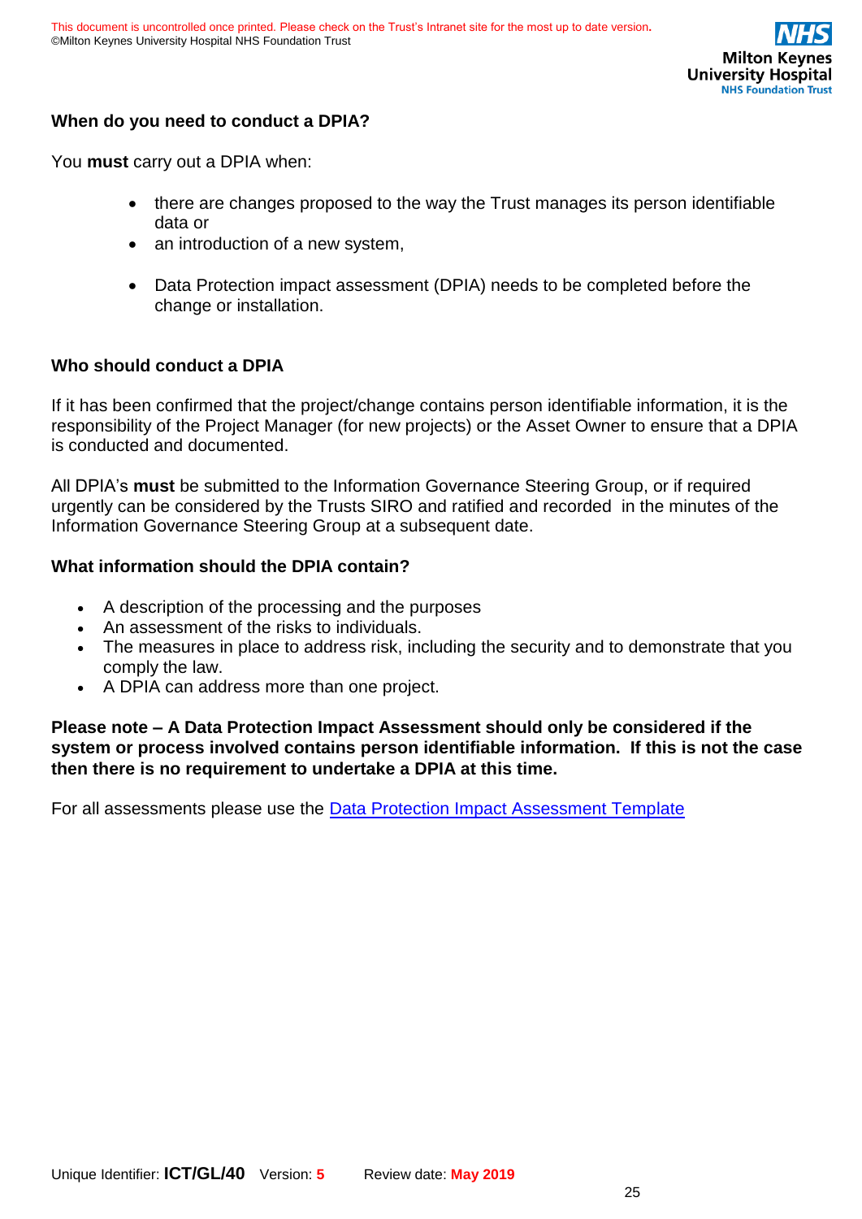**When do you need to conduct a DPIA?**

You **must** carry out a DPIA when:

- there are changes proposed to the way the Trust manages its person identifiable data or
- an introduction of a new system,

- Data Protection impact assessment (DPIA) needs to be completed before the change or installation.

**Who should conduct a DPIA**

If it has been confirmed that the project/change contains person identifiable information, it is the responsibility of the Project Manager (for new projects) or the Asset Owner to ensure that a DPIA is conducted and documented.

All DPIA's **must** be submitted to the Information Governance Steering Group, or if required urgently can be considered by the Trusts SIRO and ratified and recorded in the minutes of the Information Governance Steering Group at a subsequent date.

**What information should the DPIA contain?**

- A description of the processing and the purposes
- An assessment of the risks to individuals.
- The measures in place to address risk, including the security and to demonstrate that you comply the law.
- A DPIA can address more than one project.

**Please note – A Data Protection Impact Assessment should only be considered if the system or process involved contains person identifiable information. If this is not the case then there is no requirement to undertake a DPIA at this time.**

For all assessments please use the Data Protection Impact Assessment Template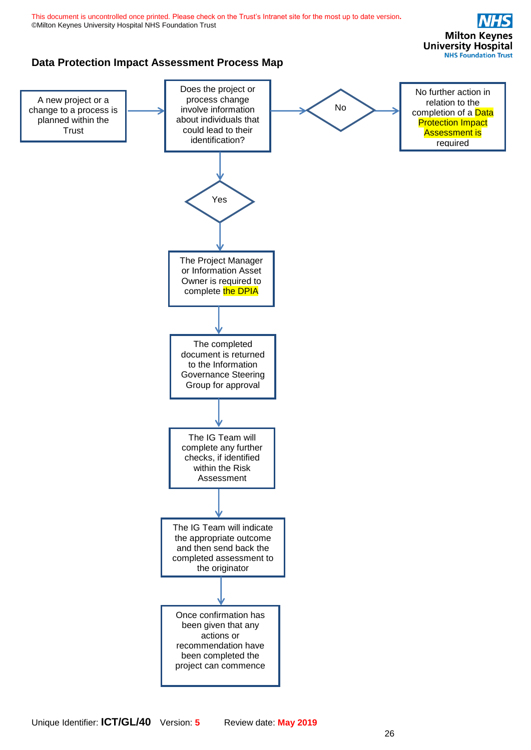## Data Protection Impact Assessment Process Map

A new project or a change to a process is planned within the Trust

→ Does the project or process change involve information about individuals that could lead to their identification?

- **No** → No further action in relation to the completion of a Data Protection Impact Assessment is required
- **Yes** ↓

The Project Manager or Information Asset Owner is required to complete the DPIA

↓

The completed document is returned to the Information Governance Steering Group for approval

↓

The IG Team will complete any further checks, if identified within the Risk Assessment

↓

The IG Team will indicate the appropriate outcome and then send back the completed assessment to the originator

↓

Once confirmation has been given that any actions or recommendation have been completed the project can commence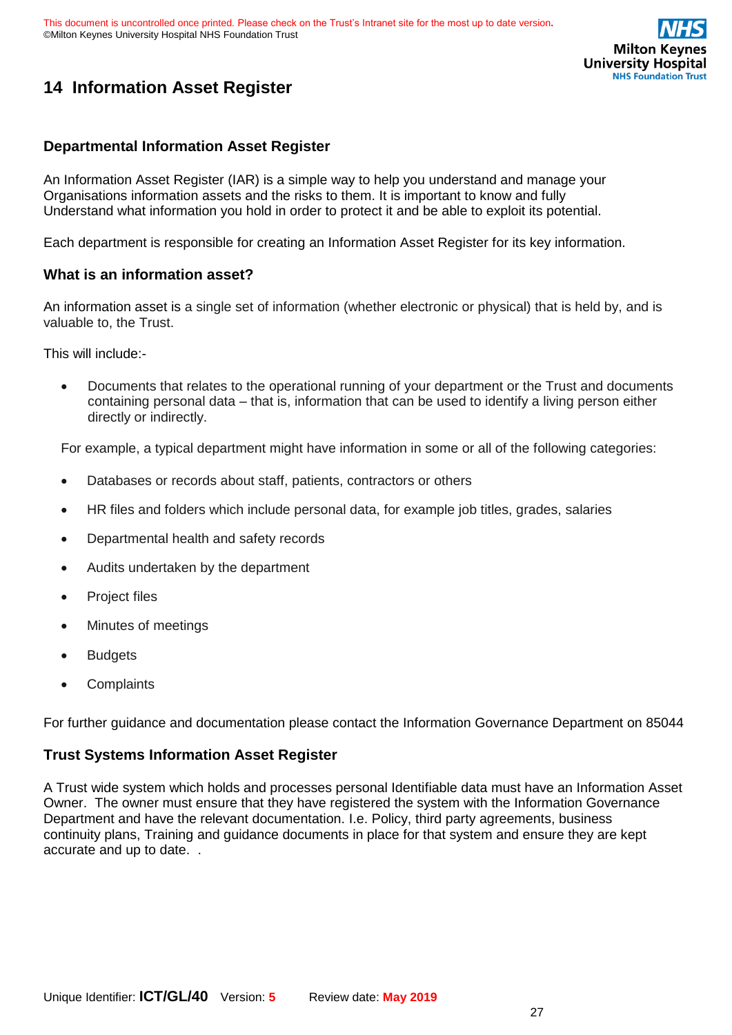# 14 Information Asset Register

### Departmental Information Asset Register

An Information Asset Register (IAR) is a simple way to help you understand and manage your Organisations information assets and the risks to them. It is important to know and fully Understand what information you hold in order to protect it and be able to exploit its potential.

Each department is responsible for creating an Information Asset Register for its key information.

### What is an information asset?

An information asset is a single set of information (whether electronic or physical) that is held by, and is valuable to, the Trust.

This will include:-

- Documents that relates to the operational running of your department or the Trust and documents containing personal data – that is, information that can be used to identify a living person either directly or indirectly.

For example, a typical department might have information in some or all of the following categories:

- Databases or records about staff, patients, contractors or others
- HR files and folders which include personal data, for example job titles, grades, salaries
- Departmental health and safety records
- Audits undertaken by the department
- Project files
- Minutes of meetings
- Budgets
- Complaints

For further guidance and documentation please contact the Information Governance Department on 85044

### Trust Systems Information Asset Register

A Trust wide system which holds and processes personal Identifiable data must have an Information Asset Owner. The owner must ensure that they have registered the system with the Information Governance Department and have the relevant documentation. I.e. Policy, third party agreements, business continuity plans, Training and guidance documents in place for that system and ensure they are kept accurate and up to date. .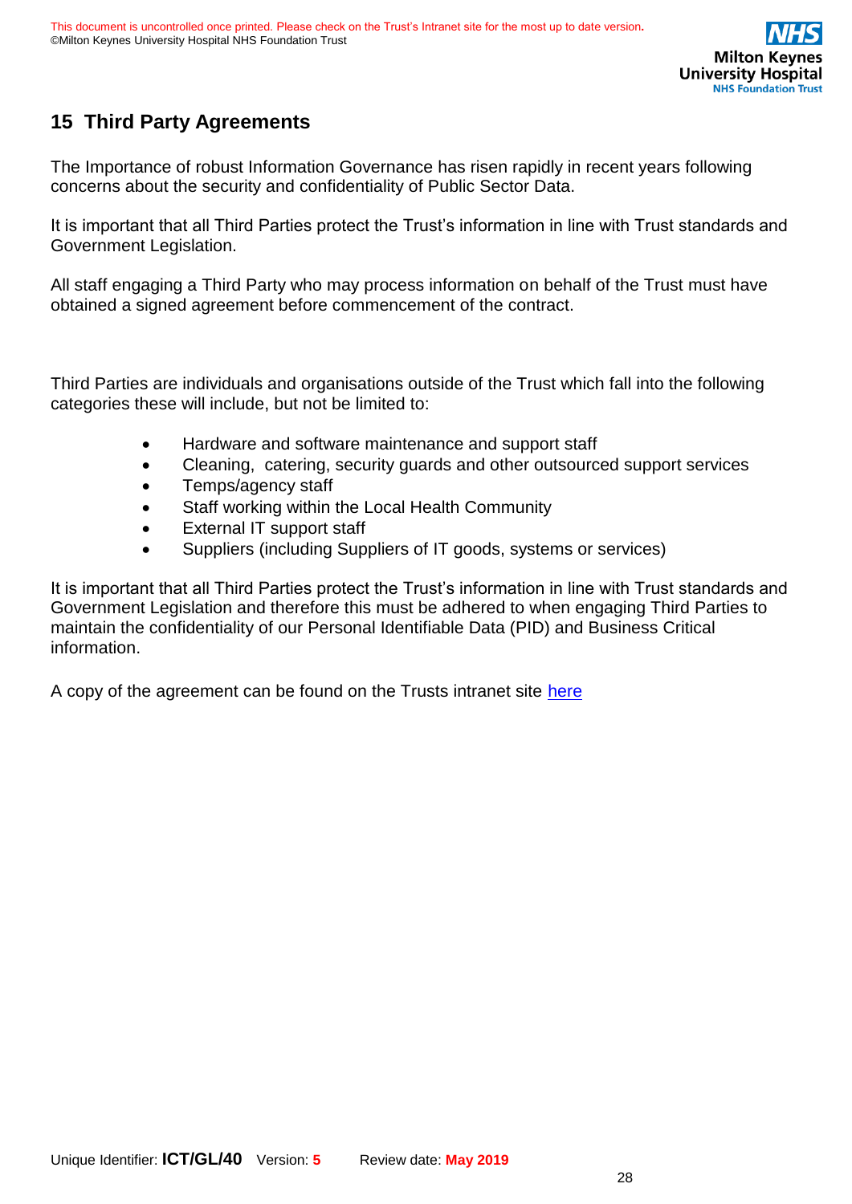## 15 Third Party Agreements

The Importance of robust Information Governance has risen rapidly in recent years following concerns about the security and confidentiality of Public Sector Data.

It is important that all Third Parties protect the Trust's information in line with Trust standards and Government Legislation.

All staff engaging a Third Party who may process information on behalf of the Trust must have obtained a signed agreement before commencement of the contract.

Third Parties are individuals and organisations outside of the Trust which fall into the following categories these will include, but not be limited to:

- Hardware and software maintenance and support staff
- Cleaning, catering, security guards and other outsourced support services
- Temps/agency staff
- Staff working within the Local Health Community
- External IT support staff
- Suppliers (including Suppliers of IT goods, systems or services)

It is important that all Third Parties protect the Trust's information in line with Trust standards and Government Legislation and therefore this must be adhered to when engaging Third Parties to maintain the confidentiality of our Personal Identifiable Data (PID) and Business Critical information.

A copy of the agreement can be found on the Trusts intranet site here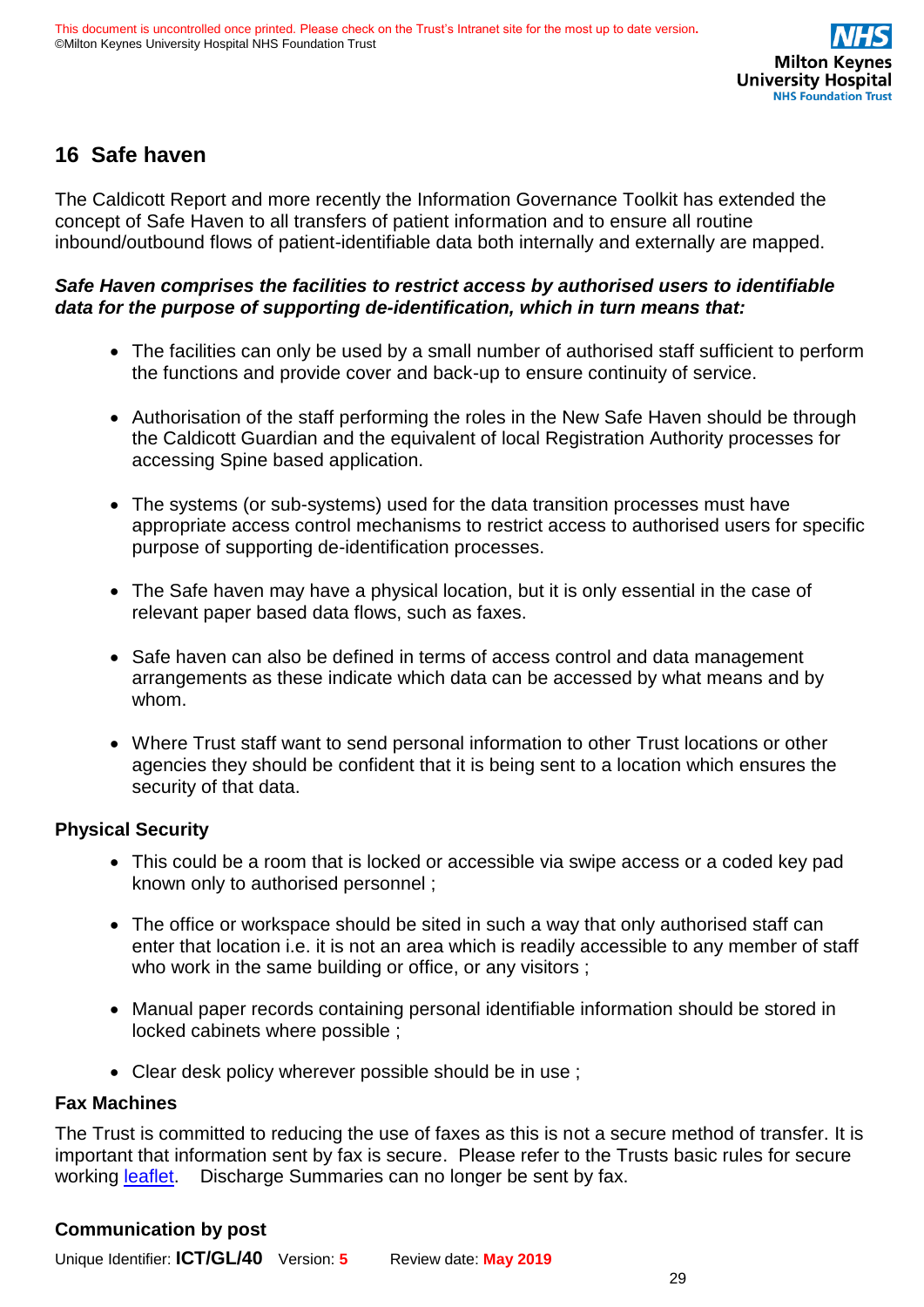## 16 Safe haven

The Caldicott Report and more recently the Information Governance Toolkit has extended the concept of Safe Haven to all transfers of patient information and to ensure all routine inbound/outbound flows of patient-identifiable data both internally and externally are mapped.

***Safe Haven comprises the facilities to restrict access by authorised users to identifiable data for the purpose of supporting de-identification, which in turn means that:***

- The facilities can only be used by a small number of authorised staff sufficient to perform the functions and provide cover and back-up to ensure continuity of service.
- Authorisation of the staff performing the roles in the New Safe Haven should be through the Caldicott Guardian and the equivalent of local Registration Authority processes for accessing Spine based application.
- The systems (or sub-systems) used for the data transition processes must have appropriate access control mechanisms to restrict access to authorised users for specific purpose of supporting de-identification processes.
- The Safe haven may have a physical location, but it is only essential in the case of relevant paper based data flows, such as faxes.
- Safe haven can also be defined in terms of access control and data management arrangements as these indicate which data can be accessed by what means and by whom.
- Where Trust staff want to send personal information to other Trust locations or other agencies they should be confident that it is being sent to a location which ensures the security of that data.

### Physical Security

- This could be a room that is locked or accessible via swipe access or a coded key pad known only to authorised personnel ;
- The office or workspace should be sited in such a way that only authorised staff can enter that location i.e. it is not an area which is readily accessible to any member of staff who work in the same building or office, or any visitors ;
- Manual paper records containing personal identifiable information should be stored in locked cabinets where possible ;
- Clear desk policy wherever possible should be in use ;

### Fax Machines

The Trust is committed to reducing the use of faxes as this is not a secure method of transfer. It is important that information sent by fax is secure. Please refer to the Trusts basic rules for secure working leaflet. Discharge Summaries can no longer be sent by fax.

### Communication by post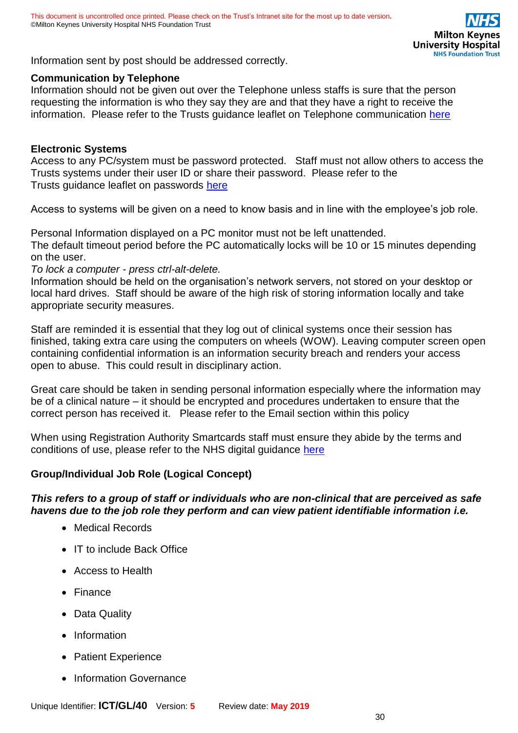Information sent by post should be addressed correctly.

**Communication by Telephone**

Information should not be given out over the Telephone unless staffs is sure that the person requesting the information is who they say they are and that they have a right to receive the information. Please refer to the Trusts guidance leaflet on Telephone communication here

**Electronic Systems**

Access to any PC/system must be password protected. Staff must not allow others to access the Trusts systems under their user ID or share their password. Please refer to the Trusts guidance leaflet on passwords here

Access to systems will be given on a need to know basis and in line with the employee's job role.

Personal Information displayed on a PC monitor must not be left unattended.
The default timeout period before the PC automatically locks will be 10 or 15 minutes depending on the user.
*To lock a computer - press ctrl-alt-delete.*
Information should be held on the organisation's network servers, not stored on your desktop or local hard drives. Staff should be aware of the high risk of storing information locally and take appropriate security measures.

Staff are reminded it is essential that they log out of clinical systems once their session has finished, taking extra care using the computers on wheels (WOW). Leaving computer screen open containing confidential information is an information security breach and renders your access open to abuse. This could result in disciplinary action.

Great care should be taken in sending personal information especially where the information may be of a clinical nature – it should be encrypted and procedures undertaken to ensure that the correct person has received it. Please refer to the Email section within this policy

When using Registration Authority Smartcards staff must ensure they abide by the terms and conditions of use, please refer to the NHS digital guidance here

**Group/Individual Job Role (Logical Concept)**

***This refers to a group of staff or individuals who are non-clinical that are perceived as safe havens due to the job role they perform and can view patient identifiable information i.e.***

- Medical Records
- IT to include Back Office
- Access to Health
- Finance
- Data Quality
- Information
- Patient Experience
- Information Governance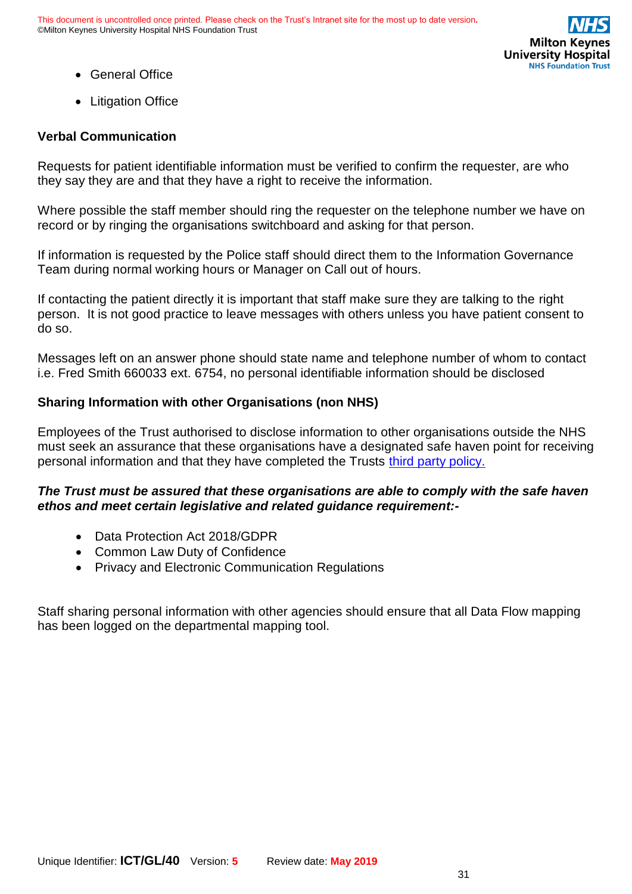- General Office
- Litigation Office

**Verbal Communication**

Requests for patient identifiable information must be verified to confirm the requester, are who they say they are and that they have a right to receive the information.

Where possible the staff member should ring the requester on the telephone number we have on record or by ringing the organisations switchboard and asking for that person.

If information is requested by the Police staff should direct them to the Information Governance Team during normal working hours or Manager on Call out of hours.

If contacting the patient directly it is important that staff make sure they are talking to the right person. It is not good practice to leave messages with others unless you have patient consent to do so.

Messages left on an answer phone should state name and telephone number of whom to contact i.e. Fred Smith 660033 ext. 6754, no personal identifiable information should be disclosed

**Sharing Information with other Organisations (non NHS)**

Employees of the Trust authorised to disclose information to other organisations outside the NHS must seek an assurance that these organisations have a designated safe haven point for receiving personal information and that they have completed the Trusts [third party policy.](third party policy.)

***The Trust must be assured that these organisations are able to comply with the safe haven ethos and meet certain legislative and related guidance requirement:-***

- Data Protection Act 2018/GDPR
- Common Law Duty of Confidence
- Privacy and Electronic Communication Regulations

Staff sharing personal information with other agencies should ensure that all Data Flow mapping has been logged on the departmental mapping tool.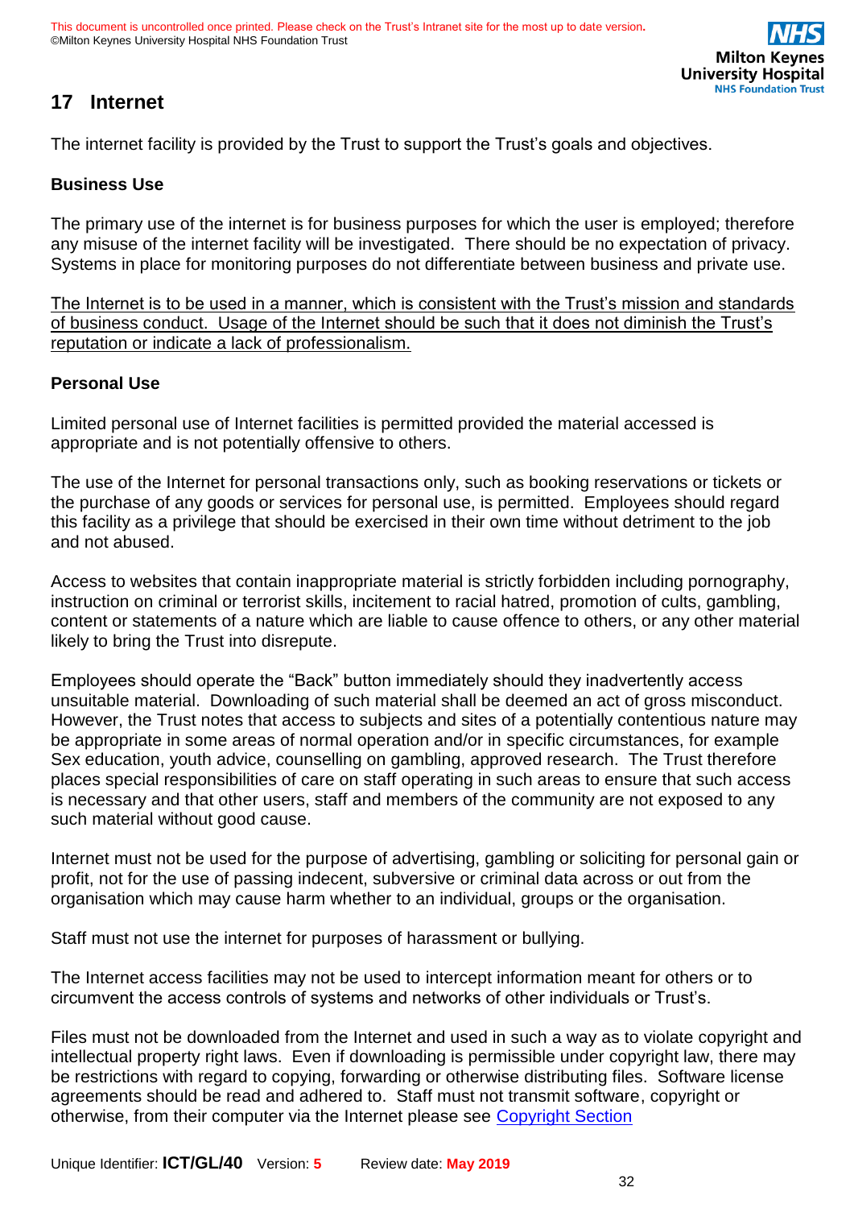## 17 Internet

The internet facility is provided by the Trust to support the Trust's goals and objectives.

**Business Use**

The primary use of the internet is for business purposes for which the user is employed; therefore any misuse of the internet facility will be investigated. There should be no expectation of privacy. Systems in place for monitoring purposes do not differentiate between business and private use.

<u>The Internet is to be used in a manner, which is consistent with the Trust's mission and standards of business conduct. Usage of the Internet should be such that it does not diminish the Trust's reputation or indicate a lack of professionalism.</u>

**Personal Use**

Limited personal use of Internet facilities is permitted provided the material accessed is appropriate and is not potentially offensive to others.

The use of the Internet for personal transactions only, such as booking reservations or tickets or the purchase of any goods or services for personal use, is permitted. Employees should regard this facility as a privilege that should be exercised in their own time without detriment to the job and not abused.

Access to websites that contain inappropriate material is strictly forbidden including pornography, instruction on criminal or terrorist skills, incitement to racial hatred, promotion of cults, gambling, content or statements of a nature which are liable to cause offence to others, or any other material likely to bring the Trust into disrepute.

Employees should operate the "Back" button immediately should they inadvertently access unsuitable material. Downloading of such material shall be deemed an act of gross misconduct. However, the Trust notes that access to subjects and sites of a potentially contentious nature may be appropriate in some areas of normal operation and/or in specific circumstances, for example Sex education, youth advice, counselling on gambling, approved research. The Trust therefore places special responsibilities of care on staff operating in such areas to ensure that such access is necessary and that other users, staff and members of the community are not exposed to any such material without good cause.

Internet must not be used for the purpose of advertising, gambling or soliciting for personal gain or profit, not for the use of passing indecent, subversive or criminal data across or out from the organisation which may cause harm whether to an individual, groups or the organisation.

Staff must not use the internet for purposes of harassment or bullying.

The Internet access facilities may not be used to intercept information meant for others or to circumvent the access controls of systems and networks of other individuals or Trust's.

Files must not be downloaded from the Internet and used in such a way as to violate copyright and intellectual property right laws. Even if downloading is permissible under copyright law, there may be restrictions with regard to copying, forwarding or otherwise distributing files. Software license agreements should be read and adhered to. Staff must not transmit software, copyright or otherwise, from their computer via the Internet please see Copyright Section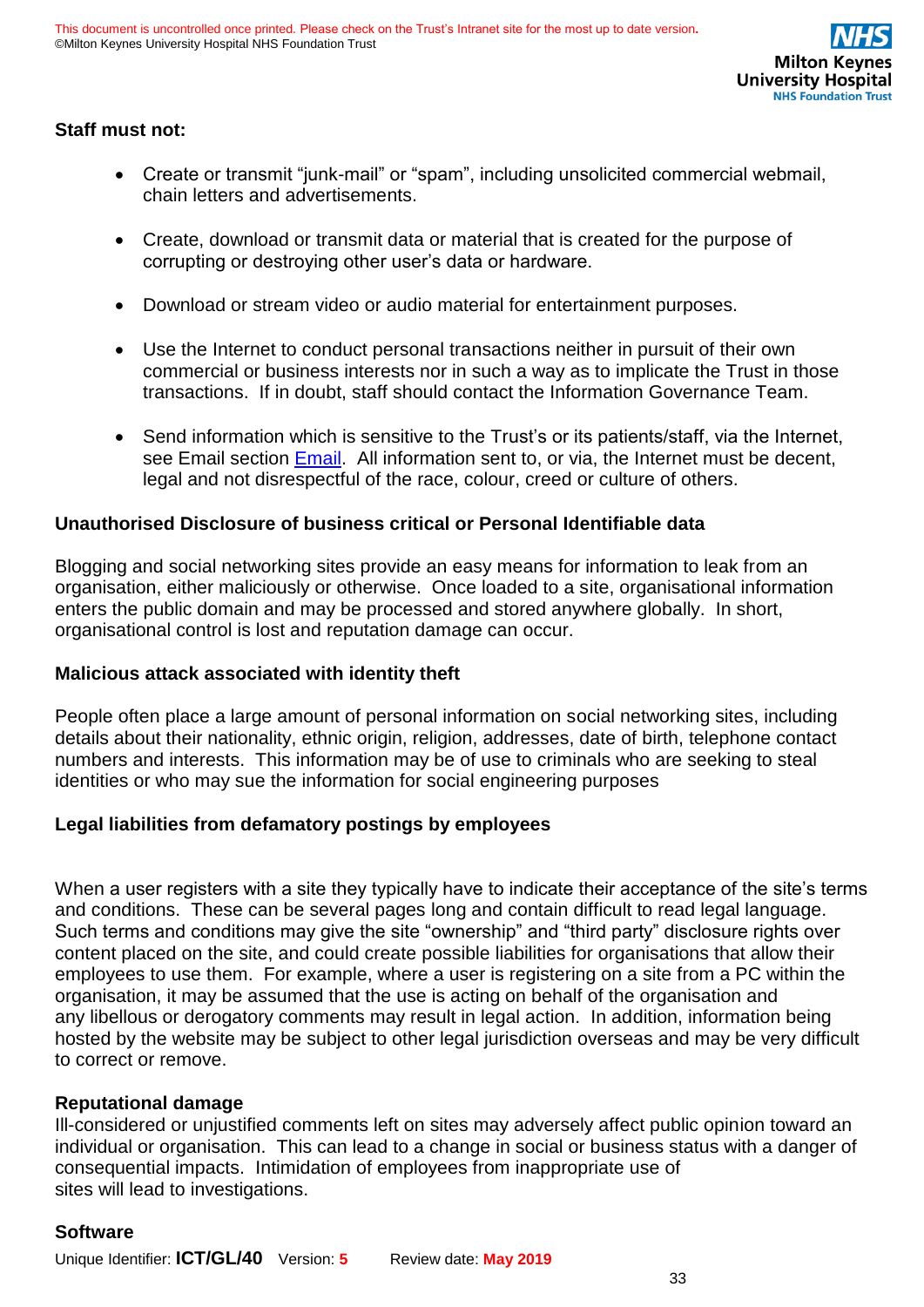**Staff must not:**

- Create or transmit "junk-mail" or "spam", including unsolicited commercial webmail, chain letters and advertisements.
- Create, download or transmit data or material that is created for the purpose of corrupting or destroying other user's data or hardware.
- Download or stream video or audio material for entertainment purposes.
- Use the Internet to conduct personal transactions neither in pursuit of their own commercial or business interests nor in such a way as to implicate the Trust in those transactions. If in doubt, staff should contact the Information Governance Team.
- Send information which is sensitive to the Trust's or its patients/staff, via the Internet, see Email section [Email](). All information sent to, or via, the Internet must be decent, legal and not disrespectful of the race, colour, creed or culture of others.

**Unauthorised Disclosure of business critical or Personal Identifiable data**

Blogging and social networking sites provide an easy means for information to leak from an organisation, either maliciously or otherwise. Once loaded to a site, organisational information enters the public domain and may be processed and stored anywhere globally. In short, organisational control is lost and reputation damage can occur.

**Malicious attack associated with identity theft**

People often place a large amount of personal information on social networking sites, including details about their nationality, ethnic origin, religion, addresses, date of birth, telephone contact numbers and interests. This information may be of use to criminals who are seeking to steal identities or who may sue the information for social engineering purposes

**Legal liabilities from defamatory postings by employees**

When a user registers with a site they typically have to indicate their acceptance of the site's terms and conditions. These can be several pages long and contain difficult to read legal language. Such terms and conditions may give the site "ownership" and "third party" disclosure rights over content placed on the site, and could create possible liabilities for organisations that allow their employees to use them. For example, where a user is registering on a site from a PC within the organisation, it may be assumed that the use is acting on behalf of the organisation and any libellous or derogatory comments may result in legal action. In addition, information being hosted by the website may be subject to other legal jurisdiction overseas and may be very difficult to correct or remove.

**Reputational damage**

Ill-considered or unjustified comments left on sites may adversely affect public opinion toward an individual or organisation. This can lead to a change in social or business status with a danger of consequential impacts. Intimidation of employees from inappropriate use of sites will lead to investigations.

**Software**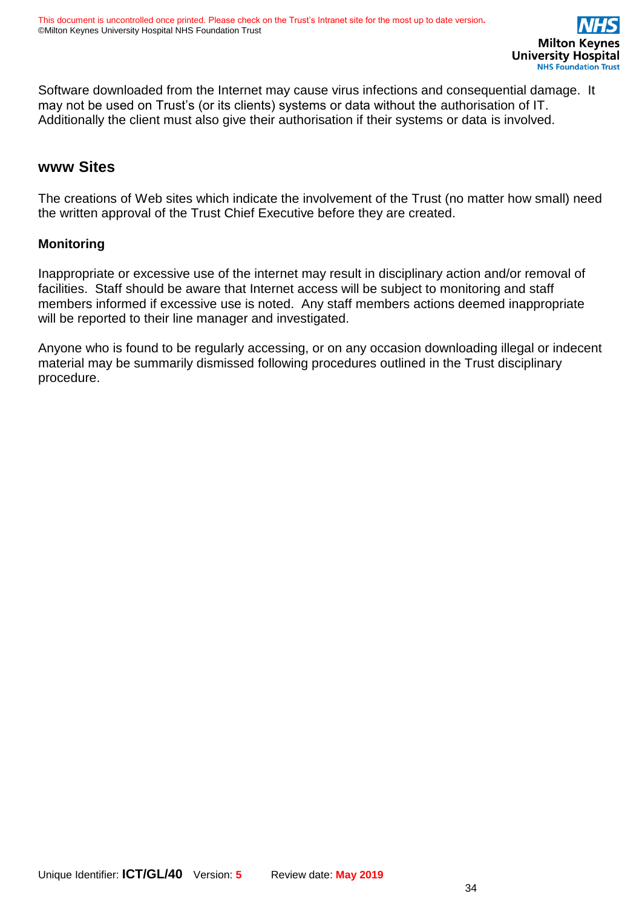Software downloaded from the Internet may cause virus infections and consequential damage. It may not be used on Trust's (or its clients) systems or data without the authorisation of IT. Additionally the client must also give their authorisation if their systems or data is involved.

## www Sites

The creations of Web sites which indicate the involvement of the Trust (no matter how small) need the written approval of the Trust Chief Executive before they are created.

### Monitoring

Inappropriate or excessive use of the internet may result in disciplinary action and/or removal of facilities. Staff should be aware that Internet access will be subject to monitoring and staff members informed if excessive use is noted. Any staff members actions deemed inappropriate will be reported to their line manager and investigated.

Anyone who is found to be regularly accessing, or on any occasion downloading illegal or indecent material may be summarily dismissed following procedures outlined in the Trust disciplinary procedure.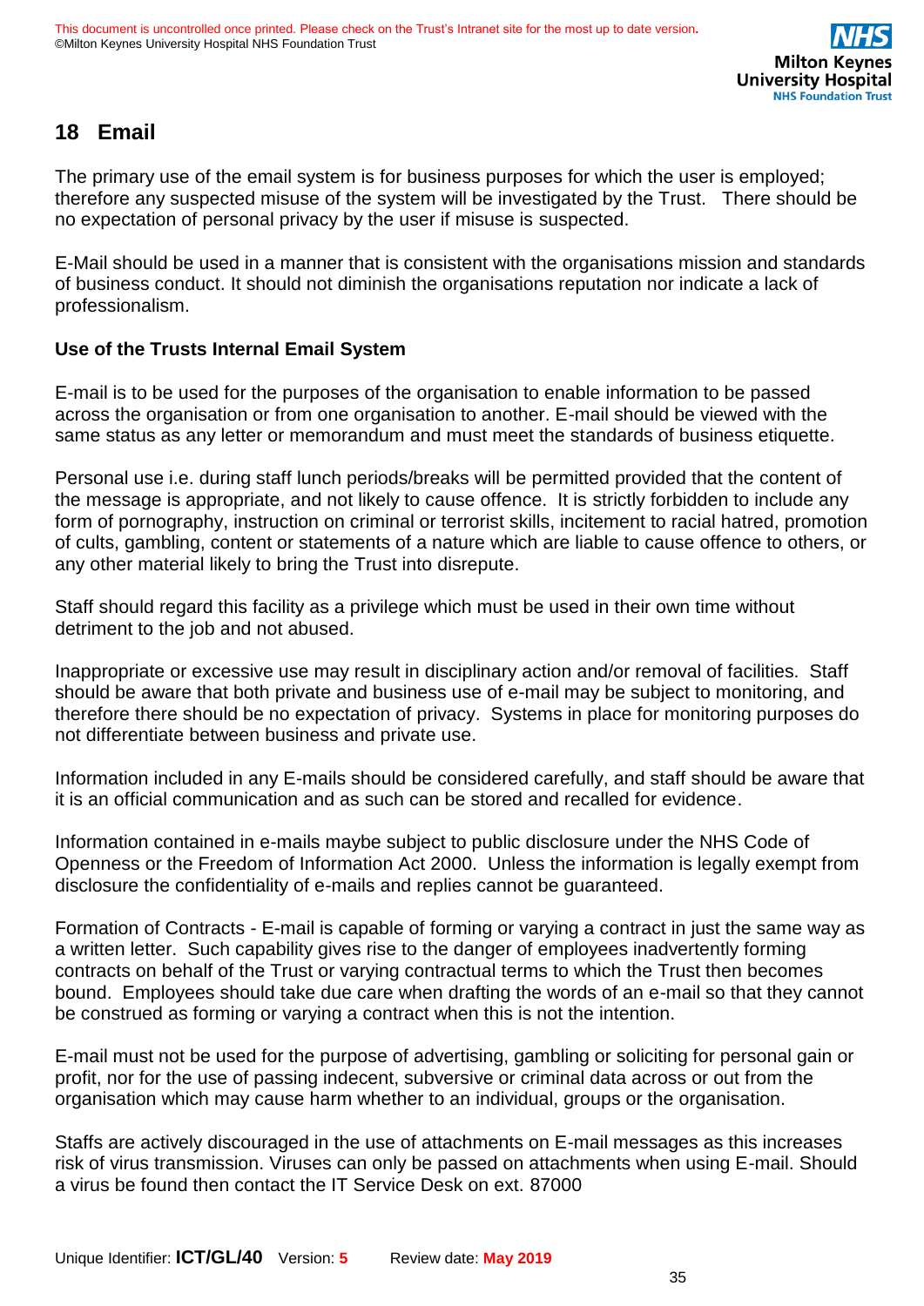## 18 Email

The primary use of the email system is for business purposes for which the user is employed; therefore any suspected misuse of the system will be investigated by the Trust. There should be no expectation of personal privacy by the user if misuse is suspected.

E-Mail should be used in a manner that is consistent with the organisations mission and standards of business conduct. It should not diminish the organisations reputation nor indicate a lack of professionalism.

**Use of the Trusts Internal Email System**

E-mail is to be used for the purposes of the organisation to enable information to be passed across the organisation or from one organisation to another. E-mail should be viewed with the same status as any letter or memorandum and must meet the standards of business etiquette.

Personal use i.e. during staff lunch periods/breaks will be permitted provided that the content of the message is appropriate, and not likely to cause offence. It is strictly forbidden to include any form of pornography, instruction on criminal or terrorist skills, incitement to racial hatred, promotion of cults, gambling, content or statements of a nature which are liable to cause offence to others, or any other material likely to bring the Trust into disrepute.

Staff should regard this facility as a privilege which must be used in their own time without detriment to the job and not abused.

Inappropriate or excessive use may result in disciplinary action and/or removal of facilities. Staff should be aware that both private and business use of e-mail may be subject to monitoring, and therefore there should be no expectation of privacy. Systems in place for monitoring purposes do not differentiate between business and private use.

Information included in any E-mails should be considered carefully, and staff should be aware that it is an official communication and as such can be stored and recalled for evidence.

Information contained in e-mails maybe subject to public disclosure under the NHS Code of Openness or the Freedom of Information Act 2000. Unless the information is legally exempt from disclosure the confidentiality of e-mails and replies cannot be guaranteed.

Formation of Contracts - E-mail is capable of forming or varying a contract in just the same way as a written letter. Such capability gives rise to the danger of employees inadvertently forming contracts on behalf of the Trust or varying contractual terms to which the Trust then becomes bound. Employees should take due care when drafting the words of an e-mail so that they cannot be construed as forming or varying a contract when this is not the intention.

E-mail must not be used for the purpose of advertising, gambling or soliciting for personal gain or profit, nor for the use of passing indecent, subversive or criminal data across or out from the organisation which may cause harm whether to an individual, groups or the organisation.

Staffs are actively discouraged in the use of attachments on E-mail messages as this increases risk of virus transmission. Viruses can only be passed on attachments when using E-mail. Should a virus be found then contact the IT Service Desk on ext. 87000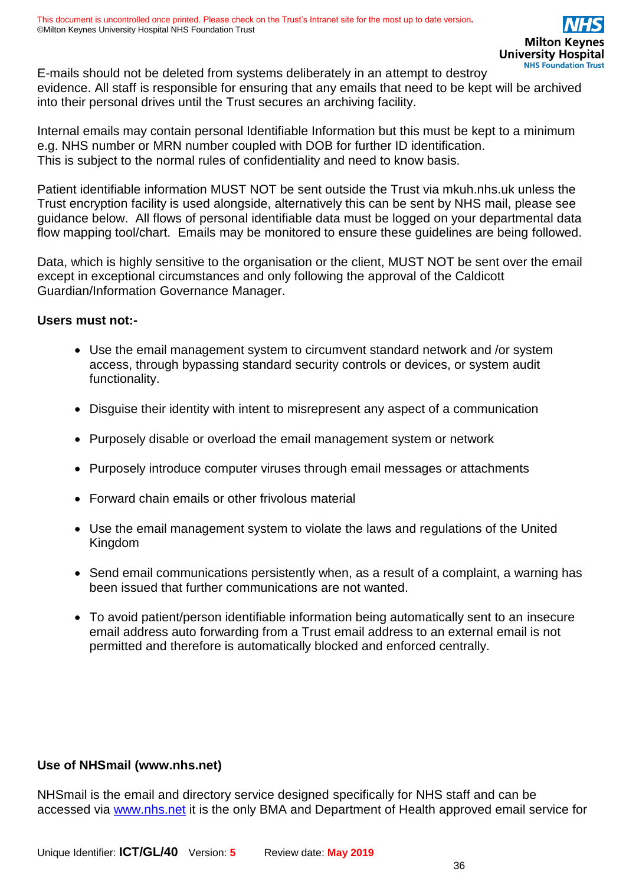E-mails should not be deleted from systems deliberately in an attempt to destroy evidence. All staff is responsible for ensuring that any emails that need to be kept will be archived into their personal drives until the Trust secures an archiving facility.

Internal emails may contain personal Identifiable Information but this must be kept to a minimum e.g. NHS number or MRN number coupled with DOB for further ID identification. This is subject to the normal rules of confidentiality and need to know basis.

Patient identifiable information MUST NOT be sent outside the Trust via mkuh.nhs.uk unless the Trust encryption facility is used alongside, alternatively this can be sent by NHS mail, please see guidance below. All flows of personal identifiable data must be logged on your departmental data flow mapping tool/chart. Emails may be monitored to ensure these guidelines are being followed.

Data, which is highly sensitive to the organisation or the client, MUST NOT be sent over the email except in exceptional circumstances and only following the approval of the Caldicott Guardian/Information Governance Manager.

**Users must not:-**

- Use the email management system to circumvent standard network and /or system access, through bypassing standard security controls or devices, or system audit functionality.
- Disguise their identity with intent to misrepresent any aspect of a communication
- Purposely disable or overload the email management system or network
- Purposely introduce computer viruses through email messages or attachments
- Forward chain emails or other frivolous material
- Use the email management system to violate the laws and regulations of the United Kingdom
- Send email communications persistently when, as a result of a complaint, a warning has been issued that further communications are not wanted.
- To avoid patient/person identifiable information being automatically sent to an insecure email address auto forwarding from a Trust email address to an external email is not permitted and therefore is automatically blocked and enforced centrally.

**Use of NHSmail (www.nhs.net)**

NHSmail is the email and directory service designed specifically for NHS staff and can be accessed via [www.nhs.net](www.nhs.net) it is the only BMA and Department of Health approved email service for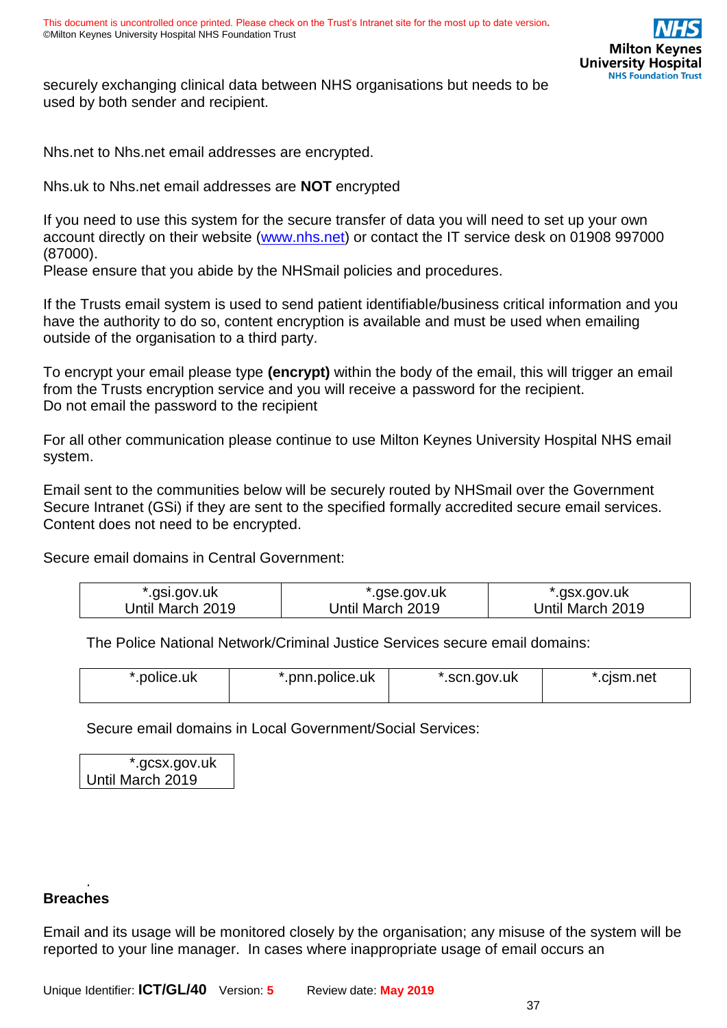securely exchanging clinical data between NHS organisations but needs to be used by both sender and recipient.

Nhs.net to Nhs.net email addresses are encrypted.

Nhs.uk to Nhs.net email addresses are **NOT** encrypted

If you need to use this system for the secure transfer of data you will need to set up your own account directly on their website ([www.nhs.net](www.nhs.net)) or contact the IT service desk on 01908 997000 (87000).
Please ensure that you abide by the NHSmail policies and procedures.

If the Trusts email system is used to send patient identifiable/business critical information and you have the authority to do so, content encryption is available and must be used when emailing outside of the organisation to a third party.

To encrypt your email please type **(encrypt)** within the body of the email, this will trigger an email from the Trusts encryption service and you will receive a password for the recipient.
Do not email the password to the recipient

For all other communication please continue to use Milton Keynes University Hospital NHS email system.

Email sent to the communities below will be securely routed by NHSmail over the Government Secure Intranet (GSi) if they are sent to the specified formally accredited secure email services. Content does not need to be encrypted.

Secure email domains in Central Government:

| *.gsi.gov.uk Until March 2019 | *.gse.gov.uk Until March 2019 | *.gsx.gov.uk Until March 2019 |
|---|---|---|

The Police National Network/Criminal Justice Services secure email domains:

| *.police.uk | *.pnn.police.uk | *.scn.gov.uk | *.cjsm.net |
|---|---|---|---|

Secure email domains in Local Government/Social Services:

| *.gcsx.gov.uk Until March 2019 |
|---|

**Breaches**

Email and its usage will be monitored closely by the organisation; any misuse of the system will be reported to your line manager. In cases where inappropriate usage of email occurs an

Unique Identifier: **ICT/GL/40** Version: **5** Review date: **May 2019**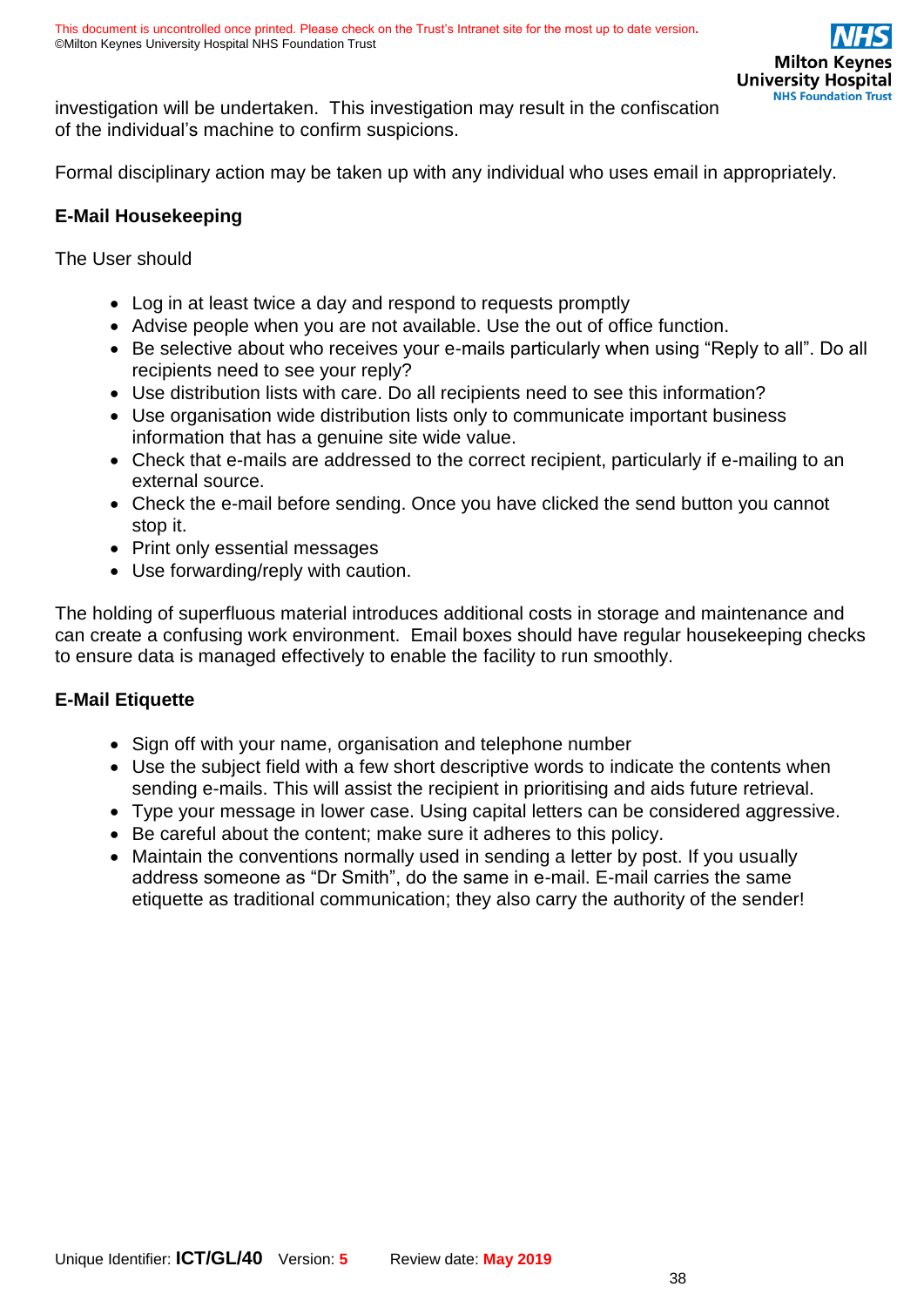investigation will be undertaken. This investigation may result in the confiscation of the individual's machine to confirm suspicions.

Formal disciplinary action may be taken up with any individual who uses email in appropriately.

**E-Mail Housekeeping**

The User should

- Log in at least twice a day and respond to requests promptly
- Advise people when you are not available. Use the out of office function.
- Be selective about who receives your e-mails particularly when using "Reply to all". Do all recipients need to see your reply?
- Use distribution lists with care. Do all recipients need to see this information?
- Use organisation wide distribution lists only to communicate important business information that has a genuine site wide value.
- Check that e-mails are addressed to the correct recipient, particularly if e-mailing to an external source.
- Check the e-mail before sending. Once you have clicked the send button you cannot stop it.
- Print only essential messages
- Use forwarding/reply with caution.

The holding of superfluous material introduces additional costs in storage and maintenance and can create a confusing work environment. Email boxes should have regular housekeeping checks to ensure data is managed effectively to enable the facility to run smoothly.

**E-Mail Etiquette**

- Sign off with your name, organisation and telephone number
- Use the subject field with a few short descriptive words to indicate the contents when sending e-mails. This will assist the recipient in prioritising and aids future retrieval.
- Type your message in lower case. Using capital letters can be considered aggressive.
- Be careful about the content; make sure it adheres to this policy.
- Maintain the conventions normally used in sending a letter by post. If you usually address someone as "Dr Smith", do the same in e-mail. E-mail carries the same etiquette as traditional communication; they also carry the authority of the sender!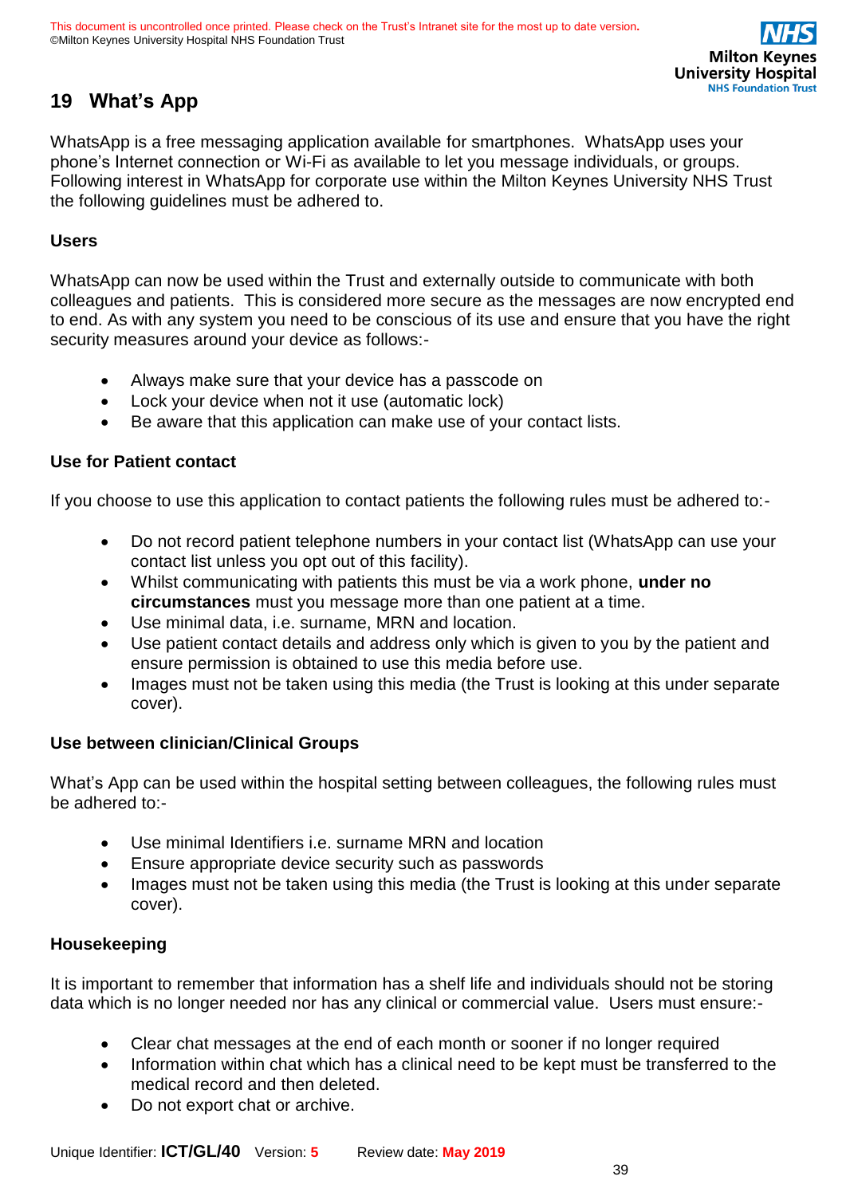## 19 What's App

WhatsApp is a free messaging application available for smartphones. WhatsApp uses your phone's Internet connection or Wi-Fi as available to let you message individuals, or groups. Following interest in WhatsApp for corporate use within the Milton Keynes University NHS Trust the following guidelines must be adhered to.

### Users

WhatsApp can now be used within the Trust and externally outside to communicate with both colleagues and patients. This is considered more secure as the messages are now encrypted end to end. As with any system you need to be conscious of its use and ensure that you have the right security measures around your device as follows:-

- Always make sure that your device has a passcode on
- Lock your device when not it use (automatic lock)
- Be aware that this application can make use of your contact lists.

### Use for Patient contact

If you choose to use this application to contact patients the following rules must be adhered to:-

- Do not record patient telephone numbers in your contact list (WhatsApp can use your contact list unless you opt out of this facility).
- Whilst communicating with patients this must be via a work phone, **under no circumstances** must you message more than one patient at a time.
- Use minimal data, i.e. surname, MRN and location.
- Use patient contact details and address only which is given to you by the patient and ensure permission is obtained to use this media before use.
- Images must not be taken using this media (the Trust is looking at this under separate cover).

### Use between clinician/Clinical Groups

What's App can be used within the hospital setting between colleagues, the following rules must be adhered to:-

- Use minimal Identifiers i.e. surname MRN and location
- Ensure appropriate device security such as passwords
- Images must not be taken using this media (the Trust is looking at this under separate cover).

### Housekeeping

It is important to remember that information has a shelf life and individuals should not be storing data which is no longer needed nor has any clinical or commercial value. Users must ensure:-

- Clear chat messages at the end of each month or sooner if no longer required
- Information within chat which has a clinical need to be kept must be transferred to the medical record and then deleted.
- Do not export chat or archive.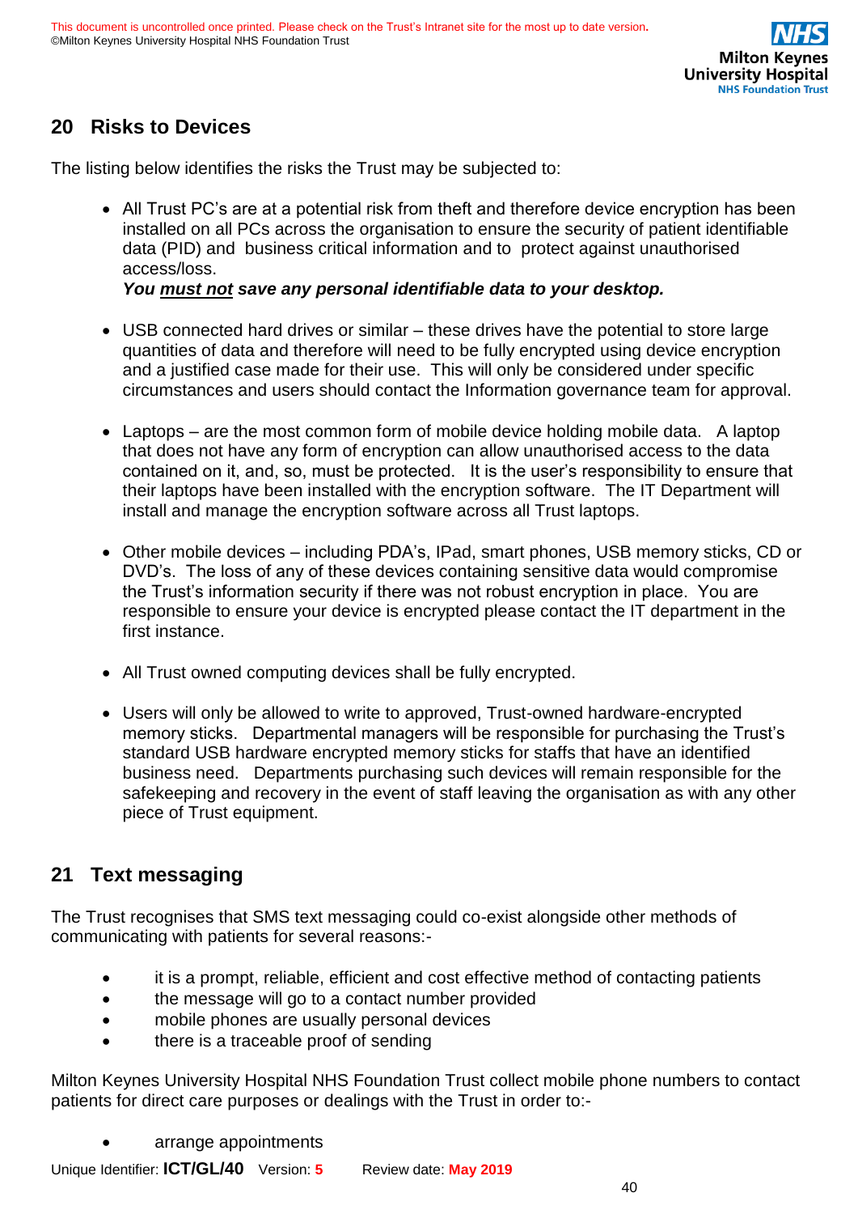## 20 Risks to Devices

The listing below identifies the risks the Trust may be subjected to:

- All Trust PC's are at a potential risk from theft and therefore device encryption has been installed on all PCs across the organisation to ensure the security of patient identifiable data (PID) and business critical information and to protect against unauthorised access/loss.
  ***You <u>must not</u> save any personal identifiable data to your desktop.***

- USB connected hard drives or similar – these drives have the potential to store large quantities of data and therefore will need to be fully encrypted using device encryption and a justified case made for their use. This will only be considered under specific circumstances and users should contact the Information governance team for approval.

- Laptops – are the most common form of mobile device holding mobile data. A laptop that does not have any form of encryption can allow unauthorised access to the data contained on it, and, so, must be protected. It is the user's responsibility to ensure that their laptops have been installed with the encryption software. The IT Department will install and manage the encryption software across all Trust laptops.

- Other mobile devices – including PDA's, IPad, smart phones, USB memory sticks, CD or DVD's. The loss of any of these devices containing sensitive data would compromise the Trust's information security if there was not robust encryption in place. You are responsible to ensure your device is encrypted please contact the IT department in the first instance.

- All Trust owned computing devices shall be fully encrypted.

- Users will only be allowed to write to approved, Trust-owned hardware-encrypted memory sticks. Departmental managers will be responsible for purchasing the Trust's standard USB hardware encrypted memory sticks for staffs that have an identified business need. Departments purchasing such devices will remain responsible for the safekeeping and recovery in the event of staff leaving the organisation as with any other piece of Trust equipment.

## 21 Text messaging

The Trust recognises that SMS text messaging could co-exist alongside other methods of communicating with patients for several reasons:-

- it is a prompt, reliable, efficient and cost effective method of contacting patients
- the message will go to a contact number provided
- mobile phones are usually personal devices
- there is a traceable proof of sending

Milton Keynes University Hospital NHS Foundation Trust collect mobile phone numbers to contact patients for direct care purposes or dealings with the Trust in order to:-

- arrange appointments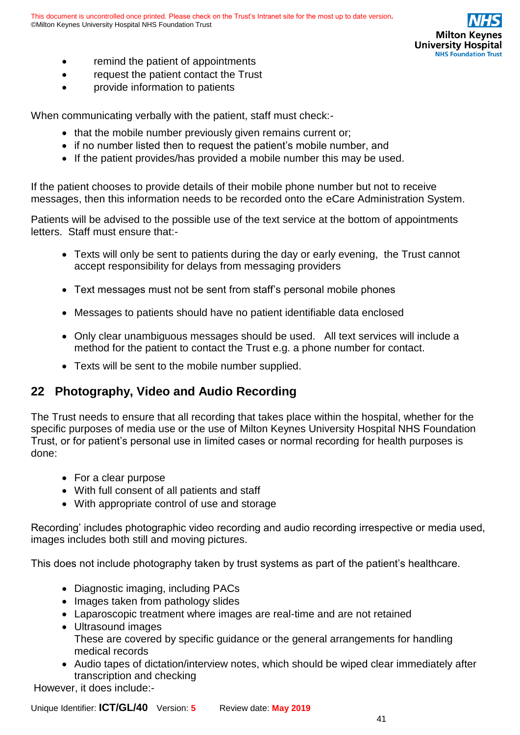- remind the patient of appointments
- request the patient contact the Trust
- provide information to patients

When communicating verbally with the patient, staff must check:-

- that the mobile number previously given remains current or;
- if no number listed then to request the patient's mobile number, and
- If the patient provides/has provided a mobile number this may be used.

If the patient chooses to provide details of their mobile phone number but not to receive messages, then this information needs to be recorded onto the eCare Administration System.

Patients will be advised to the possible use of the text service at the bottom of appointments letters. Staff must ensure that:-

- Texts will only be sent to patients during the day or early evening, the Trust cannot accept responsibility for delays from messaging providers

- Text messages must not be sent from staff's personal mobile phones

- Messages to patients should have no patient identifiable data enclosed

- Only clear unambiguous messages should be used. All text services will include a method for the patient to contact the Trust e.g. a phone number for contact.

- Texts will be sent to the mobile number supplied.

## 22 Photography, Video and Audio Recording

The Trust needs to ensure that all recording that takes place within the hospital, whether for the specific purposes of media use or the use of Milton Keynes University Hospital NHS Foundation Trust, or for patient's personal use in limited cases or normal recording for health purposes is done:

- For a clear purpose
- With full consent of all patients and staff
- With appropriate control of use and storage

Recording' includes photographic video recording and audio recording irrespective or media used, images includes both still and moving pictures.

This does not include photography taken by trust systems as part of the patient's healthcare.

- Diagnostic imaging, including PACs
- Images taken from pathology slides
- Laparoscopic treatment where images are real-time and are not retained
- Ultrasound images
  These are covered by specific guidance or the general arrangements for handling medical records
- Audio tapes of dictation/interview notes, which should be wiped clear immediately after transcription and checking

However, it does include:-

Unique Identifier: **ICT/GL/40** Version: **5** Review date: **May 2019**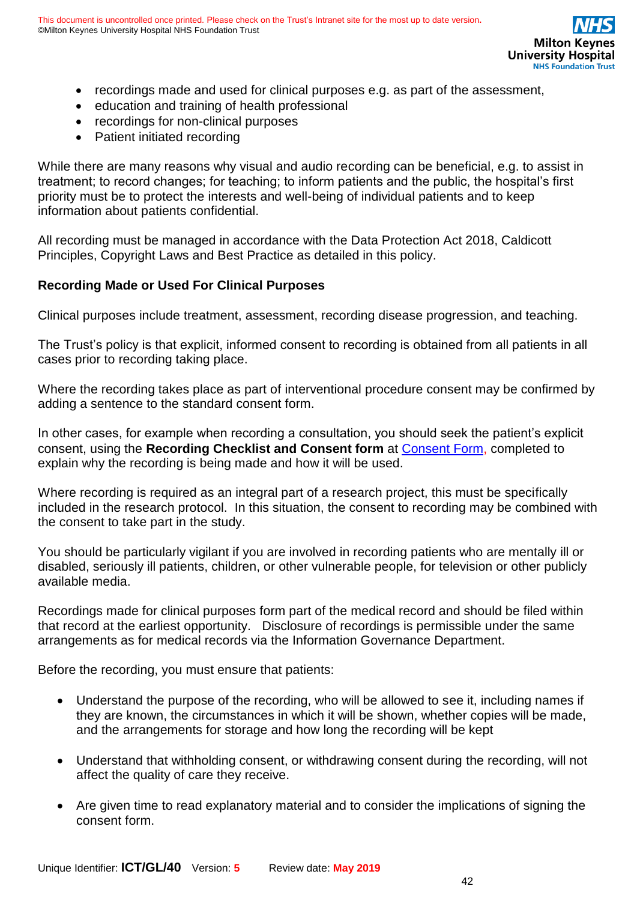- recordings made and used for clinical purposes e.g. as part of the assessment,
- education and training of health professional
- recordings for non-clinical purposes
- Patient initiated recording

While there are many reasons why visual and audio recording can be beneficial, e.g. to assist in treatment; to record changes; for teaching; to inform patients and the public, the hospital's first priority must be to protect the interests and well-being of individual patients and to keep information about patients confidential.

All recording must be managed in accordance with the Data Protection Act 2018, Caldicott Principles, Copyright Laws and Best Practice as detailed in this policy.

**Recording Made or Used For Clinical Purposes**

Clinical purposes include treatment, assessment, recording disease progression, and teaching.

The Trust's policy is that explicit, informed consent to recording is obtained from all patients in all cases prior to recording taking place.

Where the recording takes place as part of interventional procedure consent may be confirmed by adding a sentence to the standard consent form.

In other cases, for example when recording a consultation, you should seek the patient's explicit consent, using the **Recording Checklist and Consent form** at Consent Form, completed to explain why the recording is being made and how it will be used.

Where recording is required as an integral part of a research project, this must be specifically included in the research protocol. In this situation, the consent to recording may be combined with the consent to take part in the study.

You should be particularly vigilant if you are involved in recording patients who are mentally ill or disabled, seriously ill patients, children, or other vulnerable people, for television or other publicly available media.

Recordings made for clinical purposes form part of the medical record and should be filed within that record at the earliest opportunity. Disclosure of recordings is permissible under the same arrangements as for medical records via the Information Governance Department.

Before the recording, you must ensure that patients:

- Understand the purpose of the recording, who will be allowed to see it, including names if they are known, the circumstances in which it will be shown, whether copies will be made, and the arrangements for storage and how long the recording will be kept

- Understand that withholding consent, or withdrawing consent during the recording, will not affect the quality of care they receive.

- Are given time to read explanatory material and to consider the implications of signing the consent form.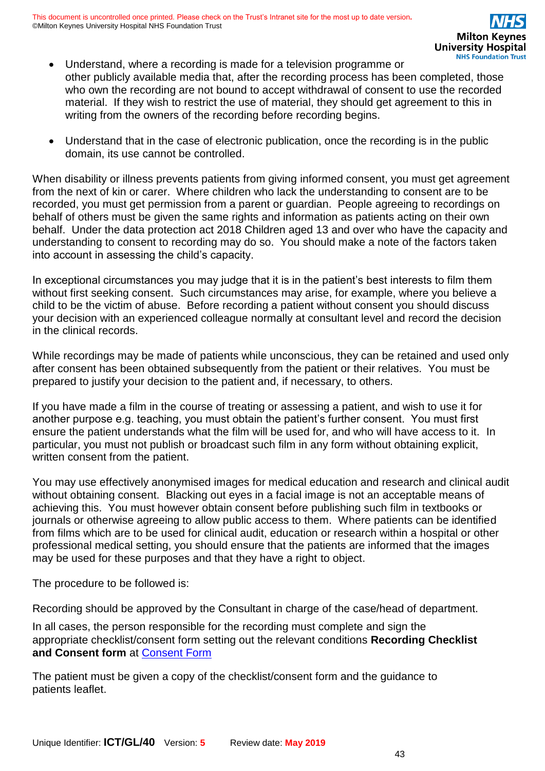- Understand, where a recording is made for a television programme or other publicly available media that, after the recording process has been completed, those who own the recording are not bound to accept withdrawal of consent to use the recorded material. If they wish to restrict the use of material, they should get agreement to this in writing from the owners of the recording before recording begins.

- Understand that in the case of electronic publication, once the recording is in the public domain, its use cannot be controlled.

When disability or illness prevents patients from giving informed consent, you must get agreement from the next of kin or carer. Where children who lack the understanding to consent are to be recorded, you must get permission from a parent or guardian. People agreeing to recordings on behalf of others must be given the same rights and information as patients acting on their own behalf. Under the data protection act 2018 Children aged 13 and over who have the capacity and understanding to consent to recording may do so. You should make a note of the factors taken into account in assessing the child's capacity.

In exceptional circumstances you may judge that it is in the patient's best interests to film them without first seeking consent. Such circumstances may arise, for example, where you believe a child to be the victim of abuse. Before recording a patient without consent you should discuss your decision with an experienced colleague normally at consultant level and record the decision in the clinical records.

While recordings may be made of patients while unconscious, they can be retained and used only after consent has been obtained subsequently from the patient or their relatives. You must be prepared to justify your decision to the patient and, if necessary, to others.

If you have made a film in the course of treating or assessing a patient, and wish to use it for another purpose e.g. teaching, you must obtain the patient's further consent. You must first ensure the patient understands what the film will be used for, and who will have access to it. In particular, you must not publish or broadcast such film in any form without obtaining explicit, written consent from the patient.

You may use effectively anonymised images for medical education and research and clinical audit without obtaining consent. Blacking out eyes in a facial image is not an acceptable means of achieving this. You must however obtain consent before publishing such film in textbooks or journals or otherwise agreeing to allow public access to them. Where patients can be identified from films which are to be used for clinical audit, education or research within a hospital or other professional medical setting, you should ensure that the patients are informed that the images may be used for these purposes and that they have a right to object.

The procedure to be followed is:

Recording should be approved by the Consultant in charge of the case/head of department.

In all cases, the person responsible for the recording must complete and sign the appropriate checklist/consent form setting out the relevant conditions **Recording Checklist and Consent form** at Consent Form

The patient must be given a copy of the checklist/consent form and the guidance to patients leaflet.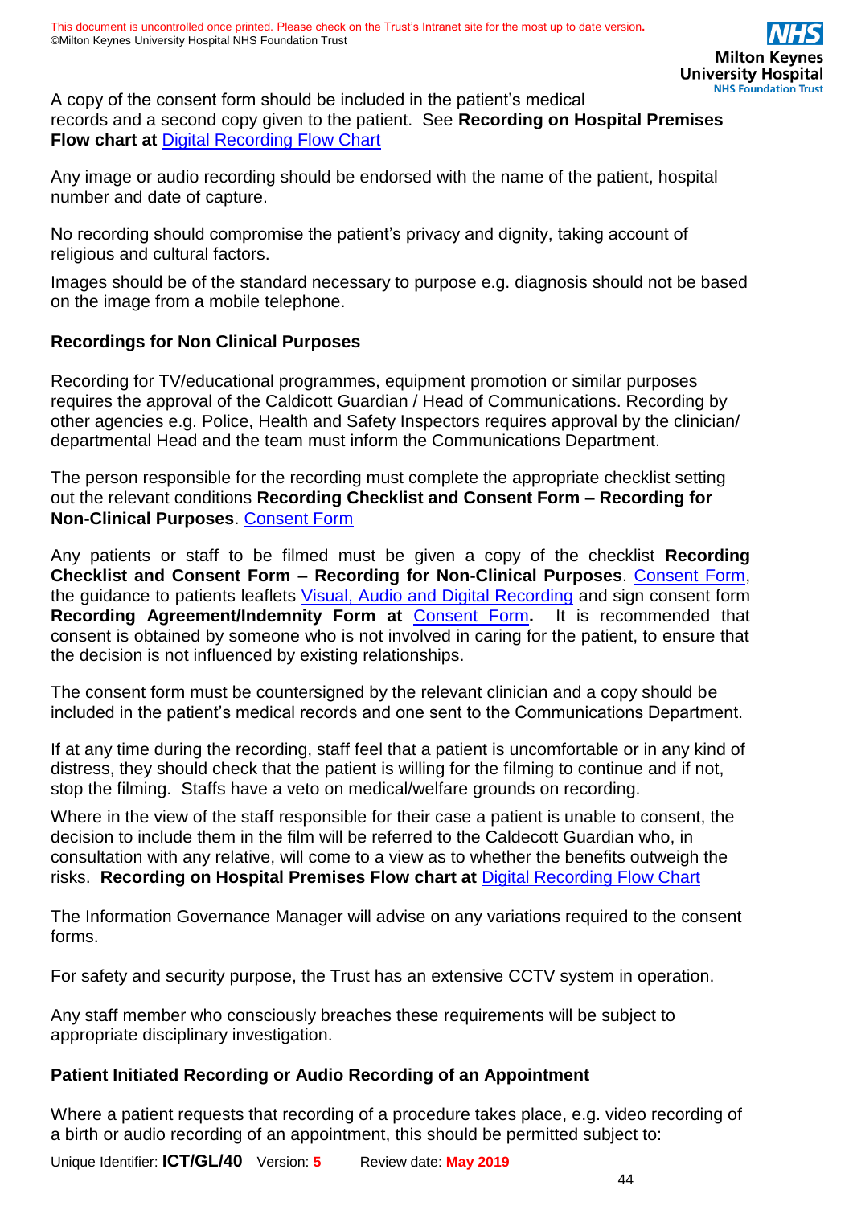A copy of the consent form should be included in the patient's medical records and a second copy given to the patient. See **Recording on Hospital Premises Flow chart at** Digital Recording Flow Chart

Any image or audio recording should be endorsed with the name of the patient, hospital number and date of capture.

No recording should compromise the patient's privacy and dignity, taking account of religious and cultural factors.

Images should be of the standard necessary to purpose e.g. diagnosis should not be based on the image from a mobile telephone.

**Recordings for Non Clinical Purposes**

Recording for TV/educational programmes, equipment promotion or similar purposes requires the approval of the Caldicott Guardian / Head of Communications. Recording by other agencies e.g. Police, Health and Safety Inspectors requires approval by the clinician/ departmental Head and the team must inform the Communications Department.

The person responsible for the recording must complete the appropriate checklist setting out the relevant conditions **Recording Checklist and Consent Form – Recording for Non-Clinical Purposes**. Consent Form

Any patients or staff to be filmed must be given a copy of the checklist **Recording Checklist and Consent Form – Recording for Non-Clinical Purposes**. Consent Form, the guidance to patients leaflets Visual, Audio and Digital Recording and sign consent form **Recording Agreement/Indemnity Form at** Consent Form**.** It is recommended that consent is obtained by someone who is not involved in caring for the patient, to ensure that the decision is not influenced by existing relationships.

The consent form must be countersigned by the relevant clinician and a copy should be included in the patient's medical records and one sent to the Communications Department.

If at any time during the recording, staff feel that a patient is uncomfortable or in any kind of distress, they should check that the patient is willing for the filming to continue and if not, stop the filming. Staffs have a veto on medical/welfare grounds on recording.

Where in the view of the staff responsible for their case a patient is unable to consent, the decision to include them in the film will be referred to the Caldecott Guardian who, in consultation with any relative, will come to a view as to whether the benefits outweigh the risks. **Recording on Hospital Premises Flow chart at** Digital Recording Flow Chart

The Information Governance Manager will advise on any variations required to the consent forms.

For safety and security purpose, the Trust has an extensive CCTV system in operation.

Any staff member who consciously breaches these requirements will be subject to appropriate disciplinary investigation.

**Patient Initiated Recording or Audio Recording of an Appointment**

Where a patient requests that recording of a procedure takes place, e.g. video recording of a birth or audio recording of an appointment, this should be permitted subject to: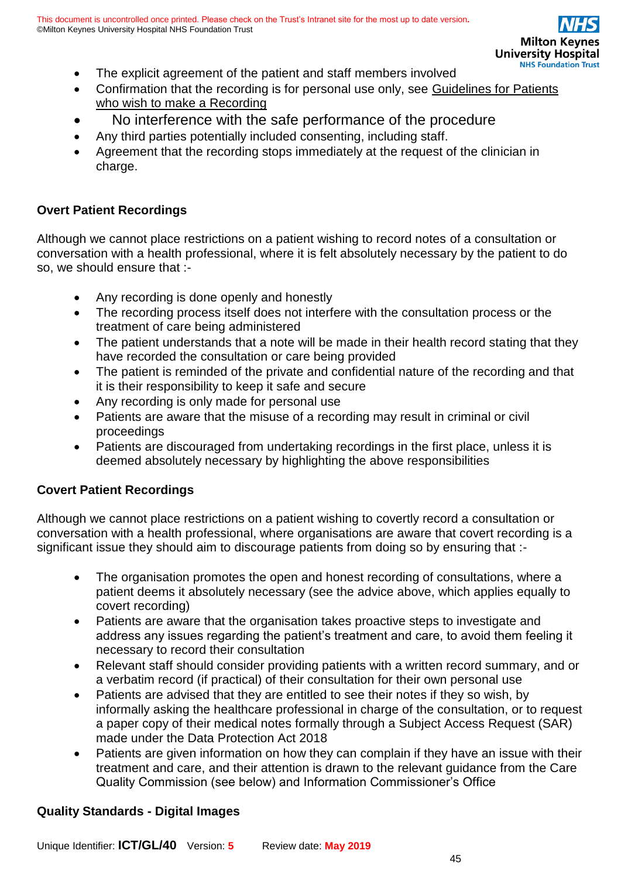- The explicit agreement of the patient and staff members involved
- Confirmation that the recording is for personal use only, see Guidelines for Patients who wish to make a Recording
- No interference with the safe performance of the procedure
- Any third parties potentially included consenting, including staff.
- Agreement that the recording stops immediately at the request of the clinician in charge.

**Overt Patient Recordings**

Although we cannot place restrictions on a patient wishing to record notes of a consultation or conversation with a health professional, where it is felt absolutely necessary by the patient to do so, we should ensure that :-

- Any recording is done openly and honestly
- The recording process itself does not interfere with the consultation process or the treatment of care being administered
- The patient understands that a note will be made in their health record stating that they have recorded the consultation or care being provided
- The patient is reminded of the private and confidential nature of the recording and that it is their responsibility to keep it safe and secure
- Any recording is only made for personal use
- Patients are aware that the misuse of a recording may result in criminal or civil proceedings
- Patients are discouraged from undertaking recordings in the first place, unless it is deemed absolutely necessary by highlighting the above responsibilities

**Covert Patient Recordings**

Although we cannot place restrictions on a patient wishing to covertly record a consultation or conversation with a health professional, where organisations are aware that covert recording is a significant issue they should aim to discourage patients from doing so by ensuring that :-

- The organisation promotes the open and honest recording of consultations, where a patient deems it absolutely necessary (see the advice above, which applies equally to covert recording)
- Patients are aware that the organisation takes proactive steps to investigate and address any issues regarding the patient's treatment and care, to avoid them feeling it necessary to record their consultation
- Relevant staff should consider providing patients with a written record summary, and or a verbatim record (if practical) of their consultation for their own personal use
- Patients are advised that they are entitled to see their notes if they so wish, by informally asking the healthcare professional in charge of the consultation, or to request a paper copy of their medical notes formally through a Subject Access Request (SAR) made under the Data Protection Act 2018
- Patients are given information on how they can complain if they have an issue with their treatment and care, and their attention is drawn to the relevant guidance from the Care Quality Commission (see below) and Information Commissioner's Office

**Quality Standards - Digital Images**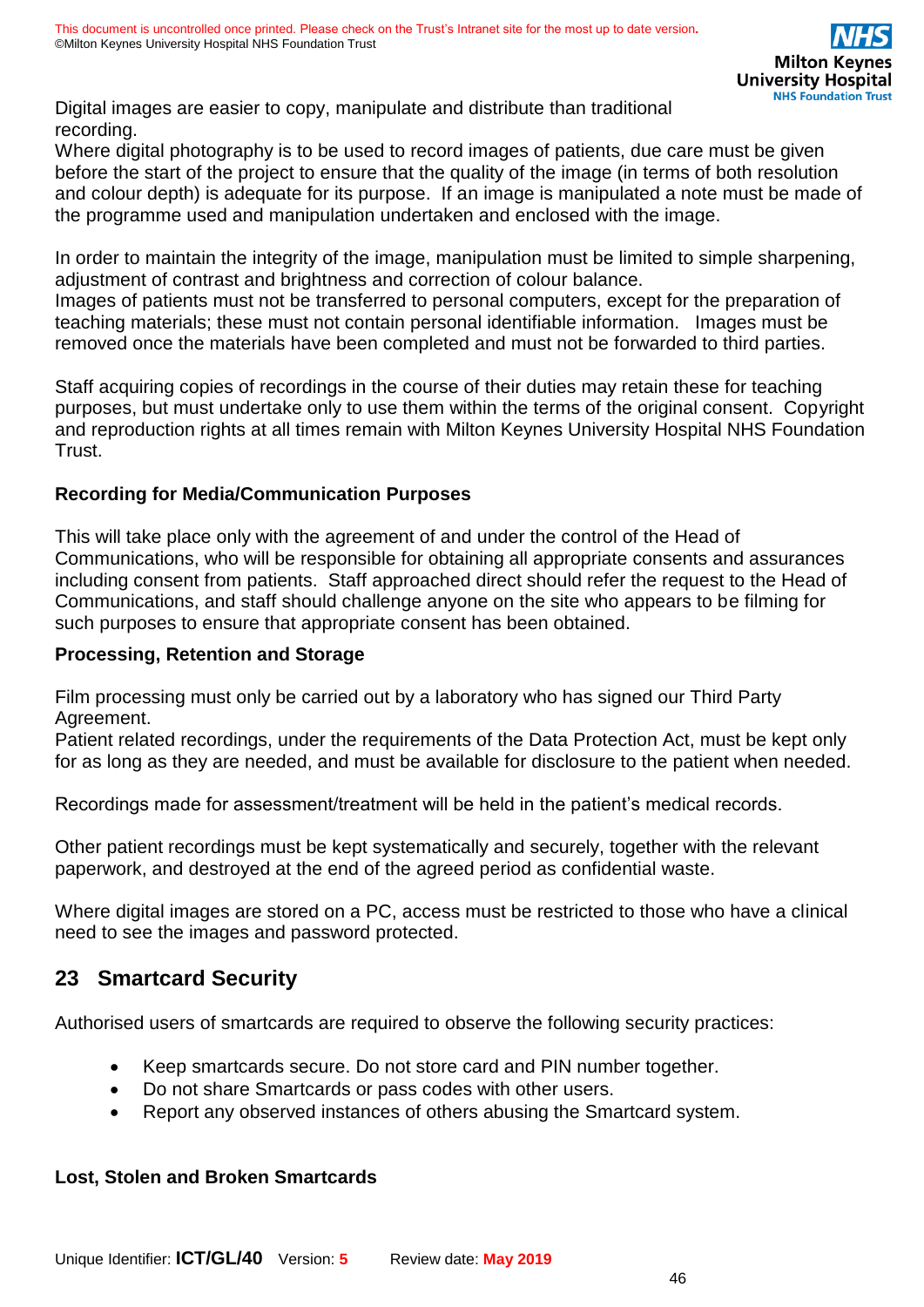Digital images are easier to copy, manipulate and distribute than traditional recording.

Where digital photography is to be used to record images of patients, due care must be given before the start of the project to ensure that the quality of the image (in terms of both resolution and colour depth) is adequate for its purpose. If an image is manipulated a note must be made of the programme used and manipulation undertaken and enclosed with the image.

In order to maintain the integrity of the image, manipulation must be limited to simple sharpening, adjustment of contrast and brightness and correction of colour balance.

Images of patients must not be transferred to personal computers, except for the preparation of teaching materials; these must not contain personal identifiable information. Images must be removed once the materials have been completed and must not be forwarded to third parties.

Staff acquiring copies of recordings in the course of their duties may retain these for teaching purposes, but must undertake only to use them within the terms of the original consent. Copyright and reproduction rights at all times remain with Milton Keynes University Hospital NHS Foundation Trust.

**Recording for Media/Communication Purposes**

This will take place only with the agreement of and under the control of the Head of Communications, who will be responsible for obtaining all appropriate consents and assurances including consent from patients. Staff approached direct should refer the request to the Head of Communications, and staff should challenge anyone on the site who appears to be filming for such purposes to ensure that appropriate consent has been obtained.

**Processing, Retention and Storage**

Film processing must only be carried out by a laboratory who has signed our Third Party Agreement.

Patient related recordings, under the requirements of the Data Protection Act, must be kept only for as long as they are needed, and must be available for disclosure to the patient when needed.

Recordings made for assessment/treatment will be held in the patient's medical records.

Other patient recordings must be kept systematically and securely, together with the relevant paperwork, and destroyed at the end of the agreed period as confidential waste.

Where digital images are stored on a PC, access must be restricted to those who have a clinical need to see the images and password protected.

## 23 Smartcard Security

Authorised users of smartcards are required to observe the following security practices:

- Keep smartcards secure. Do not store card and PIN number together.
- Do not share Smartcards or pass codes with other users.
- Report any observed instances of others abusing the Smartcard system.

**Lost, Stolen and Broken Smartcards**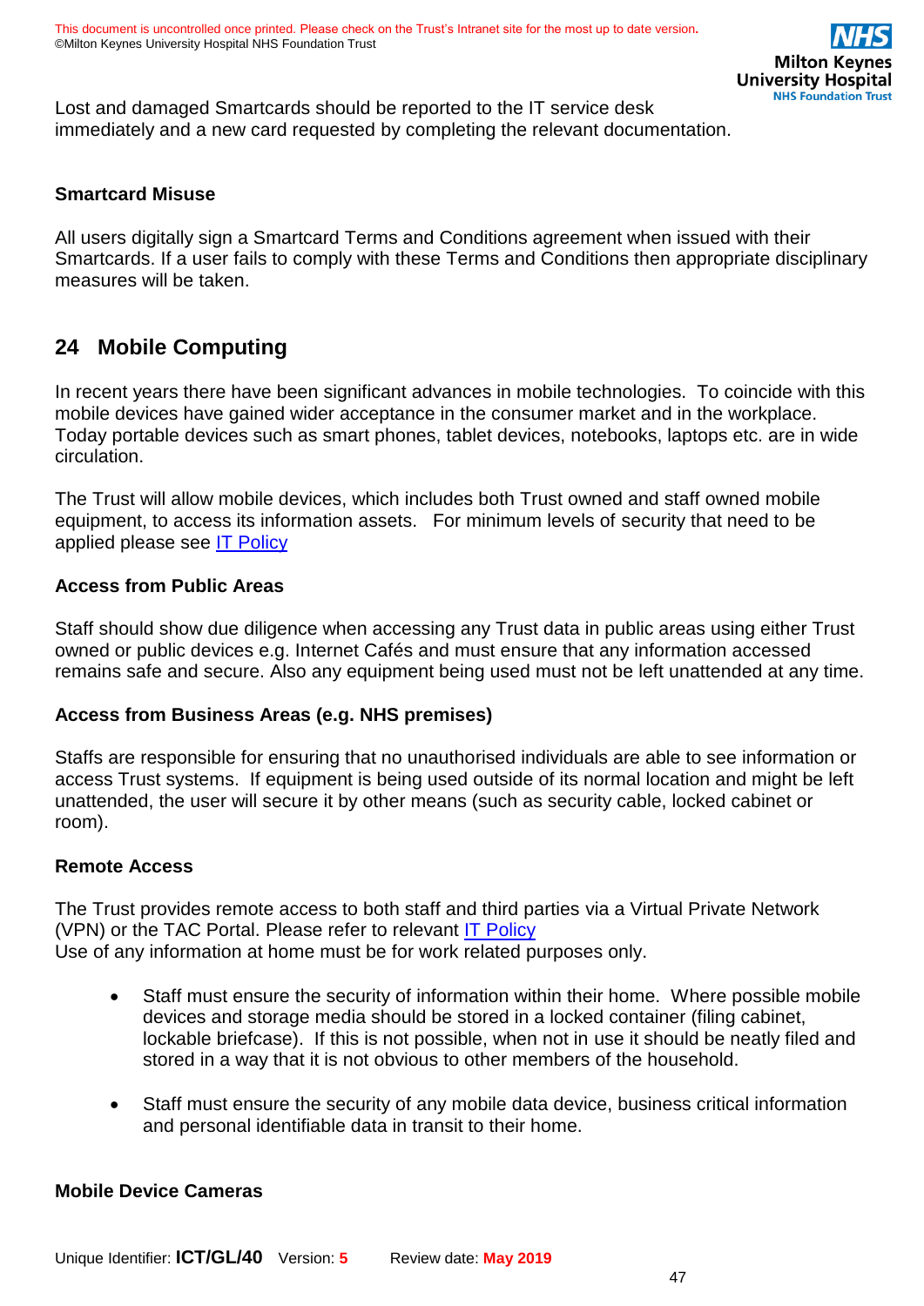Lost and damaged Smartcards should be reported to the IT service desk immediately and a new card requested by completing the relevant documentation.

**Smartcard Misuse**

All users digitally sign a Smartcard Terms and Conditions agreement when issued with their Smartcards. If a user fails to comply with these Terms and Conditions then appropriate disciplinary measures will be taken.

## 24 Mobile Computing

In recent years there have been significant advances in mobile technologies. To coincide with this mobile devices have gained wider acceptance in the consumer market and in the workplace. Today portable devices such as smart phones, tablet devices, notebooks, laptops etc. are in wide circulation.

The Trust will allow mobile devices, which includes both Trust owned and staff owned mobile equipment, to access its information assets. For minimum levels of security that need to be applied please see [IT Policy]

**Access from Public Areas**

Staff should show due diligence when accessing any Trust data in public areas using either Trust owned or public devices e.g. Internet Cafés and must ensure that any information accessed remains safe and secure. Also any equipment being used must not be left unattended at any time.

**Access from Business Areas (e.g. NHS premises)**

Staffs are responsible for ensuring that no unauthorised individuals are able to see information or access Trust systems. If equipment is being used outside of its normal location and might be left unattended, the user will secure it by other means (such as security cable, locked cabinet or room).

**Remote Access**

The Trust provides remote access to both staff and third parties via a Virtual Private Network (VPN) or the TAC Portal. Please refer to relevant [IT Policy]
Use of any information at home must be for work related purposes only.

- Staff must ensure the security of information within their home. Where possible mobile devices and storage media should be stored in a locked container (filing cabinet, lockable briefcase). If this is not possible, when not in use it should be neatly filed and stored in a way that it is not obvious to other members of the household.
- Staff must ensure the security of any mobile data device, business critical information and personal identifiable data in transit to their home.

**Mobile Device Cameras**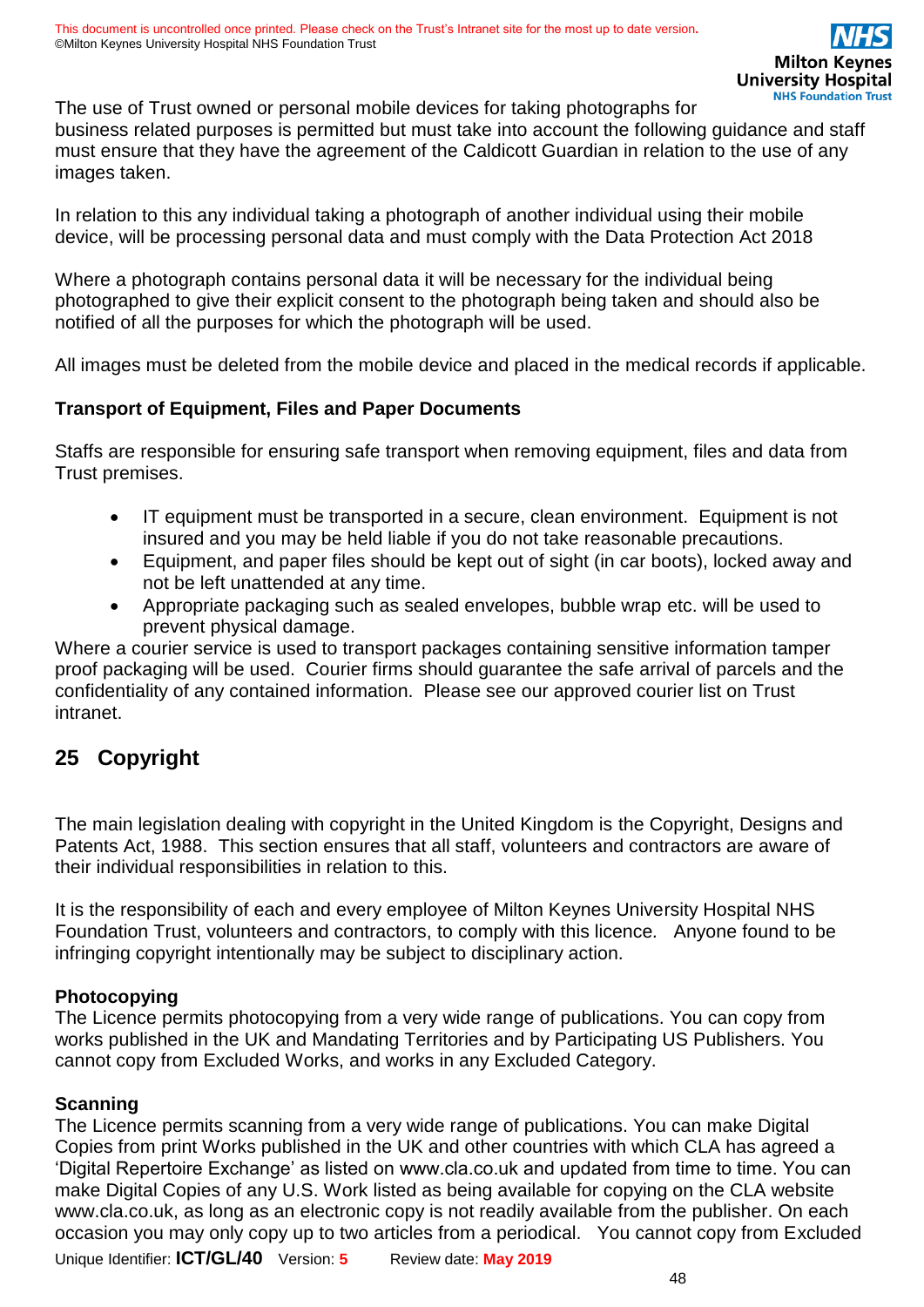The use of Trust owned or personal mobile devices for taking photographs for business related purposes is permitted but must take into account the following guidance and staff must ensure that they have the agreement of the Caldicott Guardian in relation to the use of any images taken.

In relation to this any individual taking a photograph of another individual using their mobile device, will be processing personal data and must comply with the Data Protection Act 2018

Where a photograph contains personal data it will be necessary for the individual being photographed to give their explicit consent to the photograph being taken and should also be notified of all the purposes for which the photograph will be used.

All images must be deleted from the mobile device and placed in the medical records if applicable.

**Transport of Equipment, Files and Paper Documents**

Staffs are responsible for ensuring safe transport when removing equipment, files and data from Trust premises.

- IT equipment must be transported in a secure, clean environment. Equipment is not insured and you may be held liable if you do not take reasonable precautions.
- Equipment, and paper files should be kept out of sight (in car boots), locked away and not be left unattended at any time.
- Appropriate packaging such as sealed envelopes, bubble wrap etc. will be used to prevent physical damage.

Where a courier service is used to transport packages containing sensitive information tamper proof packaging will be used. Courier firms should guarantee the safe arrival of parcels and the confidentiality of any contained information. Please see our approved courier list on Trust intranet.

## 25 Copyright

The main legislation dealing with copyright in the United Kingdom is the Copyright, Designs and Patents Act, 1988. This section ensures that all staff, volunteers and contractors are aware of their individual responsibilities in relation to this.

It is the responsibility of each and every employee of Milton Keynes University Hospital NHS Foundation Trust, volunteers and contractors, to comply with this licence. Anyone found to be infringing copyright intentionally may be subject to disciplinary action.

**Photocopying**
The Licence permits photocopying from a very wide range of publications. You can copy from works published in the UK and Mandating Territories and by Participating US Publishers. You cannot copy from Excluded Works, and works in any Excluded Category.

**Scanning**
The Licence permits scanning from a very wide range of publications. You can make Digital Copies from print Works published in the UK and other countries with which CLA has agreed a 'Digital Repertoire Exchange' as listed on www.cla.co.uk and updated from time to time. You can make Digital Copies of any U.S. Work listed as being available for copying on the CLA website www.cla.co.uk, as long as an electronic copy is not readily available from the publisher. On each occasion you may only copy up to two articles from a periodical. You cannot copy from Excluded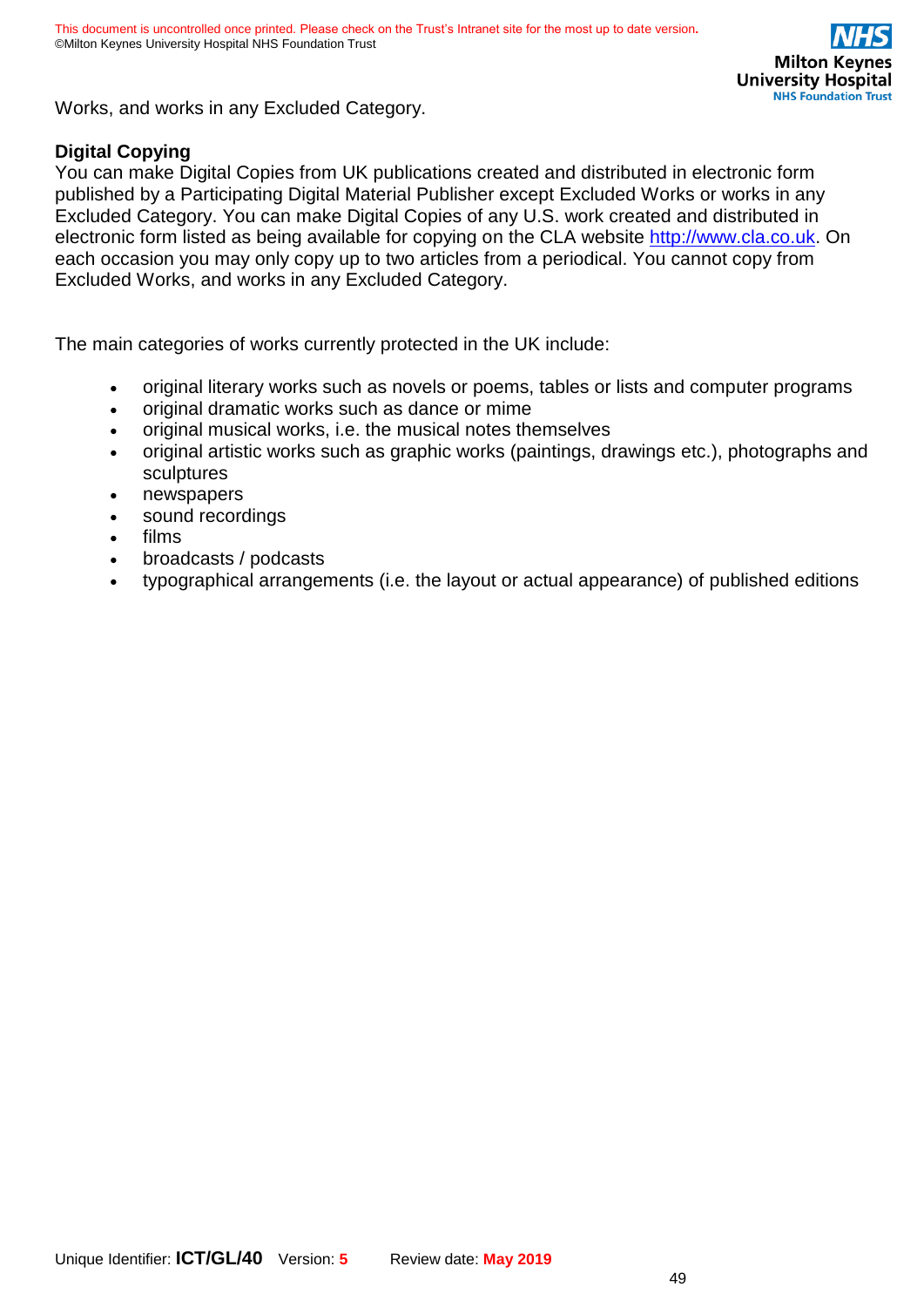Works, and works in any Excluded Category.

**Digital Copying**

You can make Digital Copies from UK publications created and distributed in electronic form published by a Participating Digital Material Publisher except Excluded Works or works in any Excluded Category. You can make Digital Copies of any U.S. work created and distributed in electronic form listed as being available for copying on the CLA website [http://www.cla.co.uk](http://www.cla.co.uk). On each occasion you may only copy up to two articles from a periodical. You cannot copy from Excluded Works, and works in any Excluded Category.

The main categories of works currently protected in the UK include:

- original literary works such as novels or poems, tables or lists and computer programs
- original dramatic works such as dance or mime
- original musical works, i.e. the musical notes themselves
- original artistic works such as graphic works (paintings, drawings etc.), photographs and sculptures
- newspapers
- sound recordings
- films
- broadcasts / podcasts
- typographical arrangements (i.e. the layout or actual appearance) of published editions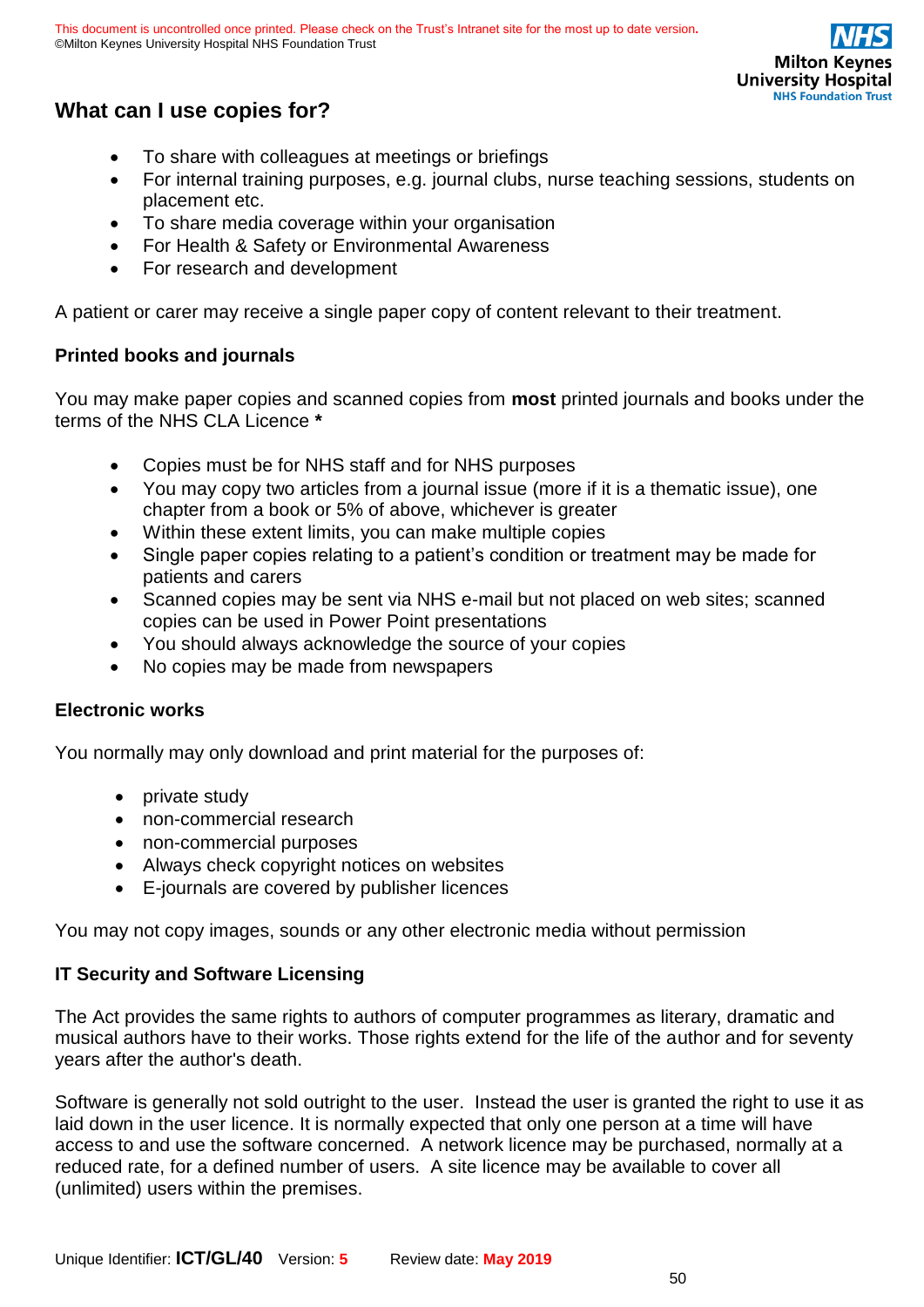## What can I use copies for?

- To share with colleagues at meetings or briefings
- For internal training purposes, e.g. journal clubs, nurse teaching sessions, students on placement etc.
- To share media coverage within your organisation
- For Health & Safety or Environmental Awareness
- For research and development

A patient or carer may receive a single paper copy of content relevant to their treatment.

### Printed books and journals

You may make paper copies and scanned copies from **most** printed journals and books under the terms of the NHS CLA Licence *

- Copies must be for NHS staff and for NHS purposes
- You may copy two articles from a journal issue (more if it is a thematic issue), one chapter from a book or 5% of above, whichever is greater
- Within these extent limits, you can make multiple copies
- Single paper copies relating to a patient's condition or treatment may be made for patients and carers
- Scanned copies may be sent via NHS e-mail but not placed on web sites; scanned copies can be used in Power Point presentations
- You should always acknowledge the source of your copies
- No copies may be made from newspapers

### Electronic works

You normally may only download and print material for the purposes of:

- private study
- non-commercial research
- non-commercial purposes
- Always check copyright notices on websites
- E-journals are covered by publisher licences

You may not copy images, sounds or any other electronic media without permission

### IT Security and Software Licensing

The Act provides the same rights to authors of computer programmes as literary, dramatic and musical authors have to their works. Those rights extend for the life of the author and for seventy years after the author's death.

Software is generally not sold outright to the user. Instead the user is granted the right to use it as laid down in the user licence. It is normally expected that only one person at a time will have access to and use the software concerned. A network licence may be purchased, normally at a reduced rate, for a defined number of users. A site licence may be available to cover all (unlimited) users within the premises.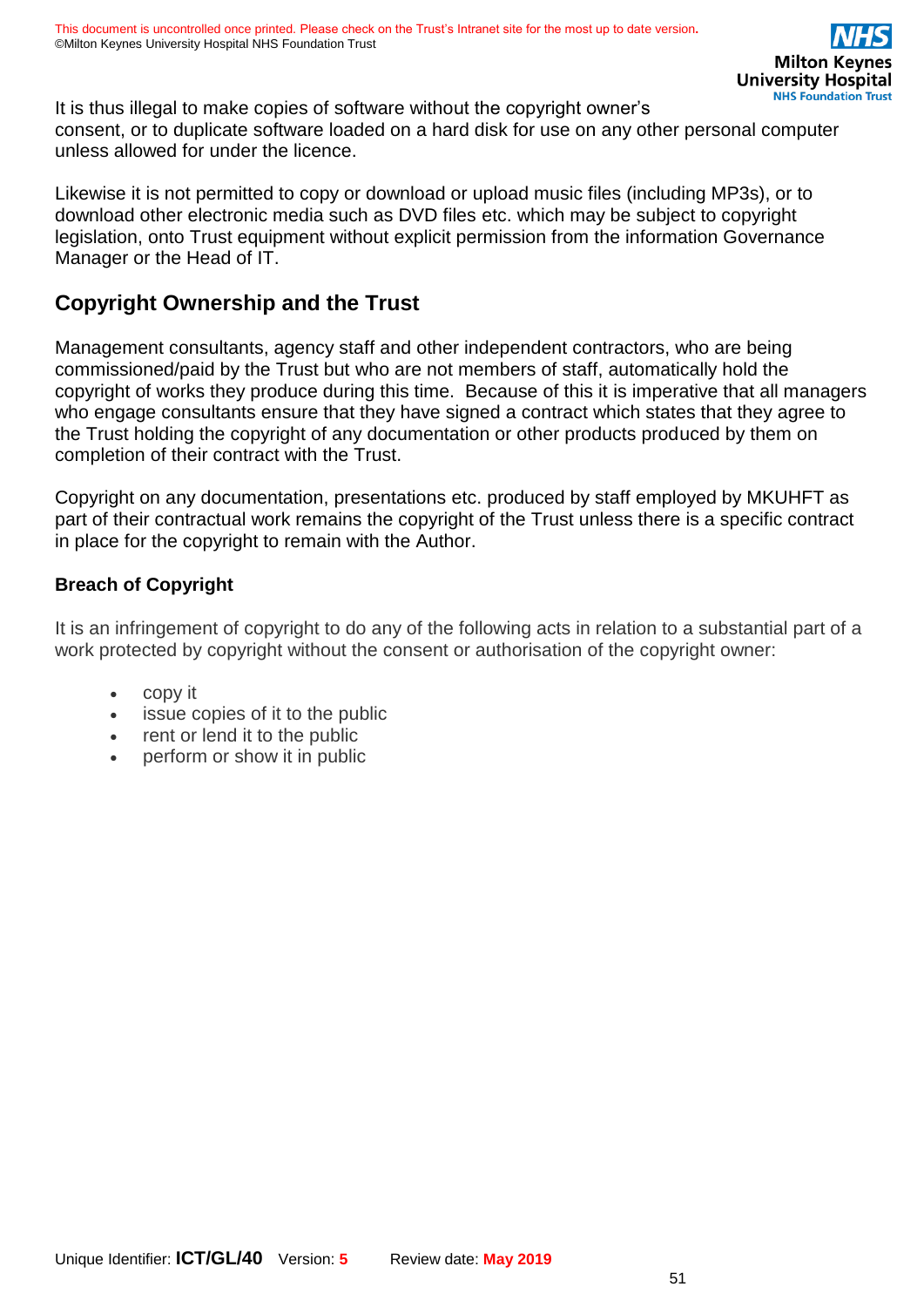It is thus illegal to make copies of software without the copyright owner's consent, or to duplicate software loaded on a hard disk for use on any other personal computer unless allowed for under the licence.

Likewise it is not permitted to copy or download or upload music files (including MP3s), or to download other electronic media such as DVD files etc. which may be subject to copyright legislation, onto Trust equipment without explicit permission from the information Governance Manager or the Head of IT.

## Copyright Ownership and the Trust

Management consultants, agency staff and other independent contractors, who are being commissioned/paid by the Trust but who are not members of staff, automatically hold the copyright of works they produce during this time. Because of this it is imperative that all managers who engage consultants ensure that they have signed a contract which states that they agree to the Trust holding the copyright of any documentation or other products produced by them on completion of their contract with the Trust.

Copyright on any documentation, presentations etc. produced by staff employed by MKUHFT as part of their contractual work remains the copyright of the Trust unless there is a specific contract in place for the copyright to remain with the Author.

### Breach of Copyright

It is an infringement of copyright to do any of the following acts in relation to a substantial part of a work protected by copyright without the consent or authorisation of the copyright owner:

- copy it
- issue copies of it to the public
- rent or lend it to the public
- perform or show it in public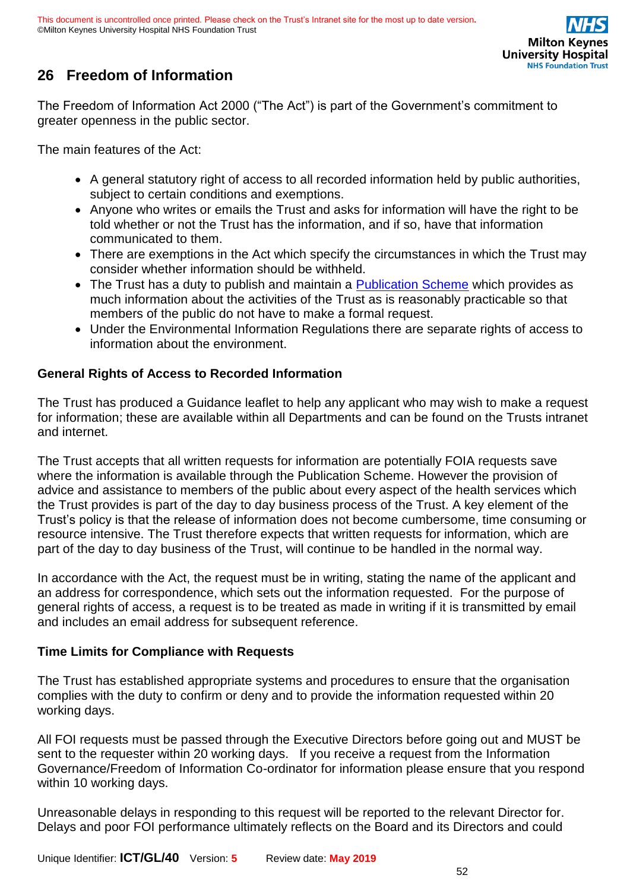## 26 Freedom of Information

The Freedom of Information Act 2000 ("The Act") is part of the Government's commitment to greater openness in the public sector.

The main features of the Act:

- A general statutory right of access to all recorded information held by public authorities, subject to certain conditions and exemptions.
- Anyone who writes or emails the Trust and asks for information will have the right to be told whether or not the Trust has the information, and if so, have that information communicated to them.
- There are exemptions in the Act which specify the circumstances in which the Trust may consider whether information should be withheld.
- The Trust has a duty to publish and maintain a Publication Scheme which provides as much information about the activities of the Trust as is reasonably practicable so that members of the public do not have to make a formal request.
- Under the Environmental Information Regulations there are separate rights of access to information about the environment.

### General Rights of Access to Recorded Information

The Trust has produced a Guidance leaflet to help any applicant who may wish to make a request for information; these are available within all Departments and can be found on the Trusts intranet and internet.

The Trust accepts that all written requests for information are potentially FOIA requests save where the information is available through the Publication Scheme. However the provision of advice and assistance to members of the public about every aspect of the health services which the Trust provides is part of the day to day business process of the Trust. A key element of the Trust's policy is that the release of information does not become cumbersome, time consuming or resource intensive. The Trust therefore expects that written requests for information, which are part of the day to day business of the Trust, will continue to be handled in the normal way.

In accordance with the Act, the request must be in writing, stating the name of the applicant and an address for correspondence, which sets out the information requested. For the purpose of general rights of access, a request is to be treated as made in writing if it is transmitted by email and includes an email address for subsequent reference.

### Time Limits for Compliance with Requests

The Trust has established appropriate systems and procedures to ensure that the organisation complies with the duty to confirm or deny and to provide the information requested within 20 working days.

All FOI requests must be passed through the Executive Directors before going out and MUST be sent to the requester within 20 working days. If you receive a request from the Information Governance/Freedom of Information Co-ordinator for information please ensure that you respond within 10 working days.

Unreasonable delays in responding to this request will be reported to the relevant Director for. Delays and poor FOI performance ultimately reflects on the Board and its Directors and could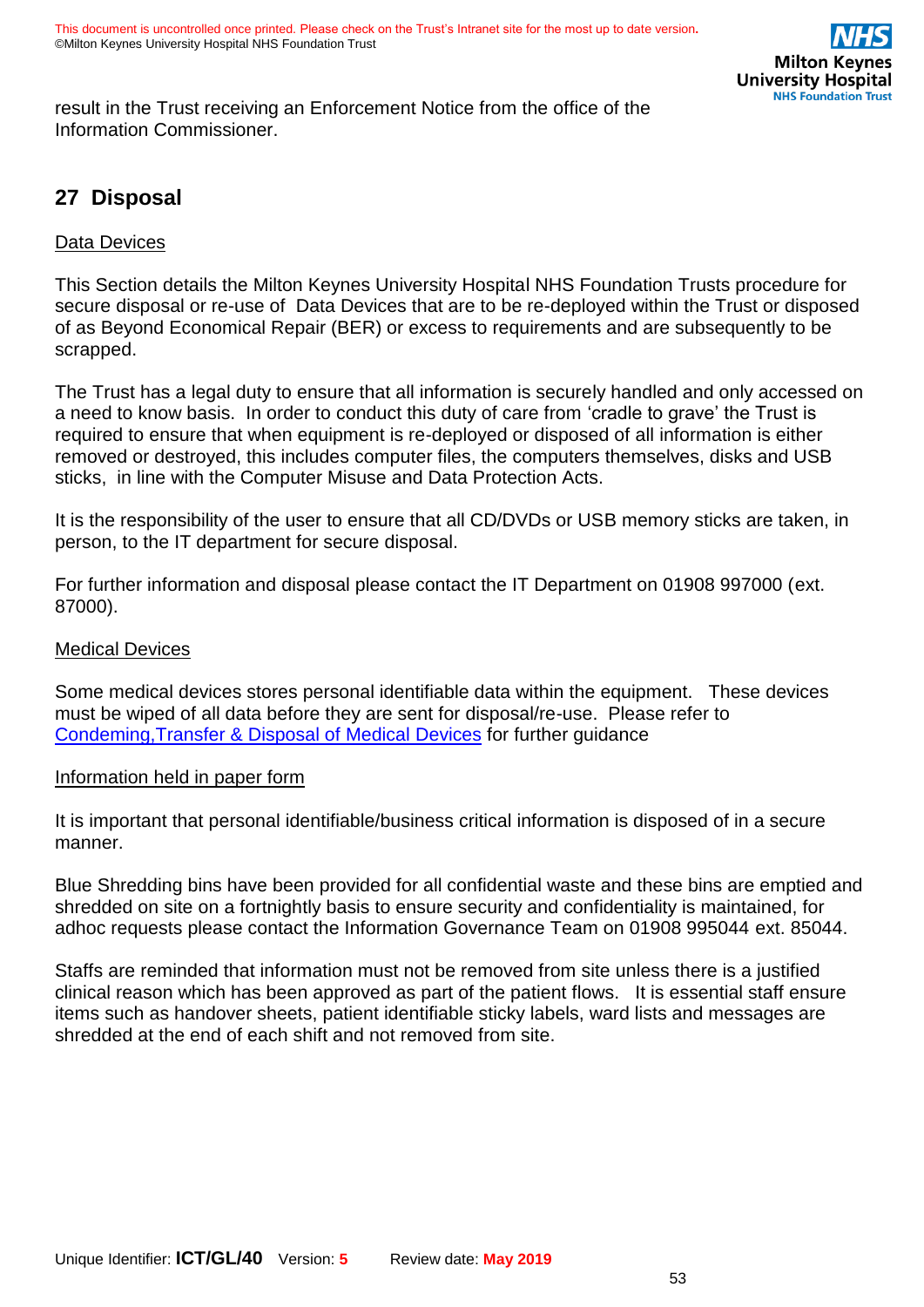result in the Trust receiving an Enforcement Notice from the office of the Information Commissioner.

## 27 Disposal

Data Devices

This Section details the Milton Keynes University Hospital NHS Foundation Trusts procedure for secure disposal or re-use of Data Devices that are to be re-deployed within the Trust or disposed of as Beyond Economical Repair (BER) or excess to requirements and are subsequently to be scrapped.

The Trust has a legal duty to ensure that all information is securely handled and only accessed on a need to know basis. In order to conduct this duty of care from 'cradle to grave' the Trust is required to ensure that when equipment is re-deployed or disposed of all information is either removed or destroyed, this includes computer files, the computers themselves, disks and USB sticks, in line with the Computer Misuse and Data Protection Acts.

It is the responsibility of the user to ensure that all CD/DVDs or USB memory sticks are taken, in person, to the IT department for secure disposal.

For further information and disposal please contact the IT Department on 01908 997000 (ext. 87000).

Medical Devices

Some medical devices stores personal identifiable data within the equipment. These devices must be wiped of all data before they are sent for disposal/re-use. Please refer to Condeming,Transfer & Disposal of Medical Devices for further guidance

Information held in paper form

It is important that personal identifiable/business critical information is disposed of in a secure manner.

Blue Shredding bins have been provided for all confidential waste and these bins are emptied and shredded on site on a fortnightly basis to ensure security and confidentiality is maintained, for adhoc requests please contact the Information Governance Team on 01908 995044 ext. 85044.

Staffs are reminded that information must not be removed from site unless there is a justified clinical reason which has been approved as part of the patient flows. It is essential staff ensure items such as handover sheets, patient identifiable sticky labels, ward lists and messages are shredded at the end of each shift and not removed from site.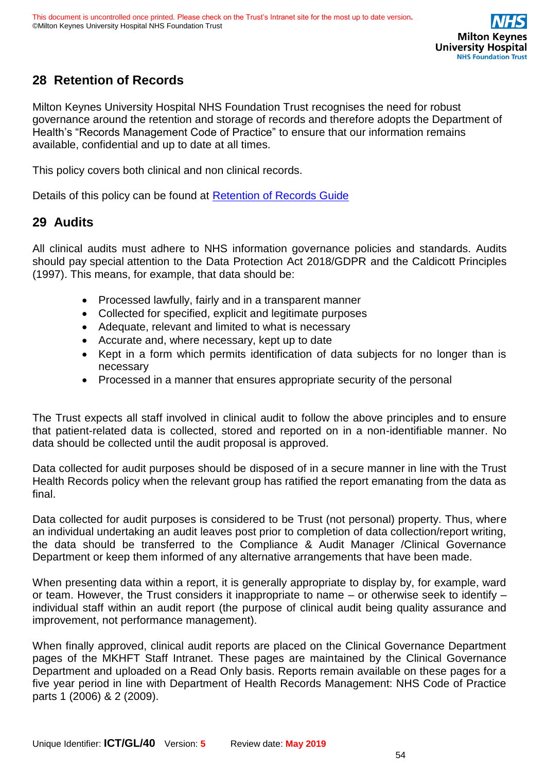## 28 Retention of Records

Milton Keynes University Hospital NHS Foundation Trust recognises the need for robust governance around the retention and storage of records and therefore adopts the Department of Health's "Records Management Code of Practice" to ensure that our information remains available, confidential and up to date at all times.

This policy covers both clinical and non clinical records.

Details of this policy can be found at Retention of Records Guide

## 29 Audits

All clinical audits must adhere to NHS information governance policies and standards. Audits should pay special attention to the Data Protection Act 2018/GDPR and the Caldicott Principles (1997). This means, for example, that data should be:

- Processed lawfully, fairly and in a transparent manner
- Collected for specified, explicit and legitimate purposes
- Adequate, relevant and limited to what is necessary
- Accurate and, where necessary, kept up to date
- Kept in a form which permits identification of data subjects for no longer than is necessary
- Processed in a manner that ensures appropriate security of the personal

The Trust expects all staff involved in clinical audit to follow the above principles and to ensure that patient-related data is collected, stored and reported on in a non-identifiable manner. No data should be collected until the audit proposal is approved.

Data collected for audit purposes should be disposed of in a secure manner in line with the Trust Health Records policy when the relevant group has ratified the report emanating from the data as final.

Data collected for audit purposes is considered to be Trust (not personal) property. Thus, where an individual undertaking an audit leaves post prior to completion of data collection/report writing, the data should be transferred to the Compliance & Audit Manager /Clinical Governance Department or keep them informed of any alternative arrangements that have been made.

When presenting data within a report, it is generally appropriate to display by, for example, ward or team. However, the Trust considers it inappropriate to name – or otherwise seek to identify – individual staff within an audit report (the purpose of clinical audit being quality assurance and improvement, not performance management).

When finally approved, clinical audit reports are placed on the Clinical Governance Department pages of the MKHFT Staff Intranet. These pages are maintained by the Clinical Governance Department and uploaded on a Read Only basis. Reports remain available on these pages for a five year period in line with Department of Health Records Management: NHS Code of Practice parts 1 (2006) & 2 (2009).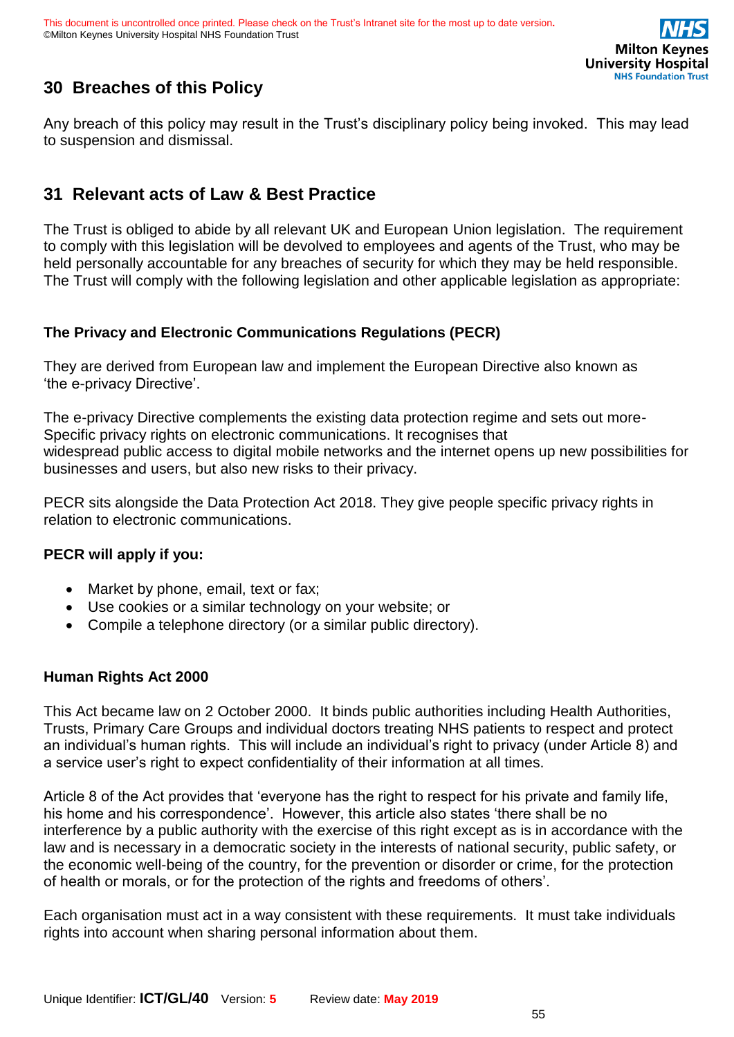## 30 Breaches of this Policy

Any breach of this policy may result in the Trust's disciplinary policy being invoked. This may lead to suspension and dismissal.

## 31 Relevant acts of Law & Best Practice

The Trust is obliged to abide by all relevant UK and European Union legislation. The requirement to comply with this legislation will be devolved to employees and agents of the Trust, who may be held personally accountable for any breaches of security for which they may be held responsible. The Trust will comply with the following legislation and other applicable legislation as appropriate:

### The Privacy and Electronic Communications Regulations (PECR)

They are derived from European law and implement the European Directive also known as 'the e-privacy Directive'.

The e-privacy Directive complements the existing data protection regime and sets out more-Specific privacy rights on electronic communications. It recognises that widespread public access to digital mobile networks and the internet opens up new possibilities for businesses and users, but also new risks to their privacy.

PECR sits alongside the Data Protection Act 2018. They give people specific privacy rights in relation to electronic communications.

**PECR will apply if you:**

- Market by phone, email, text or fax;
- Use cookies or a similar technology on your website; or
- Compile a telephone directory (or a similar public directory).

### Human Rights Act 2000

This Act became law on 2 October 2000. It binds public authorities including Health Authorities, Trusts, Primary Care Groups and individual doctors treating NHS patients to respect and protect an individual's human rights. This will include an individual's right to privacy (under Article 8) and a service user's right to expect confidentiality of their information at all times.

Article 8 of the Act provides that 'everyone has the right to respect for his private and family life, his home and his correspondence'. However, this article also states 'there shall be no interference by a public authority with the exercise of this right except as is in accordance with the law and is necessary in a democratic society in the interests of national security, public safety, or the economic well-being of the country, for the prevention or disorder or crime, for the protection of health or morals, or for the protection of the rights and freedoms of others'.

Each organisation must act in a way consistent with these requirements. It must take individuals rights into account when sharing personal information about them.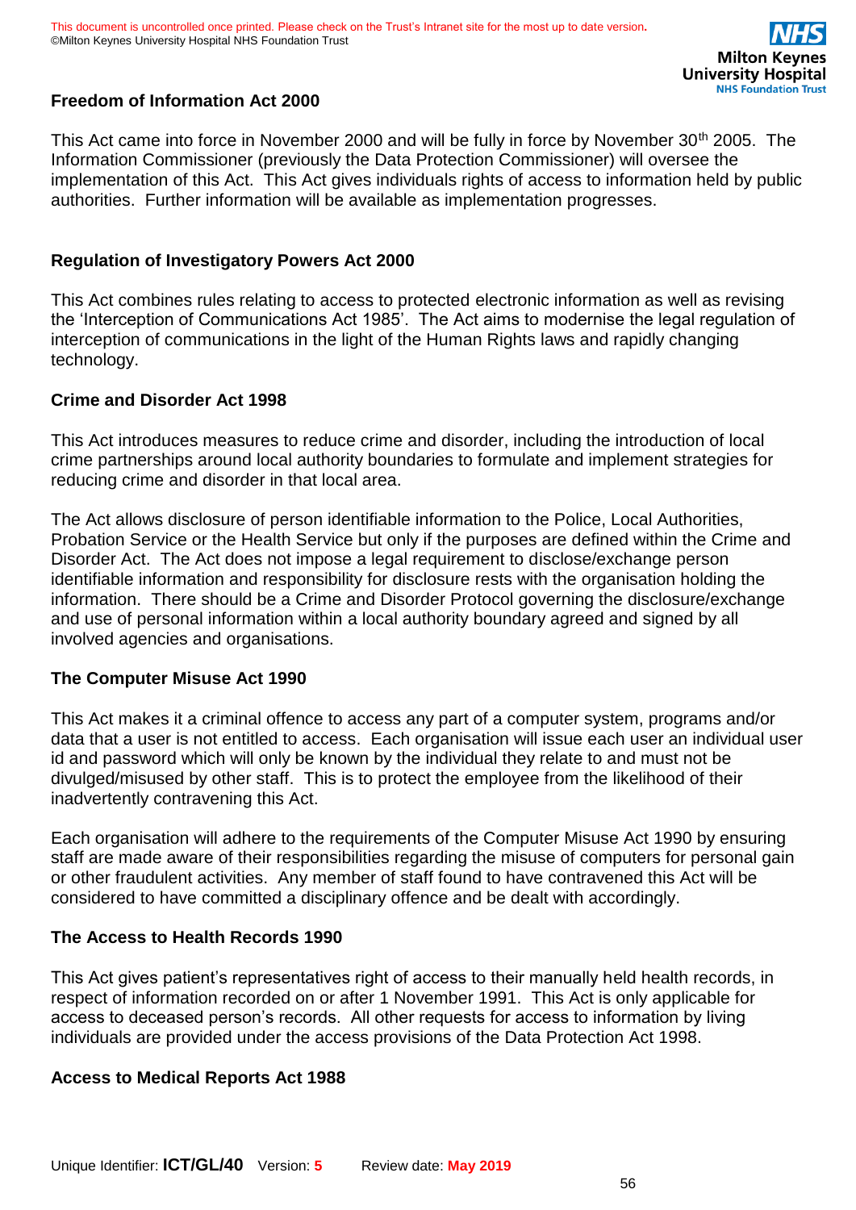### Freedom of Information Act 2000

This Act came into force in November 2000 and will be fully in force by November 30th 2005. The Information Commissioner (previously the Data Protection Commissioner) will oversee the implementation of this Act. This Act gives individuals rights of access to information held by public authorities. Further information will be available as implementation progresses.

### Regulation of Investigatory Powers Act 2000

This Act combines rules relating to access to protected electronic information as well as revising the 'Interception of Communications Act 1985'. The Act aims to modernise the legal regulation of interception of communications in the light of the Human Rights laws and rapidly changing technology.

### Crime and Disorder Act 1998

This Act introduces measures to reduce crime and disorder, including the introduction of local crime partnerships around local authority boundaries to formulate and implement strategies for reducing crime and disorder in that local area.

The Act allows disclosure of person identifiable information to the Police, Local Authorities, Probation Service or the Health Service but only if the purposes are defined within the Crime and Disorder Act. The Act does not impose a legal requirement to disclose/exchange person identifiable information and responsibility for disclosure rests with the organisation holding the information. There should be a Crime and Disorder Protocol governing the disclosure/exchange and use of personal information within a local authority boundary agreed and signed by all involved agencies and organisations.

### The Computer Misuse Act 1990

This Act makes it a criminal offence to access any part of a computer system, programs and/or data that a user is not entitled to access. Each organisation will issue each user an individual user id and password which will only be known by the individual they relate to and must not be divulged/misused by other staff. This is to protect the employee from the likelihood of their inadvertently contravening this Act.

Each organisation will adhere to the requirements of the Computer Misuse Act 1990 by ensuring staff are made aware of their responsibilities regarding the misuse of computers for personal gain or other fraudulent activities. Any member of staff found to have contravened this Act will be considered to have committed a disciplinary offence and be dealt with accordingly.

### The Access to Health Records 1990

This Act gives patient's representatives right of access to their manually held health records, in respect of information recorded on or after 1 November 1991. This Act is only applicable for access to deceased person's records. All other requests for access to information by living individuals are provided under the access provisions of the Data Protection Act 1998.

### Access to Medical Reports Act 1988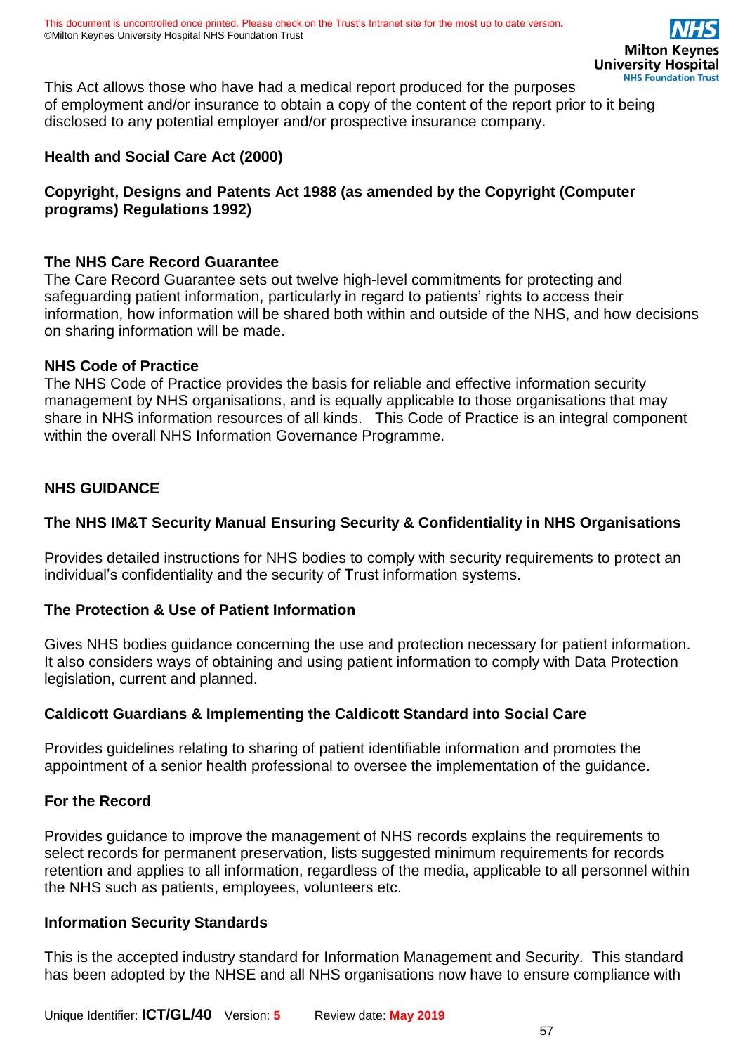This Act allows those who have had a medical report produced for the purposes of employment and/or insurance to obtain a copy of the content of the report prior to it being disclosed to any potential employer and/or prospective insurance company.

**Health and Social Care Act (2000)**

**Copyright, Designs and Patents Act 1988 (as amended by the Copyright (Computer programs) Regulations 1992)**

**The NHS Care Record Guarantee**

The Care Record Guarantee sets out twelve high-level commitments for protecting and safeguarding patient information, particularly in regard to patients' rights to access their information, how information will be shared both within and outside of the NHS, and how decisions on sharing information will be made.

**NHS Code of Practice**

The NHS Code of Practice provides the basis for reliable and effective information security management by NHS organisations, and is equally applicable to those organisations that may share in NHS information resources of all kinds. This Code of Practice is an integral component within the overall NHS Information Governance Programme.

**NHS GUIDANCE**

**The NHS IM&T Security Manual Ensuring Security & Confidentiality in NHS Organisations**

Provides detailed instructions for NHS bodies to comply with security requirements to protect an individual's confidentiality and the security of Trust information systems.

**The Protection & Use of Patient Information**

Gives NHS bodies guidance concerning the use and protection necessary for patient information. It also considers ways of obtaining and using patient information to comply with Data Protection legislation, current and planned.

**Caldicott Guardians & Implementing the Caldicott Standard into Social Care**

Provides guidelines relating to sharing of patient identifiable information and promotes the appointment of a senior health professional to oversee the implementation of the guidance.

**For the Record**

Provides guidance to improve the management of NHS records explains the requirements to select records for permanent preservation, lists suggested minimum requirements for records retention and applies to all information, regardless of the media, applicable to all personnel within the NHS such as patients, employees, volunteers etc.

**Information Security Standards**

This is the accepted industry standard for Information Management and Security. This standard has been adopted by the NHSE and all NHS organisations now have to ensure compliance with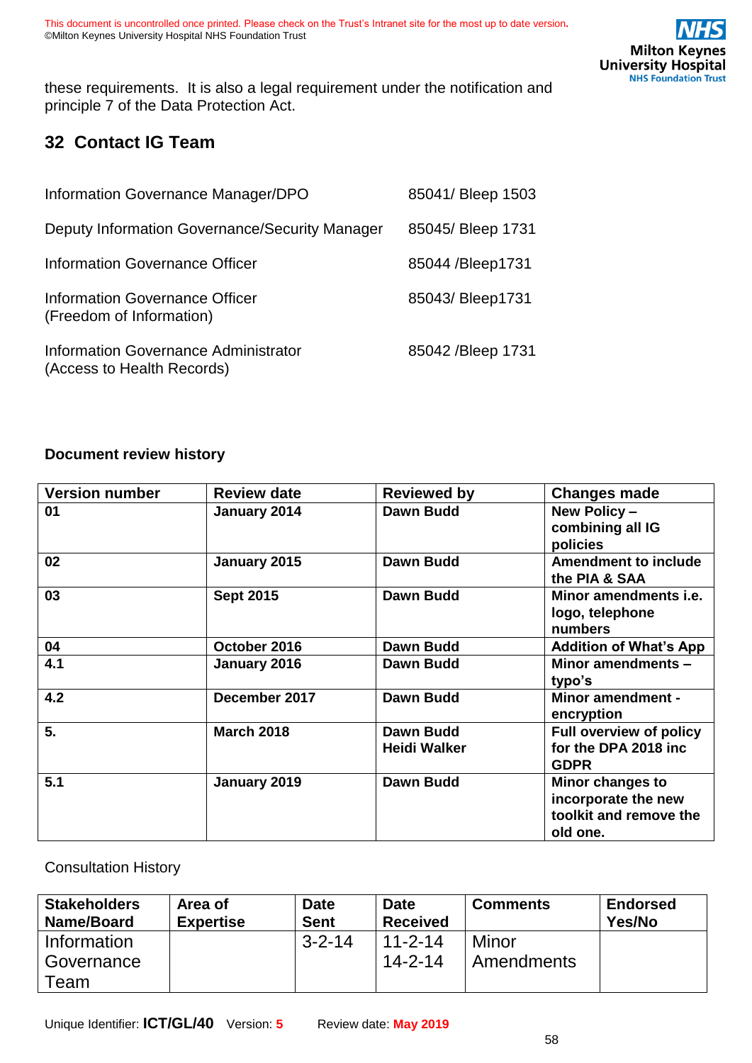these requirements. It is also a legal requirement under the notification and principle 7 of the Data Protection Act.

## 32 Contact IG Team

| | |
|---|---|
| Information Governance Manager/DPO | 85041/ Bleep 1503 |
| Deputy Information Governance/Security Manager | 85045/ Bleep 1731 |
| Information Governance Officer | 85044 /Bleep1731 |
| Information Governance Officer (Freedom of Information) | 85043/ Bleep1731 |
| Information Governance Administrator (Access to Health Records) | 85042 /Bleep 1731 |

**Document review history**

| Version number | Review date | Reviewed by | Changes made |
|---|---|---|---|
| **01** | **January 2014** | **Dawn Budd** | **New Policy – combining all IG policies** |
| **02** | **January 2015** | **Dawn Budd** | **Amendment to include the PIA & SAA** |
| **03** | **Sept 2015** | **Dawn Budd** | **Minor amendments i.e. logo, telephone numbers** |
| **04** | **October 2016** | **Dawn Budd** | **Addition of What's App** |
| **4.1** | **January 2016** | **Dawn Budd** | **Minor amendments – typo's** |
| **4.2** | **December 2017** | **Dawn Budd** | **Minor amendment - encryption** |
| **5.** | **March 2018** | **Dawn Budd Heidi Walker** | **Full overview of policy for the DPA 2018 inc GDPR** |
| **5.1** | **January 2019** | **Dawn Budd** | **Minor changes to incorporate the new toolkit and remove the old one.** |

Consultation History

| Stakeholders Name/Board | Area of Expertise | Date Sent | Date Received | Comments | Endorsed Yes/No |
|---|---|---|---|---|---|
| Information Governance Team | | 3-2-14 | 11-2-14 14-2-14 | Minor Amendments | |

Unique Identifier: **ICT/GL/40** Version: **5** Review date: **May 2019**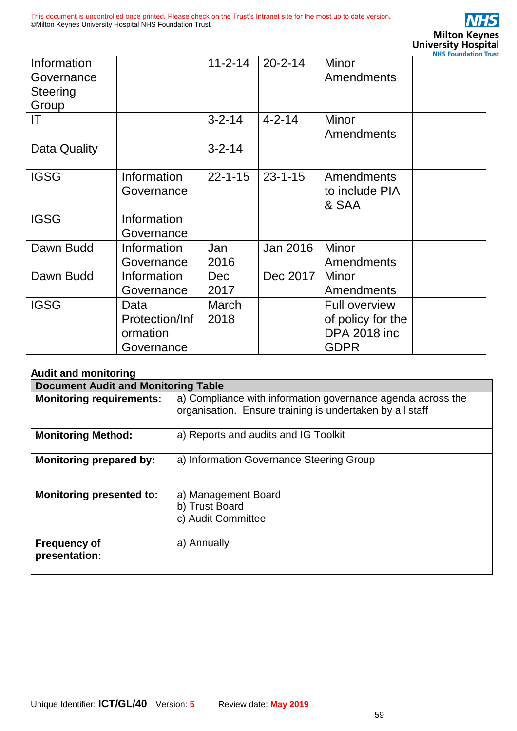| Information Governance Steering Group | | 11-2-14 | 20-2-14 | Minor Amendments | |
|---|---|---|---|---|---|
| IT | | 3-2-14 | 4-2-14 | Minor Amendments | |
| Data Quality | | 3-2-14 | | | |
| IGSG | Information Governance | 22-1-15 | 23-1-15 | Amendments to include PIA & SAA | |
| IGSG | Information Governance | | | | |
| Dawn Budd | Information Governance | Jan 2016 | Jan 2016 | Minor Amendments | |
| Dawn Budd | Information Governance | Dec 2017 | Dec 2017 | Minor Amendments | |
| IGSG | Data Protection/Information Governance | March 2018 | | Full overview of policy for the DPA 2018 inc GDPR | |

**Audit and monitoring**

| **Document Audit and Monitoring Table** | |
|---|---|
| **Monitoring requirements:** | a) Compliance with information governance agenda across the organisation. Ensure training is undertaken by all staff |
| **Monitoring Method:** | a) Reports and audits and IG Toolkit |
| **Monitoring prepared by:** | a) Information Governance Steering Group |
| **Monitoring presented to:** | a) Management Board<br>b) Trust Board<br>c) Audit Committee |
| **Frequency of presentation:** | a) Annually |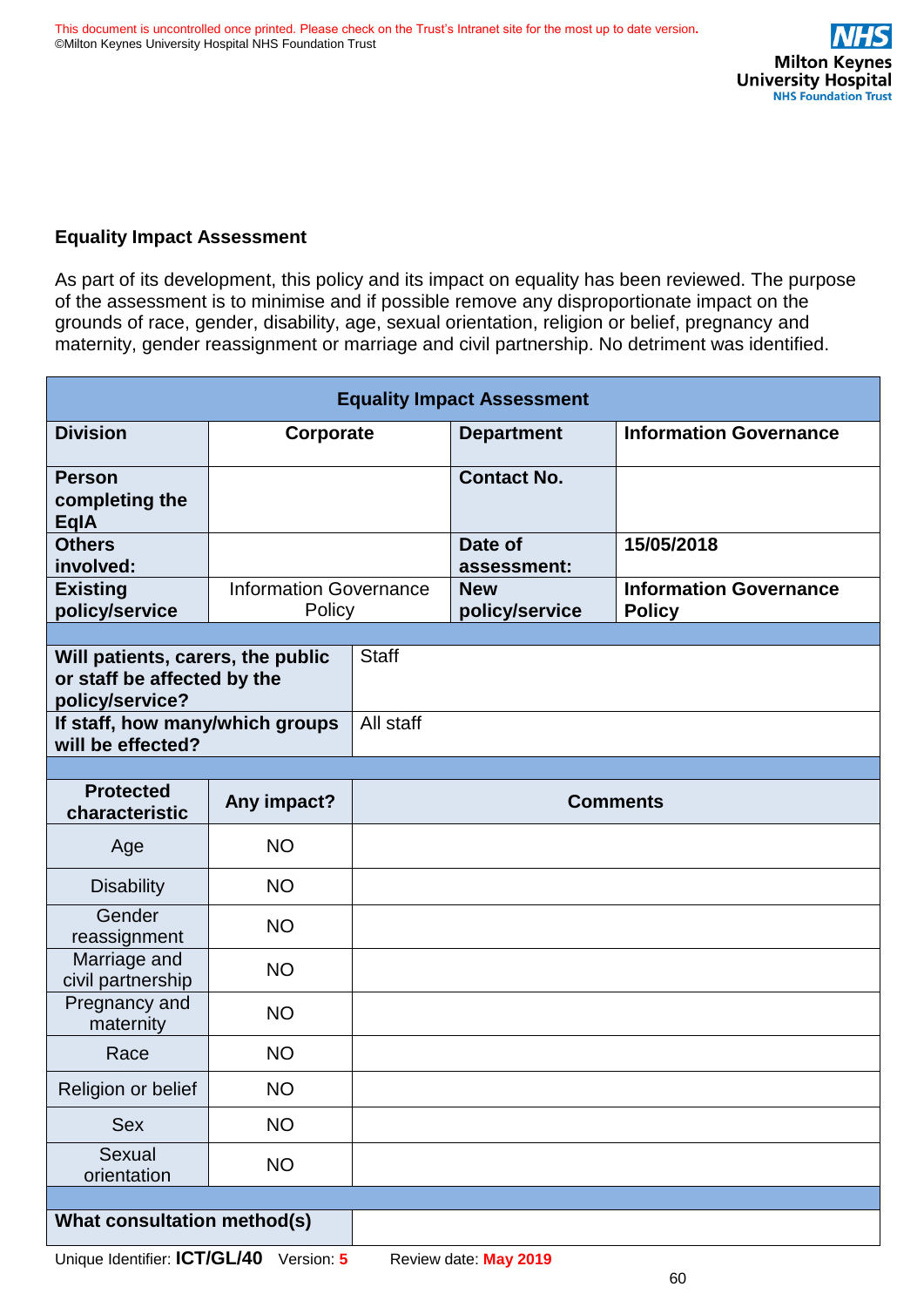## Equality Impact Assessment

As part of its development, this policy and its impact on equality has been reviewed. The purpose of the assessment is to minimise and if possible remove any disproportionate impact on the grounds of race, gender, disability, age, sexual orientation, religion or belief, pregnancy and maternity, gender reassignment or marriage and civil partnership. No detriment was identified.

| **Equality Impact Assessment** | | | |
|---|---|---|---|
| **Division** | **Corporate** | **Department** | **Information Governance** |
| **Person completing the EqIA** | | **Contact No.** | |
| **Others involved:** | | **Date of assessment:** | **15/05/2018** |
| **Existing policy/service** | Information Governance Policy | **New policy/service** | **Information Governance Policy** |
| | | | |
| **Will patients, carers, the public or staff be affected by the policy/service?** | Staff | | |
| **If staff, how many/which groups will be effected?** | All staff | | |
| | | | |
| **Protected characteristic** | **Any impact?** | **Comments** | |
| Age | NO | | |
| Disability | NO | | |
| Gender reassignment | NO | | |
| Marriage and civil partnership | NO | | |
| Pregnancy and maternity | NO | | |
| Race | NO | | |
| Religion or belief | NO | | |
| Sex | NO | | |
| Sexual orientation | NO | | |
| | | | |
| **What consultation method(s)** | | | |

Unique Identifier: **ICT/GL/40** Version: **5** Review date: **May 2019**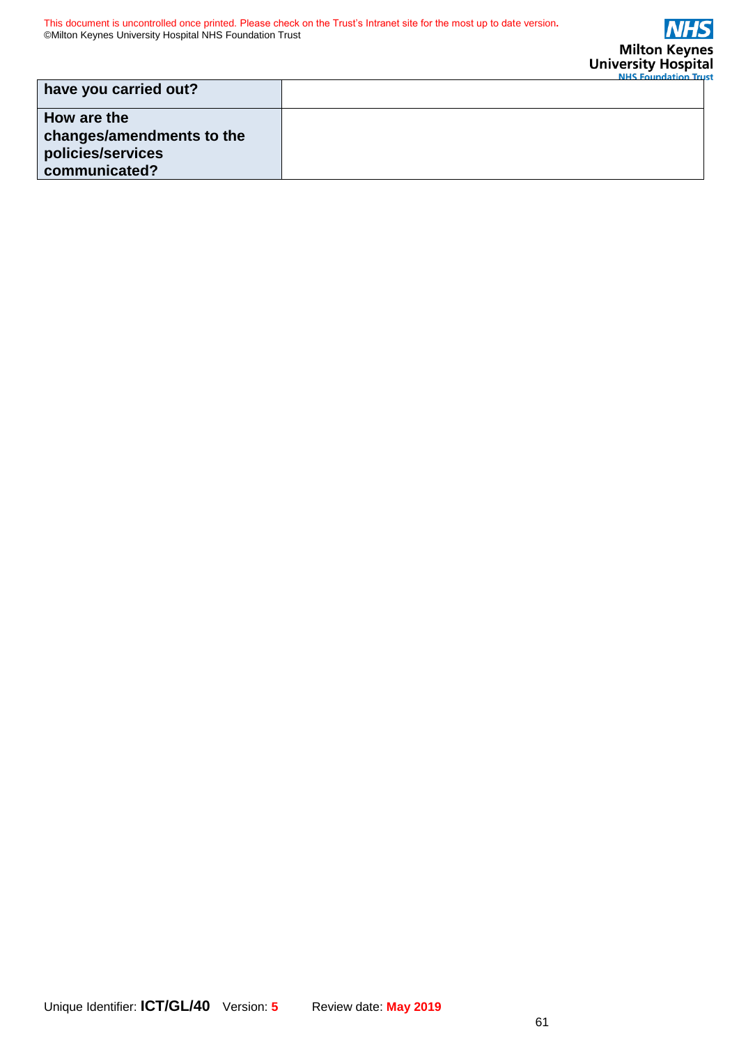| | |
|---|---|
| **have you carried out?** | |
| **How are the changes/amendments to the policies/services communicated?** | |